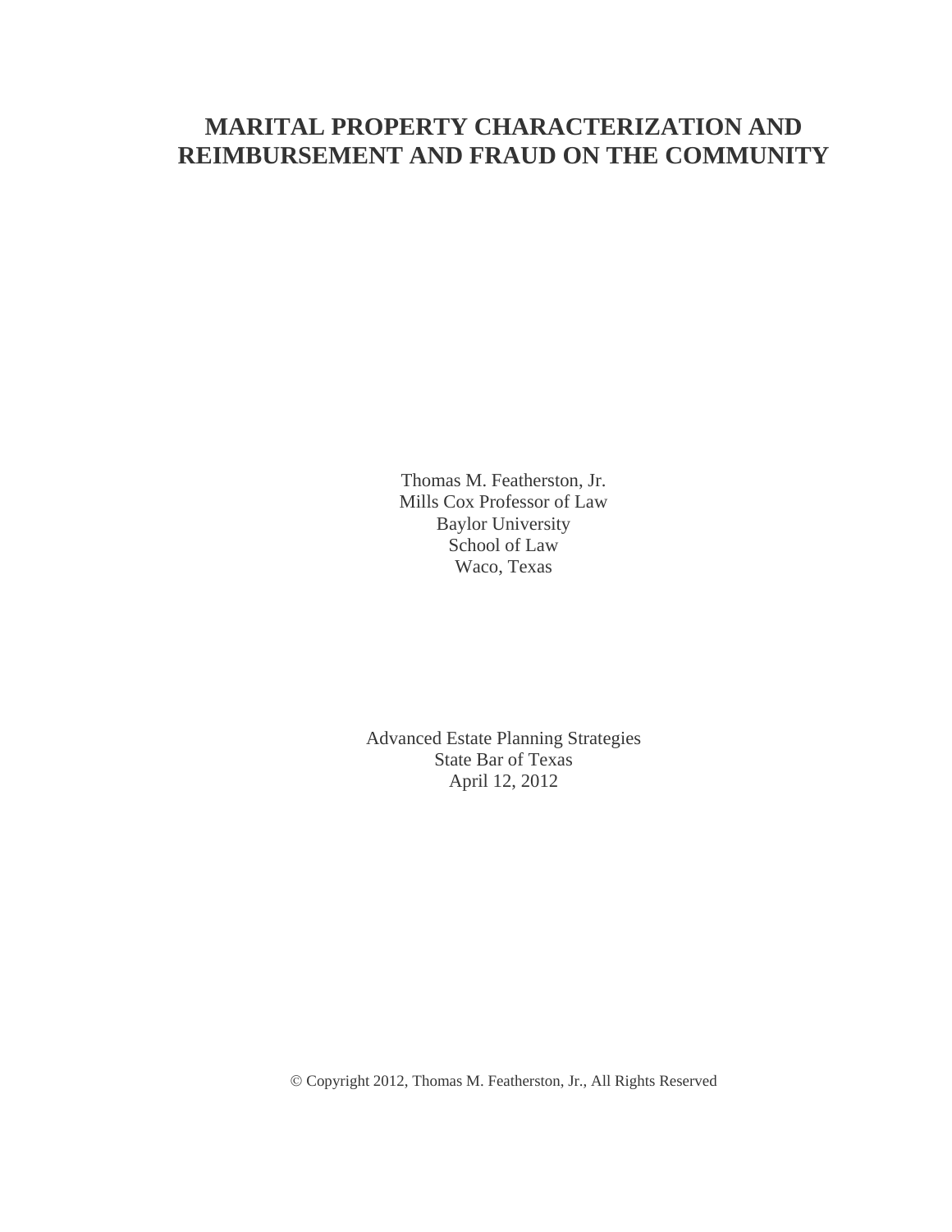# MARITAL PROPERTY CHARACTERIZATION AND REIMBURSEMENT AND FRAUD ON THE COMMUNITY

Thomas M. Featherston, Jr.
Mills Cox Professor of Law
Baylor University
School of Law
Waco, Texas

Advanced Estate Planning Strategies
State Bar of Texas
April 12, 2012

© Copyright 2012, Thomas M. Featherston, Jr., All Rights Reserved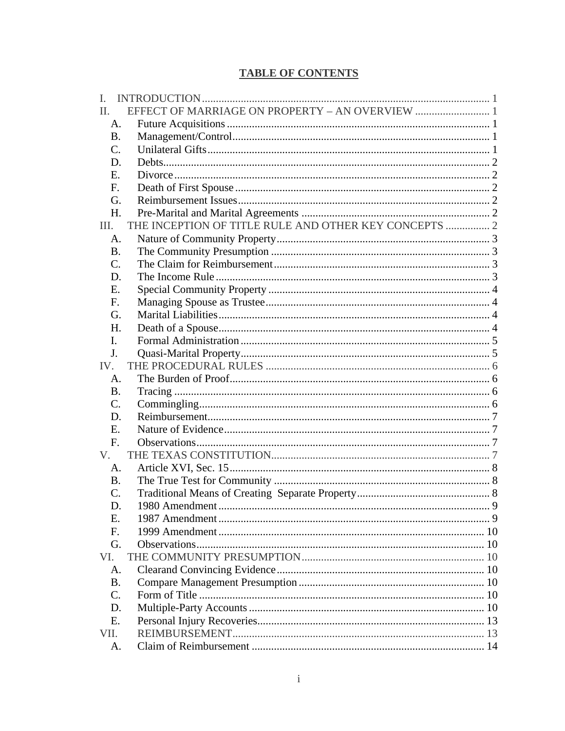## TABLE OF CONTENTS

I. INTRODUCTION ........................................................................................................ 1
II. EFFECT OF MARRIAGE ON PROPERTY – AN OVERVIEW ........................... 1
- A. Future Acquisitions ............................................................................................. 1
- B. Management/Control .......................................................................................... 1
- C. Unilateral Gifts .................................................................................................... 1
- D. Debts .................................................................................................................... 2
- E. Divorce ................................................................................................................. 2
- F. Death of First Spouse .......................................................................................... 2
- G. Reimbursement Issues ......................................................................................... 2
- H. Pre-Marital and Marital Agreements .................................................................. 2

III. THE INCEPTION OF TITLE RULE AND OTHER KEY CONCEPTS ................ 2
- A. Nature of Community Property ........................................................................... 3
- B. The Community Presumption ............................................................................. 3
- C. The Claim for Reimbursement ............................................................................. 3
- D. The Income Rule .................................................................................................. 3
- E. Special Community Property ............................................................................... 4
- F. Managing Spouse as Trustee ................................................................................ 4
- G. Marital Liabilities ................................................................................................. 4
- H. Death of a Spouse ................................................................................................. 4
- I. Formal Administration .......................................................................................... 5
- J. Quasi-Marital Property .......................................................................................... 5

IV. THE PROCEDURAL RULES ................................................................................. 6
- A. The Burden of Proof ............................................................................................. 6
- B. Tracing ................................................................................................................. 6
- C. Commingling ........................................................................................................ 6
- D. Reimbursement ..................................................................................................... 7
- E. Nature of Evidence ............................................................................................... 7
- F. Observations ......................................................................................................... 7

V. THE TEXAS CONSTITUTION ................................................................................ 7
- A. Article XVI, Sec. 15 ............................................................................................. 8
- B. The True Test for Community ............................................................................. 8
- C. Traditional Means of Creating Separate Property ............................................... 8
- D. 1980 Amendment ................................................................................................. 9
- E. 1987 Amendment ................................................................................................. 9
- F. 1999 Amendment ................................................................................................. 10
- G. Observations ........................................................................................................ 10

VI. THE COMMUNITY PRESUMPTION .................................................................. 10
- A. Clearand Convincing Evidence ........................................................................... 10
- B. Compare Management Presumption ................................................................... 10
- C. Form of Title ....................................................................................................... 10
- D. Multiple-Party Accounts ..................................................................................... 10
- E. Personal Injury Recoveries .................................................................................. 13

VII. REIMBURSEMENT ............................................................................................ 13
- A. Claim of Reimbursement .................................................................................... 14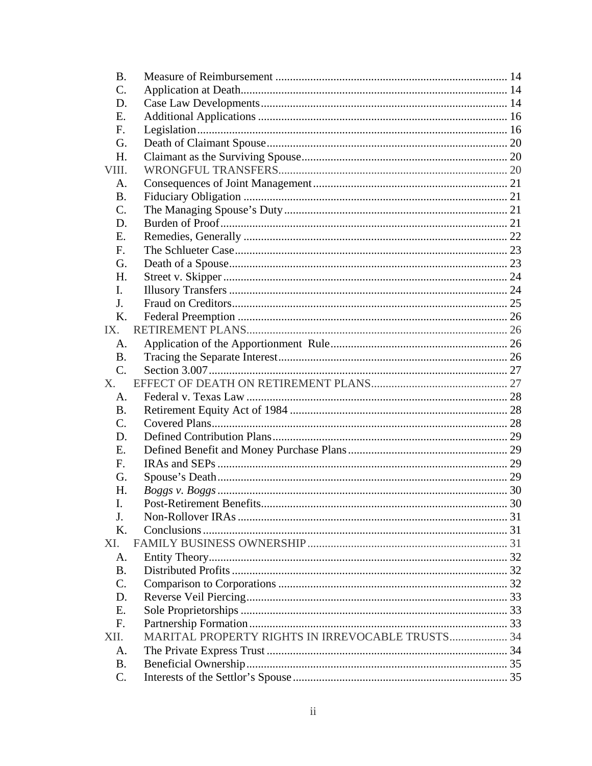B. Measure of Reimbursement ............................................................................... 14
C. Application at Death........................................................................................... 14
D. Case Law Developments .................................................................................... 14
E. Additional Applications ..................................................................................... 16
F. Legislation.......................................................................................................... 16
G. Death of Claimant Spouse .................................................................................. 20
H. Claimant as the Surviving Spouse...................................................................... 20

VIII. WRONGFUL TRANSFERS.............................................................................. 20
A. Consequences of Joint Management .................................................................. 21
B. Fiduciary Obligation .......................................................................................... 21
C. The Managing Spouse's Duty ............................................................................ 21
D. Burden of Proof.................................................................................................. 21
E. Remedies, Generally .......................................................................................... 22
F. The Schlueter Case............................................................................................. 23
G. Death of a Spouse............................................................................................... 23
H. Street v. Skipper ................................................................................................. 24
I. Illusory Transfers ............................................................................................... 24
J. Fraud on Creditors.............................................................................................. 25
K. Federal Preemption ............................................................................................ 26

IX. RETIREMENT PLANS......................................................................................... 26
A. Application of the Apportionment Rule............................................................ 26
B. Tracing the Separate Interest.............................................................................. 26
C. Section 3.007...................................................................................................... 27

X. EFFECT OF DEATH ON RETIREMENT PLANS.............................................. 27
A. Federal v. Texas Law ......................................................................................... 28
B. Retirement Equity Act of 1984 .......................................................................... 28
C. Covered Plans..................................................................................................... 28
D. Defined Contribution Plans................................................................................ 29
E. Defined Benefit and Money Purchase Plans...................................................... 29
F. IRAs and SEPs ................................................................................................... 29
G. Spouse's Death................................................................................................... 29
H. *Boggs v. Boggs* ................................................................................................... 30
I. Post-Retirement Benefits.................................................................................... 30
J. Non-Rollover IRAs ............................................................................................ 31
K. Conclusions........................................................................................................ 31

XI. FAMILY BUSINESS OWNERSHIP ................................................................... 31
A. Entity Theory..................................................................................................... 32
B. Distributed Profits .............................................................................................. 32
C. Comparison to Corporations .............................................................................. 32
D. Reverse Veil Piercing......................................................................................... 33
E. Sole Proprietorships ........................................................................................... 33
F. Partnership Formation........................................................................................ 33

XII. MARITAL PROPERTY RIGHTS IN IRREVOCABLE TRUSTS.................... 34
A. The Private Express Trust .................................................................................. 34
B. Beneficial Ownership......................................................................................... 35
C. Interests of the Settlor's Spouse......................................................................... 35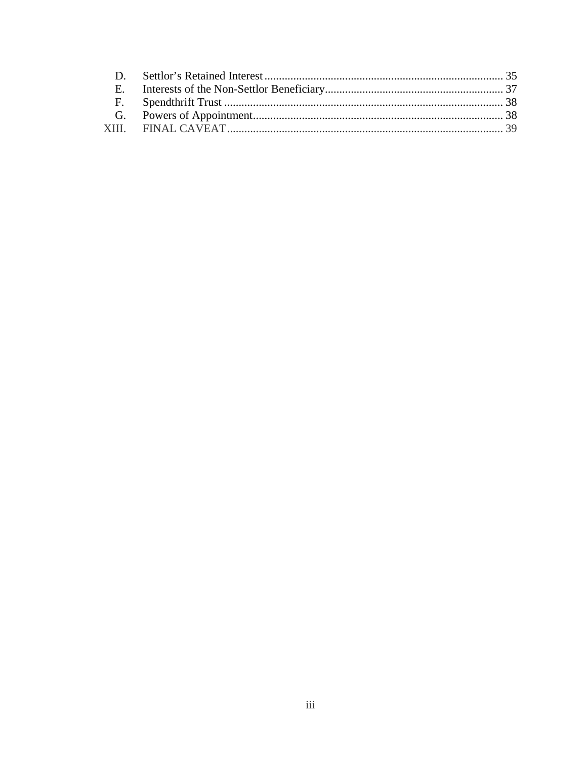D. Settlor's Retained Interest .................................................................................. 35
E. Interests of the Non-Settlor Beneficiary.............................................................. 37
F. Spendthrift Trust ................................................................................................. 38
G. Powers of Appointment....................................................................................... 38

XIII. FINAL CAVEAT................................................................................................ 39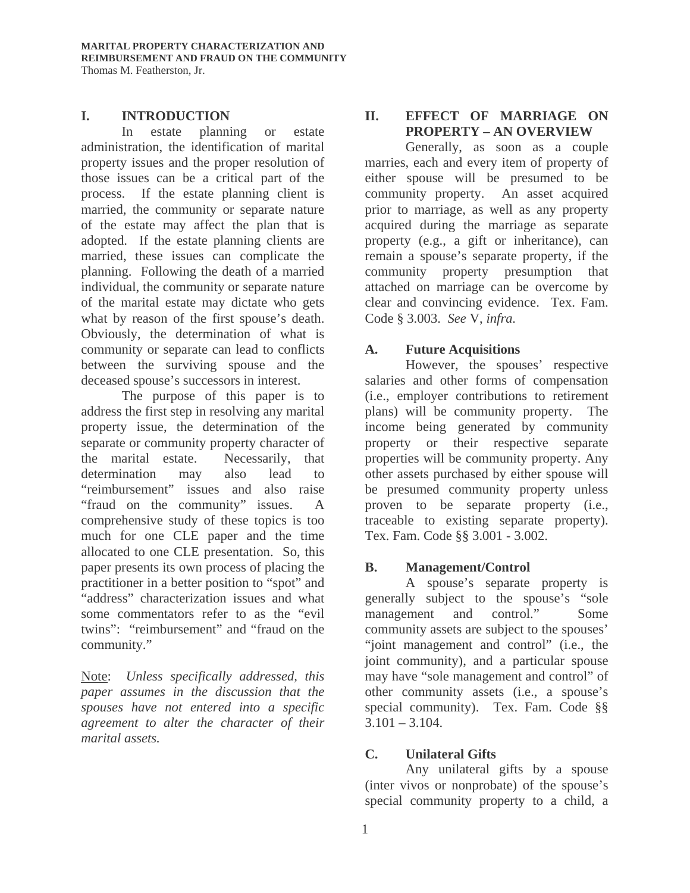**MARITAL PROPERTY CHARACTERIZATION AND REIMBURSEMENT AND FRAUD ON THE COMMUNITY**
Thomas M. Featherston, Jr.

## I. INTRODUCTION

In estate planning or estate administration, the identification of marital property issues and the proper resolution of those issues can be a critical part of the process. If the estate planning client is married, the community or separate nature of the estate may affect the plan that is adopted. If the estate planning clients are married, these issues can complicate the planning. Following the death of a married individual, the community or separate nature of the marital estate may dictate who gets what by reason of the first spouse's death. Obviously, the determination of what is community or separate can lead to conflicts between the surviving spouse and the deceased spouse's successors in interest.

The purpose of this paper is to address the first step in resolving any marital property issue, the determination of the separate or community property character of the marital estate. Necessarily, that determination may also lead to "reimbursement" issues and also raise "fraud on the community" issues. A comprehensive study of these topics is too much for one CLE paper and the time allocated to one CLE presentation. So, this paper presents its own process of placing the practitioner in a better position to "spot" and "address" characterization issues and what some commentators refer to as the "evil twins": "reimbursement" and "fraud on the community."

Note: *Unless specifically addressed, this paper assumes in the discussion that the spouses have not entered into a specific agreement to alter the character of their marital assets.*

## II. EFFECT OF MARRIAGE ON PROPERTY – AN OVERVIEW

Generally, as soon as a couple marries, each and every item of property of either spouse will be presumed to be community property. An asset acquired prior to marriage, as well as any property acquired during the marriage as separate property (e.g., a gift or inheritance), can remain a spouse's separate property, if the community property presumption that attached on marriage can be overcome by clear and convincing evidence. Tex. Fam. Code § 3.003. *See* V, *infra.*

### A. Future Acquisitions

However, the spouses' respective salaries and other forms of compensation (i.e., employer contributions to retirement plans) will be community property. The income being generated by community property or their respective separate properties will be community property. Any other assets purchased by either spouse will be presumed community property unless proven to be separate property (i.e., traceable to existing separate property). Tex. Fam. Code §§ 3.001 - 3.002.

### B. Management/Control

A spouse's separate property is generally subject to the spouse's "sole management and control." Some community assets are subject to the spouses' "joint management and control" (i.e., the joint community), and a particular spouse may have "sole management and control" of other community assets (i.e., a spouse's special community). Tex. Fam. Code §§ 3.101 – 3.104.

### C. Unilateral Gifts

Any unilateral gifts by a spouse (inter vivos or nonprobate) of the spouse's special community property to a child, a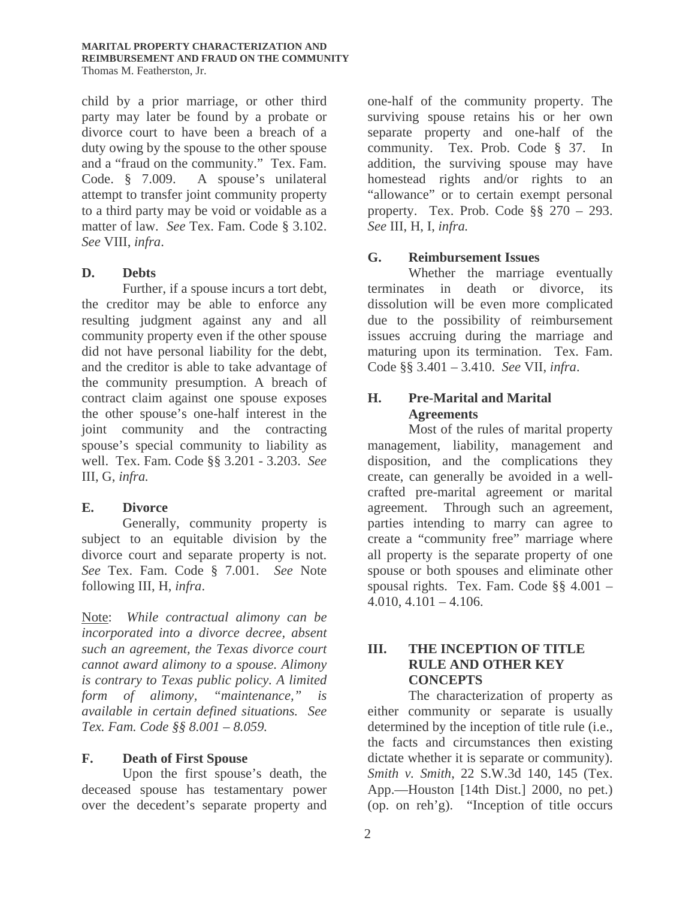child by a prior marriage, or other third party may later be found by a probate or divorce court to have been a breach of a duty owing by the spouse to the other spouse and a "fraud on the community." Tex. Fam. Code. § 7.009. A spouse's unilateral attempt to transfer joint community property to a third party may be void or voidable as a matter of law. *See* Tex. Fam. Code § 3.102. *See* VIII, *infra*.

### D. Debts

Further, if a spouse incurs a tort debt, the creditor may be able to enforce any resulting judgment against any and all community property even if the other spouse did not have personal liability for the debt, and the creditor is able to take advantage of the community presumption. A breach of contract claim against one spouse exposes the other spouse's one-half interest in the joint community and the contracting spouse's special community to liability as well. Tex. Fam. Code §§ 3.201 - 3.203. *See* III, G, *infra.*

### E. Divorce

Generally, community property is subject to an equitable division by the divorce court and separate property is not. *See* Tex. Fam. Code § 7.001. *See* Note following III, H, *infra*.

Note: *While contractual alimony can be incorporated into a divorce decree, absent such an agreement, the Texas divorce court cannot award alimony to a spouse. Alimony is contrary to Texas public policy. A limited form of alimony, "maintenance," is available in certain defined situations. See Tex. Fam. Code §§ 8.001 – 8.059.*

### F. Death of First Spouse

Upon the first spouse's death, the deceased spouse has testamentary power over the decedent's separate property and one-half of the community property. The surviving spouse retains his or her own separate property and one-half of the community. Tex. Prob. Code § 37. In addition, the surviving spouse may have homestead rights and/or rights to an "allowance" or to certain exempt personal property. Tex. Prob. Code §§ 270 – 293. *See* III, H, I, *infra.*

### G. Reimbursement Issues

Whether the marriage eventually terminates in death or divorce, its dissolution will be even more complicated due to the possibility of reimbursement issues accruing during the marriage and maturing upon its termination. Tex. Fam. Code §§ 3.401 – 3.410. *See* VII, *infra*.

### H. Pre-Marital and Marital Agreements

Most of the rules of marital property management, liability, management and disposition, and the complications they create, can generally be avoided in a well-crafted pre-marital agreement or marital agreement. Through such an agreement, parties intending to marry can agree to create a "community free" marriage where all property is the separate property of one spouse or both spouses and eliminate other spousal rights. Tex. Fam. Code §§ 4.001 – 4.010, 4.101 – 4.106.

## III. THE INCEPTION OF TITLE RULE AND OTHER KEY CONCEPTS

The characterization of property as either community or separate is usually determined by the inception of title rule (i.e., the facts and circumstances then existing dictate whether it is separate or community). *Smith v. Smith*, 22 S.W.3d 140, 145 (Tex. App.—Houston [14th Dist.] 2000, no pet.) (op. on reh'g). "Inception of title occurs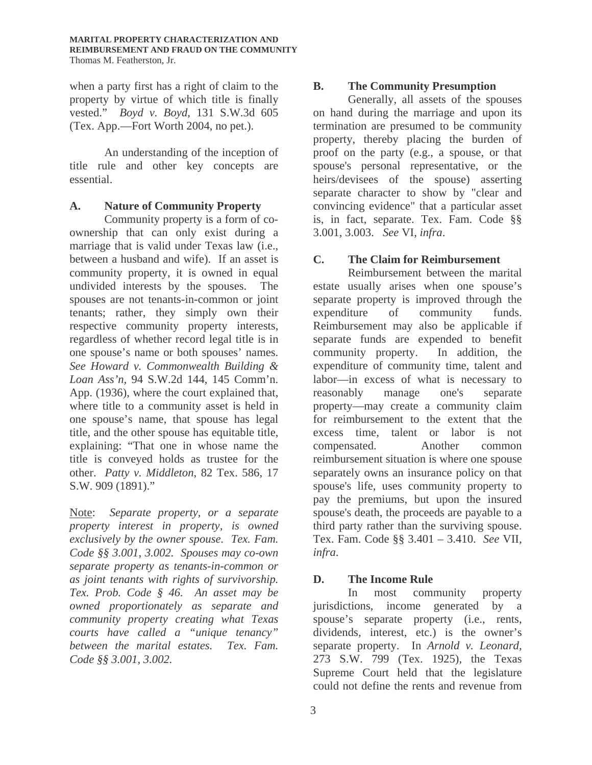when a party first has a right of claim to the property by virtue of which title is finally vested." *Boyd v. Boyd,* 131 S.W.3d 605 (Tex. App.—Fort Worth 2004, no pet.).

An understanding of the inception of title rule and other key concepts are essential.

### A. Nature of Community Property

Community property is a form of co-ownership that can only exist during a marriage that is valid under Texas law (i.e., between a husband and wife). If an asset is community property, it is owned in equal undivided interests by the spouses. The spouses are not tenants-in-common or joint tenants; rather, they simply own their respective community property interests, regardless of whether record legal title is in one spouse's name or both spouses' names. *See Howard v. Commonwealth Building & Loan Ass'n,* 94 S.W.2d 144, 145 Comm'n. App. (1936), where the court explained that, where title to a community asset is held in one spouse's name, that spouse has legal title, and the other spouse has equitable title, explaining: "That one in whose name the title is conveyed holds as trustee for the other. *Patty v. Middleton*, 82 Tex. 586, 17 S.W. 909 (1891)."

Note: *Separate property, or a separate property interest in property, is owned exclusively by the owner spouse. Tex. Fam. Code §§ 3.001, 3.002. Spouses may co-own separate property as tenants-in-common or as joint tenants with rights of survivorship. Tex. Prob. Code § 46. An asset may be owned proportionately as separate and community property creating what Texas courts have called a "unique tenancy" between the marital estates. Tex. Fam. Code §§ 3.001, 3.002.*

### B. The Community Presumption

Generally, all assets of the spouses on hand during the marriage and upon its termination are presumed to be community property, thereby placing the burden of proof on the party (e.g., a spouse, or that spouse's personal representative, or the heirs/devisees of the spouse) asserting separate character to show by "clear and convincing evidence" that a particular asset is, in fact, separate. Tex. Fam. Code §§ 3.001, 3.003. *See* VI, *infra*.

### C. The Claim for Reimbursement

Reimbursement between the marital estate usually arises when one spouse's separate property is improved through the expenditure of community funds. Reimbursement may also be applicable if separate funds are expended to benefit community property. In addition, the expenditure of community time, talent and labor—in excess of what is necessary to reasonably manage one's separate property—may create a community claim for reimbursement to the extent that the excess time, talent or labor is not compensated. Another common reimbursement situation is where one spouse separately owns an insurance policy on that spouse's life, uses community property to pay the premiums, but upon the insured spouse's death, the proceeds are payable to a third party rather than the surviving spouse. Tex. Fam. Code §§ 3.401 – 3.410. *See* VII, *infra*.

### D. The Income Rule

In most community property jurisdictions, income generated by a spouse's separate property (i.e., rents, dividends, interest, etc.) is the owner's separate property. In *Arnold v. Leonard,* 273 S.W. 799 (Tex. 1925), the Texas Supreme Court held that the legislature could not define the rents and revenue from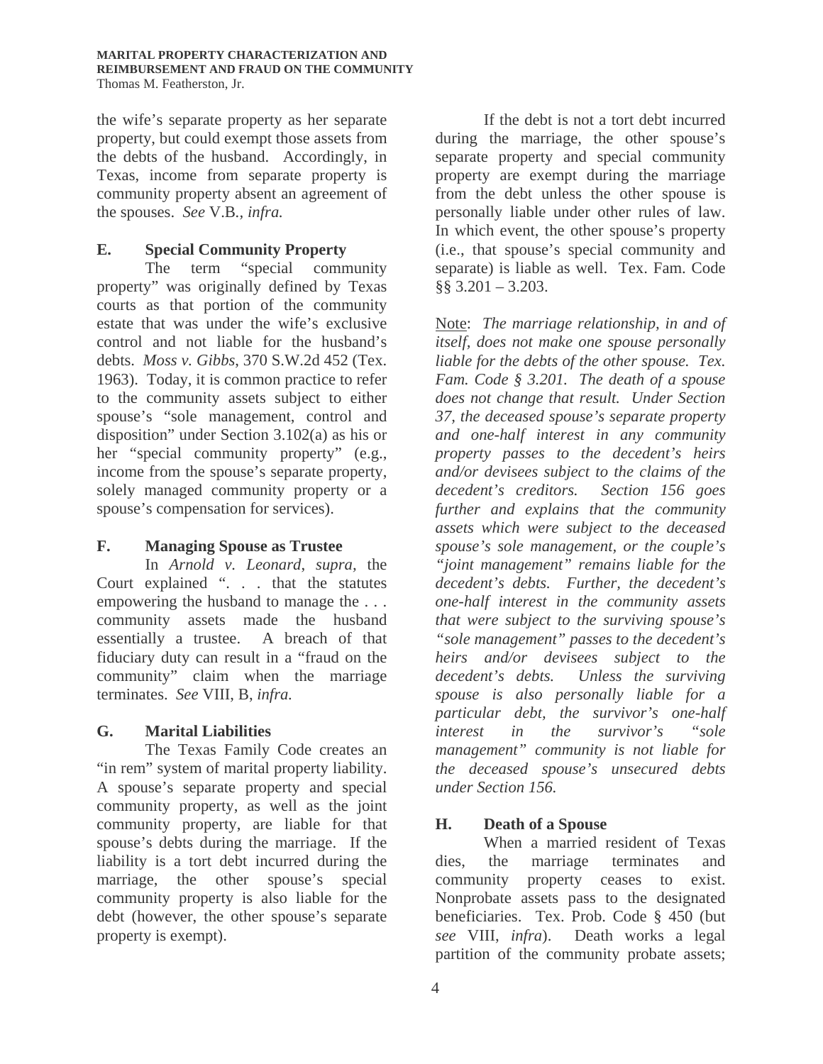the wife's separate property as her separate property, but could exempt those assets from the debts of the husband. Accordingly, in Texas, income from separate property is community property absent an agreement of the spouses. *See* V.B., *infra.*

### E. Special Community Property

The term "special community property" was originally defined by Texas courts as that portion of the community estate that was under the wife's exclusive control and not liable for the husband's debts. *Moss v. Gibbs*, 370 S.W.2d 452 (Tex. 1963). Today, it is common practice to refer to the community assets subject to either spouse's "sole management, control and disposition" under Section 3.102(a) as his or her "special community property" (e.g., income from the spouse's separate property, solely managed community property or a spouse's compensation for services).

### F. Managing Spouse as Trustee

In *Arnold v. Leonard, supra,* the Court explained ". . . that the statutes empowering the husband to manage the . . . community assets made the husband essentially a trustee. A breach of that fiduciary duty can result in a "fraud on the community" claim when the marriage terminates. *See* VIII, B, *infra.*

### G. Marital Liabilities

The Texas Family Code creates an "in rem" system of marital property liability. A spouse's separate property and special community property, as well as the joint community property, are liable for that spouse's debts during the marriage. If the liability is a tort debt incurred during the marriage, the other spouse's special community property is also liable for the debt (however, the other spouse's separate property is exempt).

If the debt is not a tort debt incurred during the marriage, the other spouse's separate property and special community property are exempt during the marriage from the debt unless the other spouse is personally liable under other rules of law. In which event, the other spouse's property (i.e., that spouse's special community and separate) is liable as well. Tex. Fam. Code §§ 3.201 – 3.203.

Note: *The marriage relationship, in and of itself, does not make one spouse personally liable for the debts of the other spouse. Tex. Fam. Code § 3.201. The death of a spouse does not change that result. Under Section 37, the deceased spouse's separate property and one-half interest in any community property passes to the decedent's heirs and/or devisees subject to the claims of the decedent's creditors. Section 156 goes further and explains that the community assets which were subject to the deceased spouse's sole management, or the couple's "joint management" remains liable for the decedent's debts. Further, the decedent's one-half interest in the community assets that were subject to the surviving spouse's "sole management" passes to the decedent's heirs and/or devisees subject to the decedent's debts. Unless the surviving spouse is also personally liable for a particular debt, the survivor's one-half interest in the survivor's "sole management" community is not liable for the deceased spouse's unsecured debts under Section 156.*

### H. Death of a Spouse

When a married resident of Texas dies, the marriage terminates and community property ceases to exist. Nonprobate assets pass to the designated beneficiaries. Tex. Prob. Code § 450 (but *see* VIII, *infra*). Death works a legal partition of the community probate assets;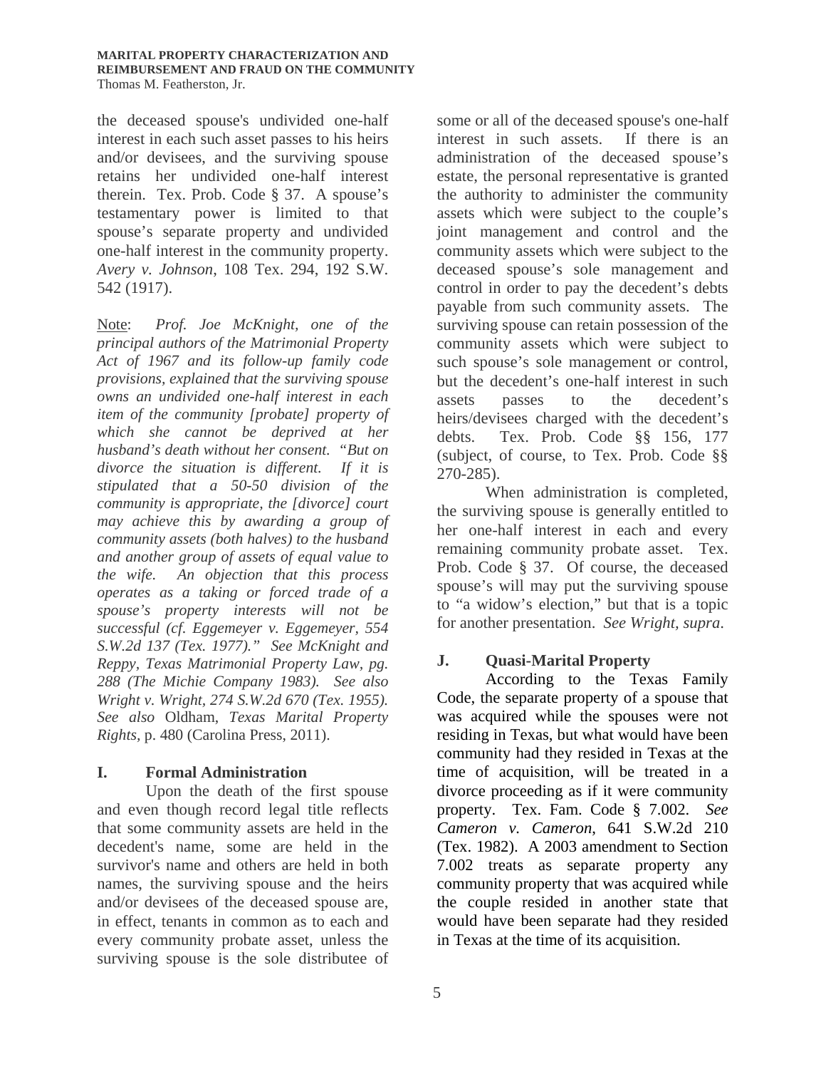the deceased spouse's undivided one-half interest in each such asset passes to his heirs and/or devisees, and the surviving spouse retains her undivided one-half interest therein. Tex. Prob. Code § 37. A spouse's testamentary power is limited to that spouse's separate property and undivided one-half interest in the community property. *Avery v. Johnson*, 108 Tex. 294, 192 S.W. 542 (1917).

Note: *Prof. Joe McKnight, one of the principal authors of the Matrimonial Property Act of 1967 and its follow-up family code provisions, explained that the surviving spouse owns an undivided one-half interest in each item of the community [probate] property of which she cannot be deprived at her husband's death without her consent. "But on divorce the situation is different. If it is stipulated that a 50-50 division of the community is appropriate, the [divorce] court may achieve this by awarding a group of community assets (both halves) to the husband and another group of assets of equal value to the wife. An objection that this process operates as a taking or forced trade of a spouse's property interests will not be successful (cf. Eggemeyer v. Eggemeyer, 554 S.W.2d 137 (Tex. 1977)." See McKnight and Reppy, Texas Matrimonial Property Law, pg. 288 (The Michie Company 1983). See also Wright v. Wright, 274 S.W.2d 670 (Tex. 1955). See also* Oldham, *Texas Marital Property Rights*, p. 480 (Carolina Press, 2011).

## I. Formal Administration

Upon the death of the first spouse and even though record legal title reflects that some community assets are held in the decedent's name, some are held in the survivor's name and others are held in both names, the surviving spouse and the heirs and/or devisees of the deceased spouse are, in effect, tenants in common as to each and every community probate asset, unless the surviving spouse is the sole distributee of some or all of the deceased spouse's one-half interest in such assets. If there is an administration of the deceased spouse's estate, the personal representative is granted the authority to administer the community assets which were subject to the couple's joint management and control and the community assets which were subject to the deceased spouse's sole management and control in order to pay the decedent's debts payable from such community assets. The surviving spouse can retain possession of the community assets which were subject to such spouse's sole management or control, but the decedent's one-half interest in such assets passes to the decedent's heirs/devisees charged with the decedent's debts. Tex. Prob. Code §§ 156, 177 (subject, of course, to Tex. Prob. Code §§ 270-285).

When administration is completed, the surviving spouse is generally entitled to her one-half interest in each and every remaining community probate asset. Tex. Prob. Code § 37. Of course, the deceased spouse's will may put the surviving spouse to "a widow's election," but that is a topic for another presentation. *See Wright, supra*.

## J. Quasi-Marital Property

According to the Texas Family Code, the separate property of a spouse that was acquired while the spouses were not residing in Texas, but what would have been community had they resided in Texas at the time of acquisition, will be treated in a divorce proceeding as if it were community property. Tex. Fam. Code § 7.002. *See Cameron v. Cameron*, 641 S.W.2d 210 (Tex. 1982). A 2003 amendment to Section 7.002 treats as separate property any community property that was acquired while the couple resided in another state that would have been separate had they resided in Texas at the time of its acquisition.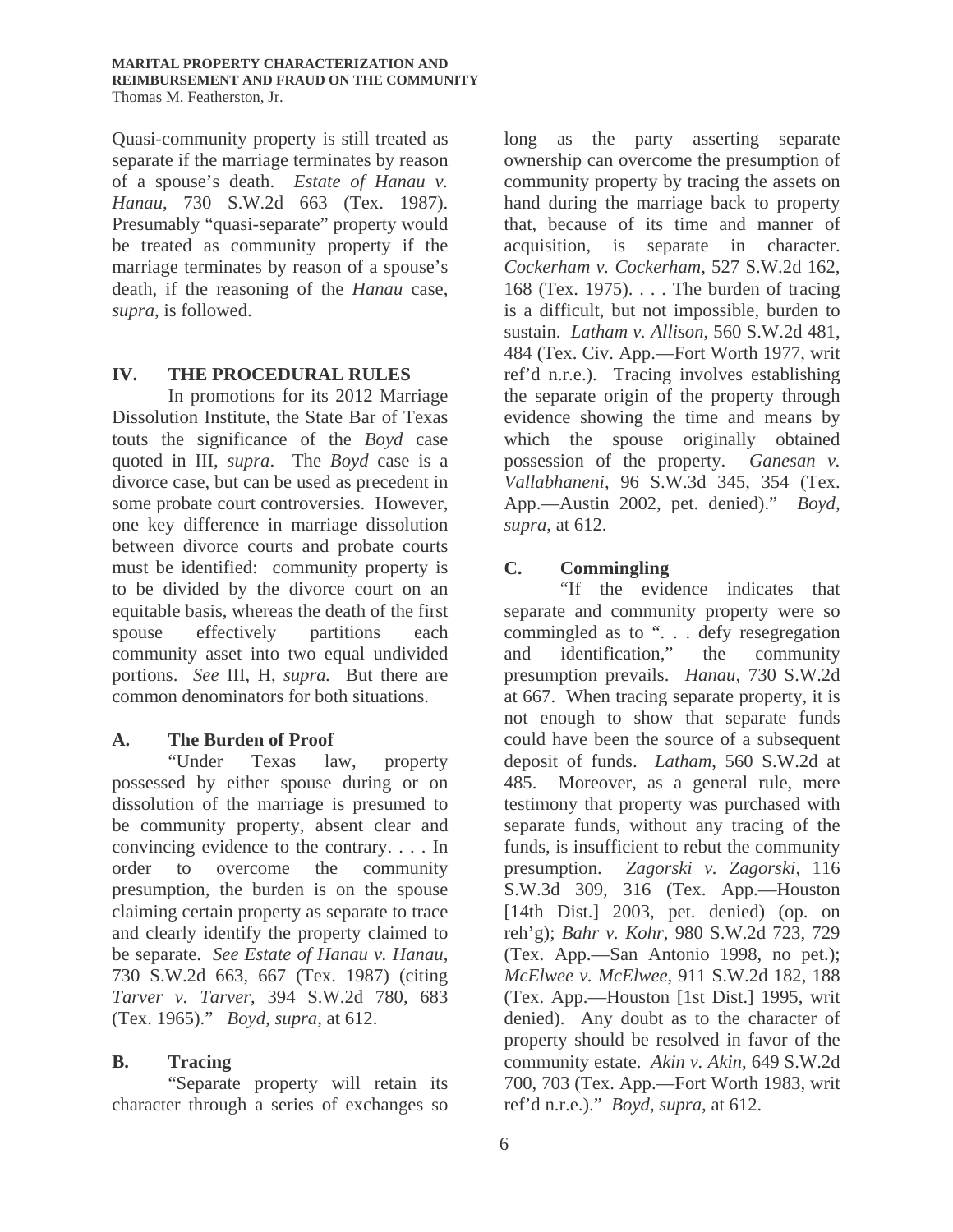Quasi-community property is still treated as separate if the marriage terminates by reason of a spouse's death. *Estate of Hanau v. Hanau*, 730 S.W.2d 663 (Tex. 1987). Presumably "quasi-separate" property would be treated as community property if the marriage terminates by reason of a spouse's death, if the reasoning of the *Hanau* case, *supra*, is followed.

## IV. THE PROCEDURAL RULES

In promotions for its 2012 Marriage Dissolution Institute, the State Bar of Texas touts the significance of the *Boyd* case quoted in III, *supra*. The *Boyd* case is a divorce case, but can be used as precedent in some probate court controversies. However, one key difference in marriage dissolution between divorce courts and probate courts must be identified: community property is to be divided by the divorce court on an equitable basis, whereas the death of the first spouse effectively partitions each community asset into two equal undivided portions. *See* III, H, *supra.* But there are common denominators for both situations.

### A. The Burden of Proof

"Under Texas law, property possessed by either spouse during or on dissolution of the marriage is presumed to be community property, absent clear and convincing evidence to the contrary. . . . In order to overcome the community presumption, the burden is on the spouse claiming certain property as separate to trace and clearly identify the property claimed to be separate. *See Estate of Hanau v. Hanau*, 730 S.W.2d 663, 667 (Tex. 1987) (citing *Tarver v. Tarver*, 394 S.W.2d 780, 683 (Tex. 1965)." *Boyd, supra*, at 612.

### B. Tracing

"Separate property will retain its character through a series of exchanges so long as the party asserting separate ownership can overcome the presumption of community property by tracing the assets on hand during the marriage back to property that, because of its time and manner of acquisition, is separate in character. *Cockerham v. Cockerham*, 527 S.W.2d 162, 168 (Tex. 1975). . . . The burden of tracing is a difficult, but not impossible, burden to sustain. *Latham v. Allison*, 560 S.W.2d 481, 484 (Tex. Civ. App.—Fort Worth 1977, writ ref'd n.r.e.). Tracing involves establishing the separate origin of the property through evidence showing the time and means by which the spouse originally obtained possession of the property. *Ganesan v. Vallabhaneni*, 96 S.W.3d 345, 354 (Tex. App.—Austin 2002, pet. denied)." *Boyd, supra*, at 612.

### C. Commingling

"If the evidence indicates that separate and community property were so commingled as to ". . . defy resegregation and identification," the community presumption prevails. *Hanau*, 730 S.W.2d at 667. When tracing separate property, it is not enough to show that separate funds could have been the source of a subsequent deposit of funds. *Latham*, 560 S.W.2d at 485. Moreover, as a general rule, mere testimony that property was purchased with separate funds, without any tracing of the funds, is insufficient to rebut the community presumption. *Zagorski v. Zagorski*, 116 S.W.3d 309, 316 (Tex. App.—Houston [14th Dist.] 2003, pet. denied) (op. on reh'g); *Bahr v. Kohr*, 980 S.W.2d 723, 729 (Tex. App.—San Antonio 1998, no pet.); *McElwee v. McElwee*, 911 S.W.2d 182, 188 (Tex. App.—Houston [1st Dist.] 1995, writ denied). Any doubt as to the character of property should be resolved in favor of the community estate. *Akin v. Akin*, 649 S.W.2d 700, 703 (Tex. App.—Fort Worth 1983, writ ref'd n.r.e.)." *Boyd*, *supra*, at 612.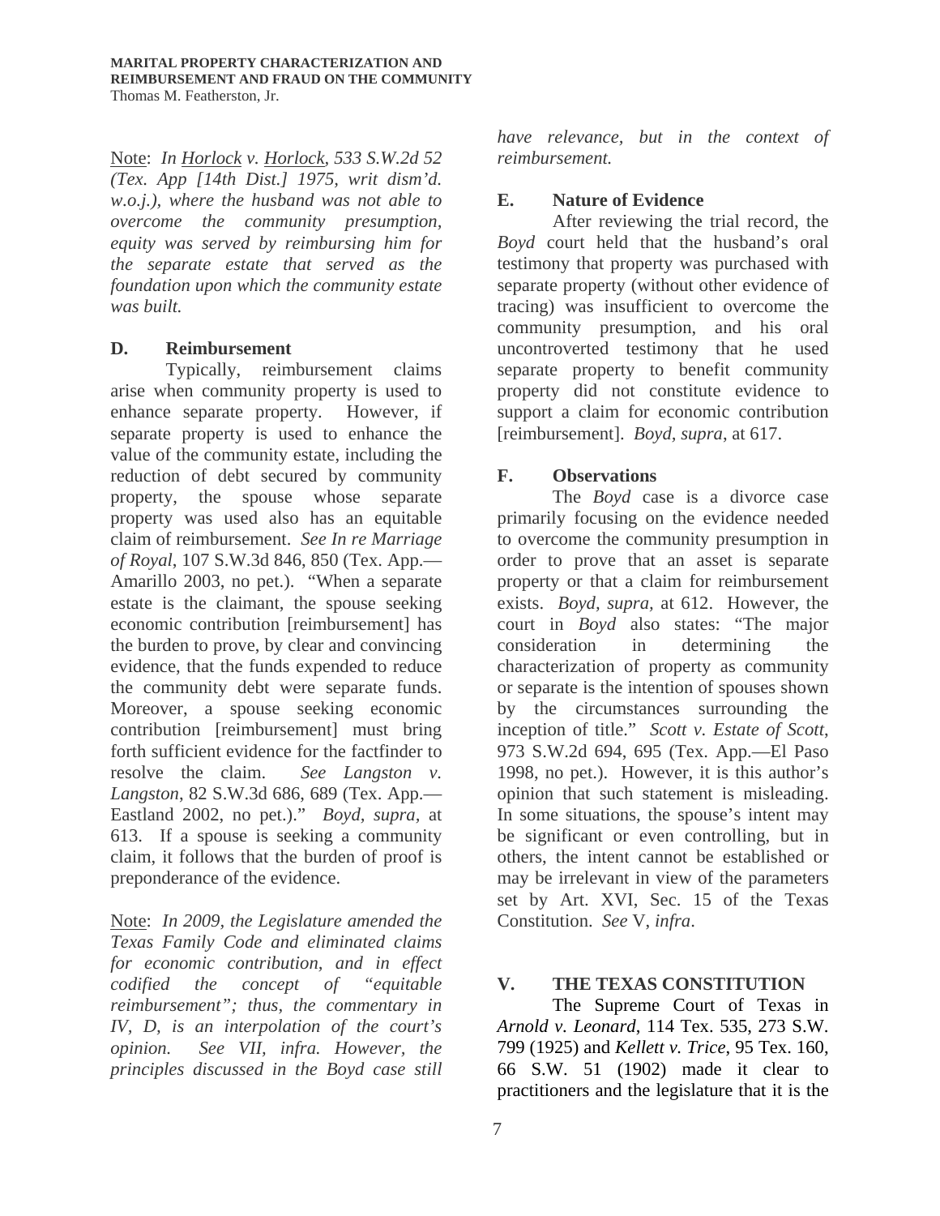Note: *In* *Horlock* *v.* *Horlock*, *533 S.W.2d 52 (Tex. App [14th Dist.] 1975, writ dism'd. w.o.j.), where the husband was not able to overcome the community presumption, equity was served by reimbursing him for the separate estate that served as the foundation upon which the community estate was built.*

### D. Reimbursement

Typically, reimbursement claims arise when community property is used to enhance separate property. However, if separate property is used to enhance the value of the community estate, including the reduction of debt secured by community property, the spouse whose separate property was used also has an equitable claim of reimbursement. *See In re Marriage of Royal*, 107 S.W.3d 846, 850 (Tex. App.—Amarillo 2003, no pet.). "When a separate estate is the claimant, the spouse seeking economic contribution [reimbursement] has the burden to prove, by clear and convincing evidence, that the funds expended to reduce the community debt were separate funds. Moreover, a spouse seeking economic contribution [reimbursement] must bring forth sufficient evidence for the factfinder to resolve the claim. *See Langston v. Langston*, 82 S.W.3d 686, 689 (Tex. App.—Eastland 2002, no pet.)." *Boyd, supra,* at 613. If a spouse is seeking a community claim, it follows that the burden of proof is preponderance of the evidence.

Note: *In 2009, the Legislature amended the Texas Family Code and eliminated claims for economic contribution, and in effect codified the concept of "equitable reimbursement"; thus, the commentary in IV, D, is an interpolation of the court's opinion. See VII, infra. However, the principles discussed in the Boyd case still have relevance, but in the context of reimbursement.*

### E. Nature of Evidence

After reviewing the trial record, the *Boyd* court held that the husband's oral testimony that property was purchased with separate property (without other evidence of tracing) was insufficient to overcome the community presumption, and his oral uncontroverted testimony that he used separate property to benefit community property did not constitute evidence to support a claim for economic contribution [reimbursement]. *Boyd*, *supra*, at 617.

### F. Observations

The *Boyd* case is a divorce case primarily focusing on the evidence needed to overcome the community presumption in order to prove that an asset is separate property or that a claim for reimbursement exists. *Boyd, supra,* at 612. However, the court in *Boyd* also states: "The major consideration in determining the characterization of property as community or separate is the intention of spouses shown by the circumstances surrounding the inception of title." *Scott v. Estate of Scott*, 973 S.W.2d 694, 695 (Tex. App.—El Paso 1998, no pet.). However, it is this author's opinion that such statement is misleading. In some situations, the spouse's intent may be significant or even controlling, but in others, the intent cannot be established or may be irrelevant in view of the parameters set by Art. XVI, Sec. 15 of the Texas Constitution. *See* V, *infra*.

## V. THE TEXAS CONSTITUTION

The Supreme Court of Texas in *Arnold v. Leonard*, 114 Tex. 535, 273 S.W. 799 (1925) and *Kellett v. Trice*, 95 Tex. 160, 66 S.W. 51 (1902) made it clear to practitioners and the legislature that it is the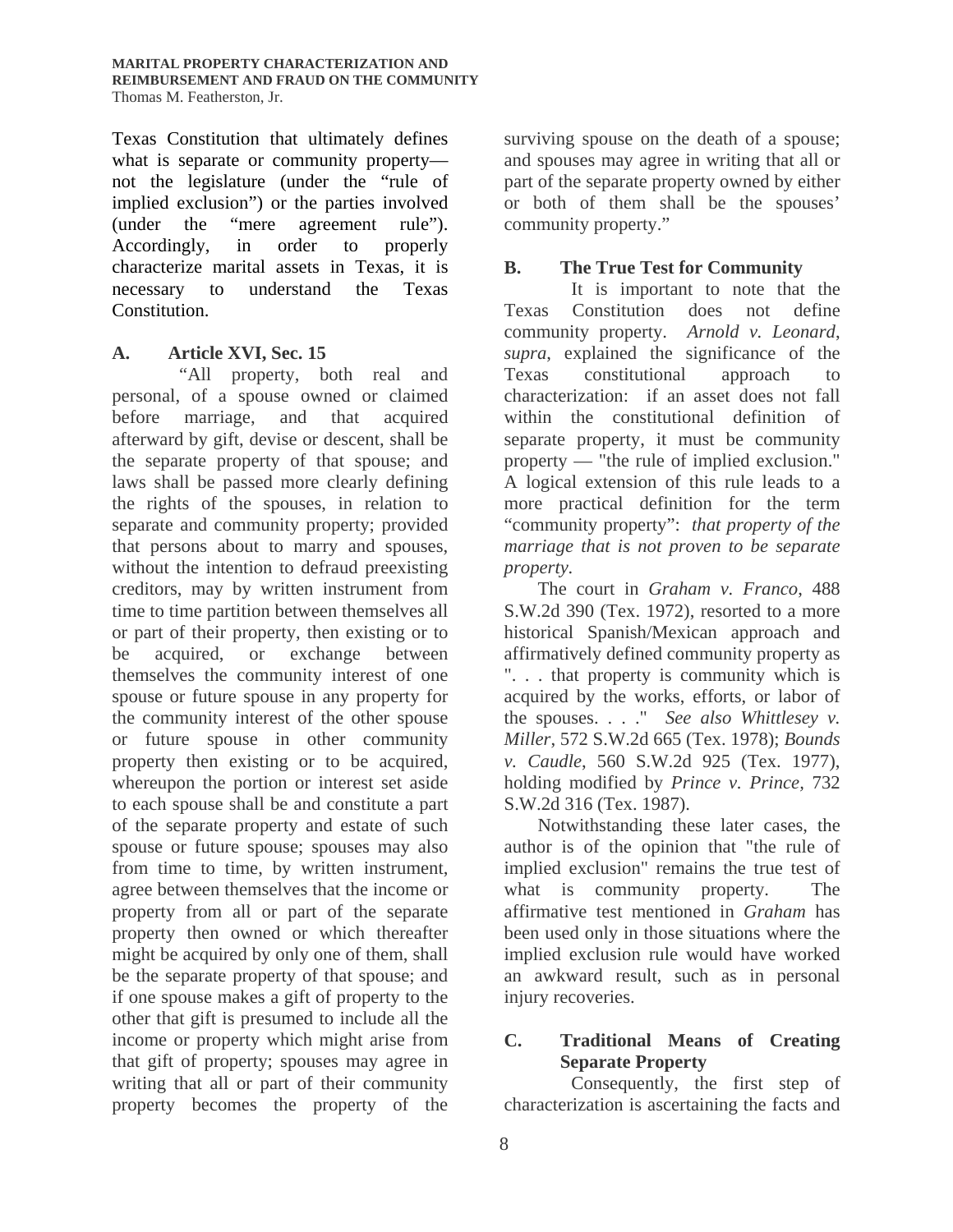Texas Constitution that ultimately defines what is separate or community property—not the legislature (under the "rule of implied exclusion") or the parties involved (under the "mere agreement rule"). Accordingly, in order to properly characterize marital assets in Texas, it is necessary to understand the Texas Constitution.

### A. Article XVI, Sec. 15

"All property, both real and personal, of a spouse owned or claimed before marriage, and that acquired afterward by gift, devise or descent, shall be the separate property of that spouse; and laws shall be passed more clearly defining the rights of the spouses, in relation to separate and community property; provided that persons about to marry and spouses, without the intention to defraud preexisting creditors, may by written instrument from time to time partition between themselves all or part of their property, then existing or to be acquired, or exchange between themselves the community interest of one spouse or future spouse in any property for the community interest of the other spouse or future spouse in other community property then existing or to be acquired, whereupon the portion or interest set aside to each spouse shall be and constitute a part of the separate property and estate of such spouse or future spouse; spouses may also from time to time, by written instrument, agree between themselves that the income or property from all or part of the separate property then owned or which thereafter might be acquired by only one of them, shall be the separate property of that spouse; and if one spouse makes a gift of property to the other that gift is presumed to include all the income or property which might arise from that gift of property; spouses may agree in writing that all or part of their community property becomes the property of the surviving spouse on the death of a spouse; and spouses may agree in writing that all or part of the separate property owned by either or both of them shall be the spouses' community property."

### B. The True Test for Community

It is important to note that the Texas Constitution does not define community property. *Arnold v. Leonard*, *supra*, explained the significance of the Texas constitutional approach to characterization: if an asset does not fall within the constitutional definition of separate property, it must be community property — "the rule of implied exclusion." A logical extension of this rule leads to a more practical definition for the term "community property": *that property of the marriage that is not proven to be separate property.*

The court in *Graham v. Franco*, 488 S.W.2d 390 (Tex. 1972), resorted to a more historical Spanish/Mexican approach and affirmatively defined community property as ". . . that property is community which is acquired by the works, efforts, or labor of the spouses. . . ." *See also Whittlesey v. Miller*, 572 S.W.2d 665 (Tex. 1978); *Bounds v. Caudle*, 560 S.W.2d 925 (Tex. 1977), holding modified by *Prince v. Prince,* 732 S.W.2d 316 (Tex. 1987).

Notwithstanding these later cases, the author is of the opinion that "the rule of implied exclusion" remains the true test of what is community property. The affirmative test mentioned in *Graham* has been used only in those situations where the implied exclusion rule would have worked an awkward result, such as in personal injury recoveries.

### C. Traditional Means of Creating Separate Property

Consequently, the first step of characterization is ascertaining the facts and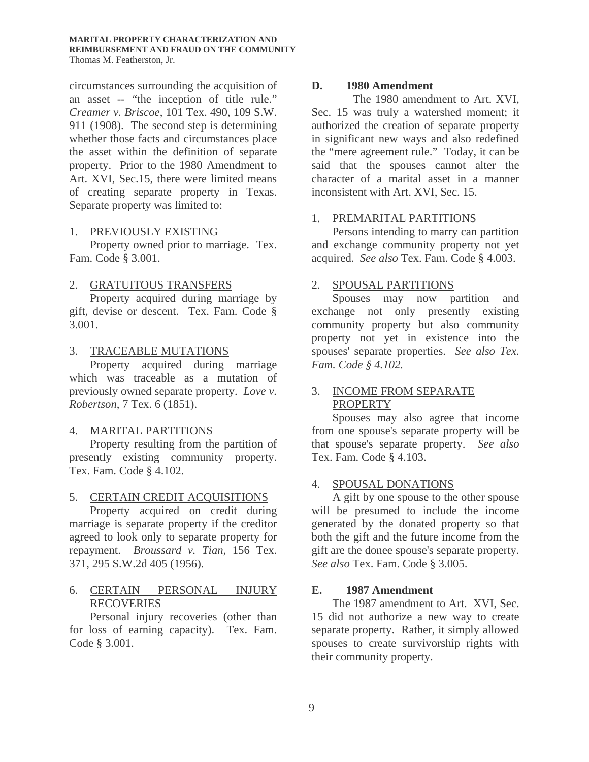circumstances surrounding the acquisition of an asset -- "the inception of title rule." *Creamer v. Briscoe*, 101 Tex. 490, 109 S.W. 911 (1908). The second step is determining whether those facts and circumstances place the asset within the definition of separate property. Prior to the 1980 Amendment to Art. XVI, Sec.15, there were limited means of creating separate property in Texas. Separate property was limited to:

1. <u>PREVIOUSLY EXISTING</u>

   Property owned prior to marriage. Tex. Fam. Code § 3.001.

2. <u>GRATUITOUS TRANSFERS</u>

   Property acquired during marriage by gift, devise or descent. Tex. Fam. Code § 3.001.

3. <u>TRACEABLE MUTATIONS</u>

   Property acquired during marriage which was traceable as a mutation of previously owned separate property. *Love v. Robertson*, 7 Tex. 6 (1851).

4. <u>MARITAL PARTITIONS</u>

   Property resulting from the partition of presently existing community property. Tex. Fam. Code § 4.102.

5. <u>CERTAIN CREDIT ACQUISITIONS</u>

   Property acquired on credit during marriage is separate property if the creditor agreed to look only to separate property for repayment. *Broussard v. Tian*, 156 Tex. 371, 295 S.W.2d 405 (1956).

6. <u>CERTAIN PERSONAL INJURY RECOVERIES</u>

   Personal injury recoveries (other than for loss of earning capacity). Tex. Fam. Code § 3.001.

### D. 1980 Amendment

The 1980 amendment to Art. XVI, Sec. 15 was truly a watershed moment; it authorized the creation of separate property in significant new ways and also redefined the "mere agreement rule." Today, it can be said that the spouses cannot alter the character of a marital asset in a manner inconsistent with Art. XVI, Sec. 15.

1. <u>PREMARITAL PARTITIONS</u>

   Persons intending to marry can partition and exchange community property not yet acquired. *See also* Tex. Fam. Code § 4.003.

2. <u>SPOUSAL PARTITIONS</u>

   Spouses may now partition and exchange not only presently existing community property but also community property not yet in existence into the spouses' separate properties. *See also Tex. Fam. Code § 4.102.*

3. <u>INCOME FROM SEPARATE PROPERTY</u>

   Spouses may also agree that income from one spouse's separate property will be that spouse's separate property. *See also* Tex. Fam. Code § 4.103.

4. <u>SPOUSAL DONATIONS</u>

   A gift by one spouse to the other spouse will be presumed to include the income generated by the donated property so that both the gift and the future income from the gift are the donee spouse's separate property. *See also* Tex. Fam. Code § 3.005.

### E. 1987 Amendment

The 1987 amendment to Art. XVI, Sec. 15 did not authorize a new way to create separate property. Rather, it simply allowed spouses to create survivorship rights with their community property.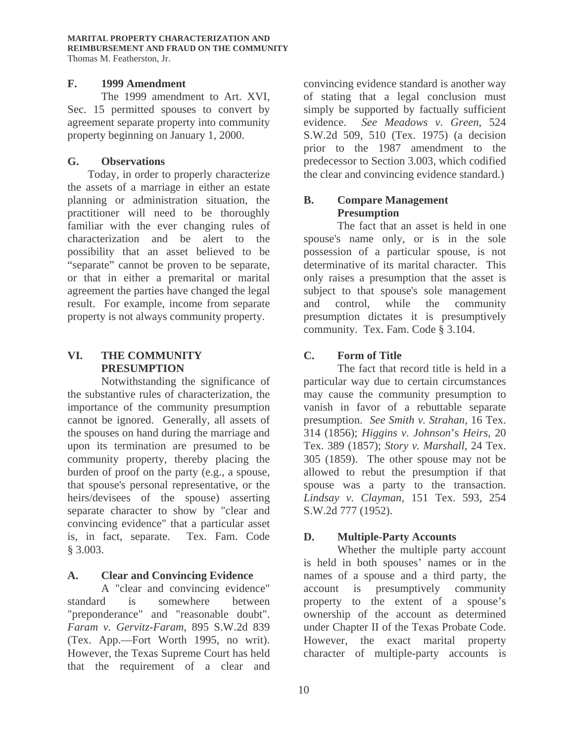### F. 1999 Amendment

The 1999 amendment to Art. XVI, Sec. 15 permitted spouses to convert by agreement separate property into community property beginning on January 1, 2000.

### G. Observations

Today, in order to properly characterize the assets of a marriage in either an estate planning or administration situation, the practitioner will need to be thoroughly familiar with the ever changing rules of characterization and be alert to the possibility that an asset believed to be "separate" cannot be proven to be separate, or that in either a premarital or marital agreement the parties have changed the legal result. For example, income from separate property is not always community property.

## VI. THE COMMUNITY PRESUMPTION

Notwithstanding the significance of the substantive rules of characterization, the importance of the community presumption cannot be ignored. Generally, all assets of the spouses on hand during the marriage and upon its termination are presumed to be community property, thereby placing the burden of proof on the party (e.g., a spouse, that spouse's personal representative, or the heirs/devisees of the spouse) asserting separate character to show by "clear and convincing evidence" that a particular asset is, in fact, separate. Tex. Fam. Code § 3.003.

### A. Clear and Convincing Evidence

A "clear and convincing evidence" standard is somewhere between "preponderance" and "reasonable doubt". *Faram v. Gervitz-Faram*, 895 S.W.2d 839 (Tex. App.—Fort Worth 1995, no writ). However, the Texas Supreme Court has held that the requirement of a clear and convincing evidence standard is another way of stating that a legal conclusion must simply be supported by factually sufficient evidence. *See Meadows v. Green*, 524 S.W.2d 509, 510 (Tex. 1975) (a decision prior to the 1987 amendment to the predecessor to Section 3.003, which codified the clear and convincing evidence standard.)

### B. Compare Management Presumption

The fact that an asset is held in one spouse's name only, or is in the sole possession of a particular spouse, is not determinative of its marital character. This only raises a presumption that the asset is subject to that spouse's sole management and control, while the community presumption dictates it is presumptively community. Tex. Fam. Code § 3.104.

### C. Form of Title

The fact that record title is held in a particular way due to certain circumstances may cause the community presumption to vanish in favor of a rebuttable separate presumption. *See Smith v. Strahan*, 16 Tex. 314 (1856); *Higgins v. Johnson's Heirs*, 20 Tex. 389 (1857); *Story v. Marshall*, 24 Tex. 305 (1859). The other spouse may not be allowed to rebut the presumption if that spouse was a party to the transaction. *Lindsay v. Clayman*, 151 Tex. 593, 254 S.W.2d 777 (1952).

### D. Multiple-Party Accounts

Whether the multiple party account is held in both spouses' names or in the names of a spouse and a third party, the account is presumptively community property to the extent of a spouse's ownership of the account as determined under Chapter II of the Texas Probate Code. However, the exact marital property character of multiple-party accounts is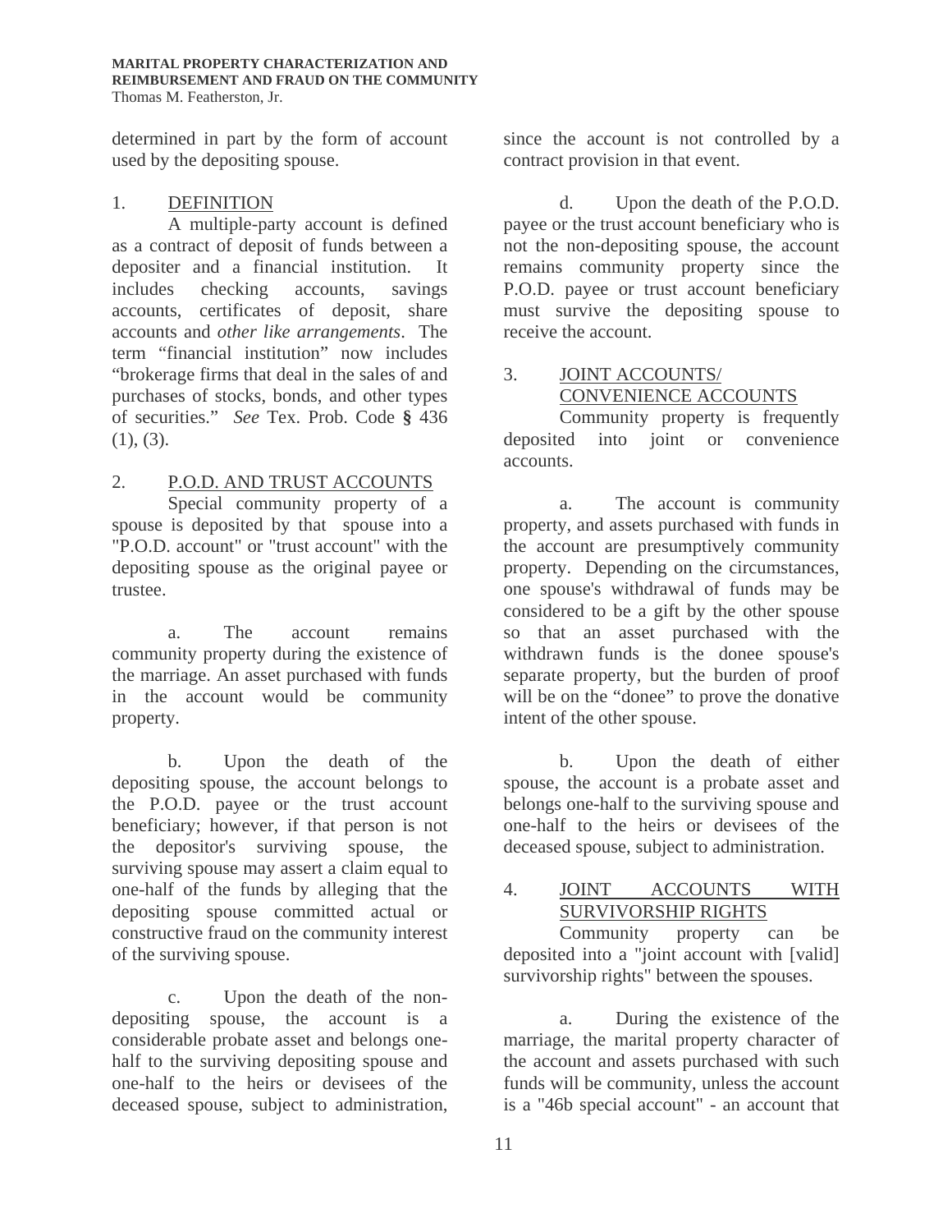determined in part by the form of account used by the depositing spouse.

1. <u>DEFINITION</u>

A multiple-party account is defined as a contract of deposit of funds between a depositer and a financial institution. It includes checking accounts, savings accounts, certificates of deposit, share accounts and *other like arrangements*. The term "financial institution" now includes "brokerage firms that deal in the sales of and purchases of stocks, bonds, and other types of securities." *See* Tex. Prob. Code § 436 (1), (3).

2. <u>P.O.D. AND TRUST ACCOUNTS</u>

Special community property of a spouse is deposited by that spouse into a "P.O.D. account" or "trust account" with the depositing spouse as the original payee or trustee.

a. The account remains community property during the existence of the marriage. An asset purchased with funds in the account would be community property.

b. Upon the death of the depositing spouse, the account belongs to the P.O.D. payee or the trust account beneficiary; however, if that person is not the depositor's surviving spouse, the surviving spouse may assert a claim equal to one-half of the funds by alleging that the depositing spouse committed actual or constructive fraud on the community interest of the surviving spouse.

c. Upon the death of the non-depositing spouse, the account is a considerable probate asset and belongs one-half to the surviving depositing spouse and one-half to the heirs or devisees of the deceased spouse, subject to administration, since the account is not controlled by a contract provision in that event.

d. Upon the death of the P.O.D. payee or the trust account beneficiary who is not the non-depositing spouse, the account remains community property since the P.O.D. payee or trust account beneficiary must survive the depositing spouse to receive the account.

3. <u>JOINT ACCOUNTS/ CONVENIENCE ACCOUNTS</u>

Community property is frequently deposited into joint or convenience accounts.

a. The account is community property, and assets purchased with funds in the account are presumptively community property. Depending on the circumstances, one spouse's withdrawal of funds may be considered to be a gift by the other spouse so that an asset purchased with the withdrawn funds is the donee spouse's separate property, but the burden of proof will be on the "donee" to prove the donative intent of the other spouse.

b. Upon the death of either spouse, the account is a probate asset and belongs one-half to the surviving spouse and one-half to the heirs or devisees of the deceased spouse, subject to administration.

4. <u>JOINT ACCOUNTS WITH SURVIVORSHIP RIGHTS</u>

Community property can be deposited into a "joint account with [valid] survivorship rights" between the spouses.

a. During the existence of the marriage, the marital property character of the account and assets purchased with such funds will be community, unless the account is a "46b special account" - an account that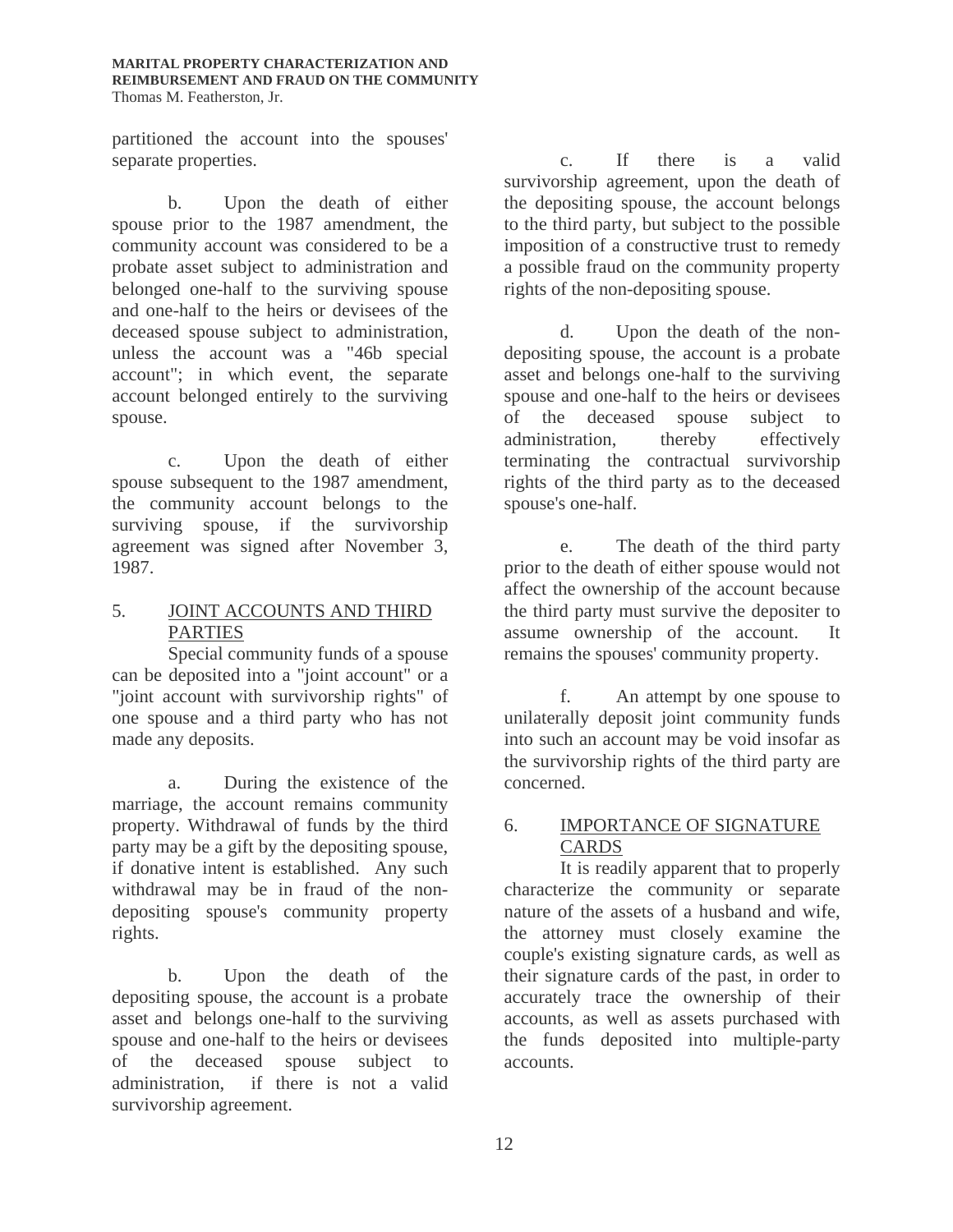partitioned the account into the spouses' separate properties.

b. Upon the death of either spouse prior to the 1987 amendment, the community account was considered to be a probate asset subject to administration and belonged one-half to the surviving spouse and one-half to the heirs or devisees of the deceased spouse subject to administration, unless the account was a "46b special account"; in which event, the separate account belonged entirely to the surviving spouse.

c. Upon the death of either spouse subsequent to the 1987 amendment, the community account belongs to the surviving spouse, if the survivorship agreement was signed after November 3, 1987.

## 5. JOINT ACCOUNTS AND THIRD PARTIES

Special community funds of a spouse can be deposited into a "joint account" or a "joint account with survivorship rights" of one spouse and a third party who has not made any deposits.

a. During the existence of the marriage, the account remains community property. Withdrawal of funds by the third party may be a gift by the depositing spouse, if donative intent is established. Any such withdrawal may be in fraud of the non-depositing spouse's community property rights.

b. Upon the death of the depositing spouse, the account is a probate asset and belongs one-half to the surviving spouse and one-half to the heirs or devisees of the deceased spouse subject to administration, if there is not a valid survivorship agreement.

c. If there is a valid survivorship agreement, upon the death of the depositing spouse, the account belongs to the third party, but subject to the possible imposition of a constructive trust to remedy a possible fraud on the community property rights of the non-depositing spouse.

d. Upon the death of the non-depositing spouse, the account is a probate asset and belongs one-half to the surviving spouse and one-half to the heirs or devisees of the deceased spouse subject to administration, thereby effectively terminating the contractual survivorship rights of the third party as to the deceased spouse's one-half.

e. The death of the third party prior to the death of either spouse would not affect the ownership of the account because the third party must survive the depositer to assume ownership of the account. It remains the spouses' community property.

f. An attempt by one spouse to unilaterally deposit joint community funds into such an account may be void insofar as the survivorship rights of the third party are concerned.

## 6. IMPORTANCE OF SIGNATURE CARDS

It is readily apparent that to properly characterize the community or separate nature of the assets of a husband and wife, the attorney must closely examine the couple's existing signature cards, as well as their signature cards of the past, in order to accurately trace the ownership of their accounts, as well as assets purchased with the funds deposited into multiple-party accounts.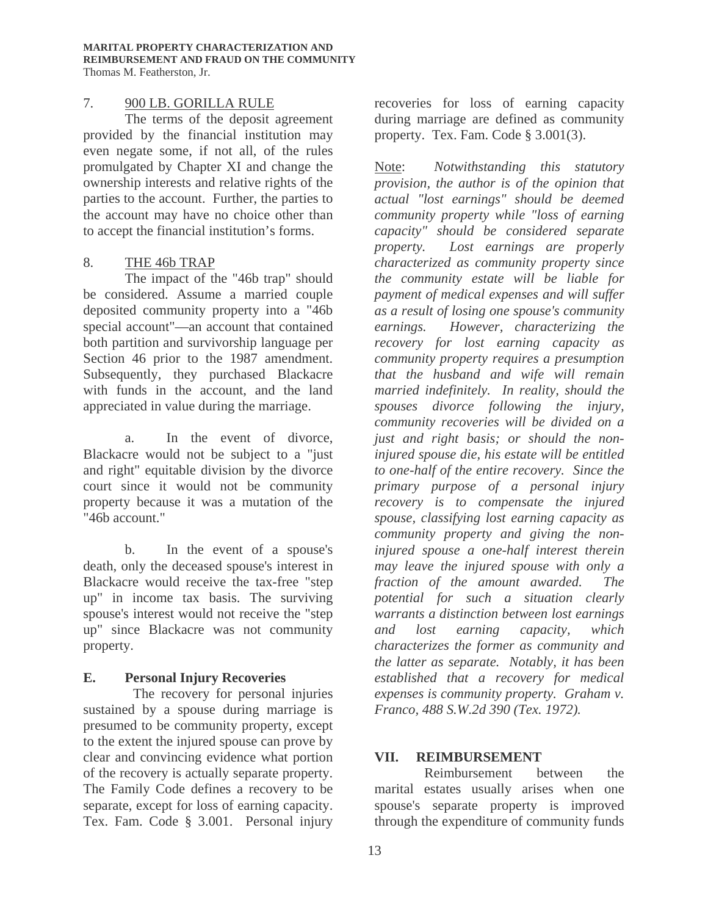7. 900 LB. GORILLA RULE

The terms of the deposit agreement provided by the financial institution may even negate some, if not all, of the rules promulgated by Chapter XI and change the ownership interests and relative rights of the parties to the account. Further, the parties to the account may have no choice other than to accept the financial institution's forms.

8. THE 46b TRAP

The impact of the "46b trap" should be considered. Assume a married couple deposited community property into a "46b special account"—an account that contained both partition and survivorship language per Section 46 prior to the 1987 amendment. Subsequently, they purchased Blackacre with funds in the account, and the land appreciated in value during the marriage.

a. In the event of divorce, Blackacre would not be subject to a "just and right" equitable division by the divorce court since it would not be community property because it was a mutation of the "46b account."

b. In the event of a spouse's death, only the deceased spouse's interest in Blackacre would receive the tax-free "step up" in income tax basis. The surviving spouse's interest would not receive the "step up" since Blackacre was not community property.

### E. Personal Injury Recoveries

The recovery for personal injuries sustained by a spouse during marriage is presumed to be community property, except to the extent the injured spouse can prove by clear and convincing evidence what portion of the recovery is actually separate property. The Family Code defines a recovery to be separate, except for loss of earning capacity. Tex. Fam. Code § 3.001. Personal injury recoveries for loss of earning capacity during marriage are defined as community property. Tex. Fam. Code § 3.001(3).

Note: *Notwithstanding this statutory provision, the author is of the opinion that actual "lost earnings" should be deemed community property while "loss of earning capacity" should be considered separate property. Lost earnings are properly characterized as community property since the community estate will be liable for payment of medical expenses and will suffer as a result of losing one spouse's community earnings. However, characterizing the recovery for lost earning capacity as community property requires a presumption that the husband and wife will remain married indefinitely. In reality, should the spouses divorce following the injury, community recoveries will be divided on a just and right basis; or should the non-injured spouse die, his estate will be entitled to one-half of the entire recovery. Since the primary purpose of a personal injury recovery is to compensate the injured spouse, classifying lost earning capacity as community property and giving the non-injured spouse a one-half interest therein may leave the injured spouse with only a fraction of the amount awarded. The potential for such a situation clearly warrants a distinction between lost earnings and lost earning capacity, which characterizes the former as community and the latter as separate. Notably, it has been established that a recovery for medical expenses is community property. Graham v. Franco, 488 S.W.2d 390 (Tex. 1972).*

## VII. REIMBURSEMENT

Reimbursement between the marital estates usually arises when one spouse's separate property is improved through the expenditure of community funds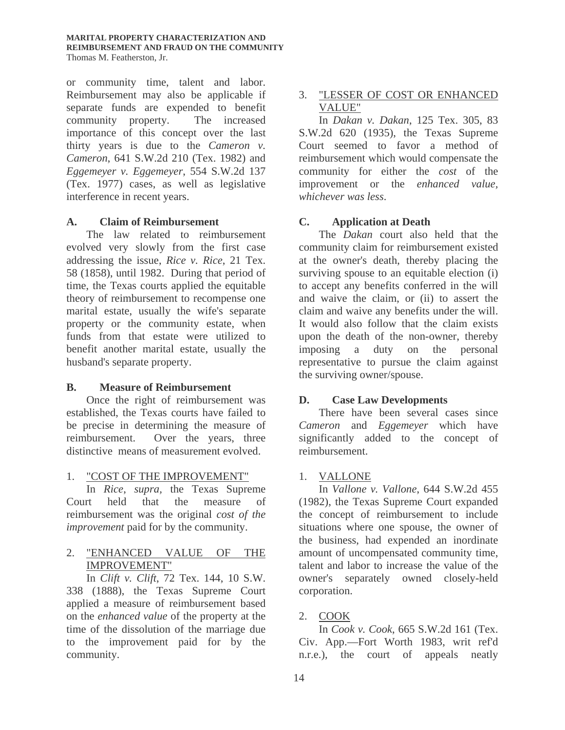or community time, talent and labor. Reimbursement may also be applicable if separate funds are expended to benefit community property. The increased importance of this concept over the last thirty years is due to the *Cameron v. Cameron*, 641 S.W.2d 210 (Tex. 1982) and *Eggemeyer v. Eggemeyer*, 554 S.W.2d 137 (Tex. 1977) cases, as well as legislative interference in recent years.

### A. Claim of Reimbursement

The law related to reimbursement evolved very slowly from the first case addressing the issue, *Rice v. Rice*, 21 Tex. 58 (1858), until 1982. During that period of time, the Texas courts applied the equitable theory of reimbursement to recompense one marital estate, usually the wife's separate property or the community estate, when funds from that estate were utilized to benefit another marital estate, usually the husband's separate property.

### B. Measure of Reimbursement

Once the right of reimbursement was established, the Texas courts have failed to be precise in determining the measure of reimbursement. Over the years, three distinctive means of measurement evolved.

#### 1. "COST OF THE IMPROVEMENT"

In *Rice*, *supra*, the Texas Supreme Court held that the measure of reimbursement was the original *cost of the improvement* paid for by the community.

#### 2. "ENHANCED VALUE OF THE IMPROVEMENT"

In *Clift v. Clift*, 72 Tex. 144, 10 S.W. 338 (1888), the Texas Supreme Court applied a measure of reimbursement based on the *enhanced value* of the property at the time of the dissolution of the marriage due to the improvement paid for by the community.

#### 3. "LESSER OF COST OR ENHANCED VALUE"

In *Dakan v. Dakan*, 125 Tex. 305, 83 S.W.2d 620 (1935), the Texas Supreme Court seemed to favor a method of reimbursement which would compensate the community for either the *cost* of the improvement or the *enhanced value, whichever was less*.

### C. Application at Death

The *Dakan* court also held that the community claim for reimbursement existed at the owner's death, thereby placing the surviving spouse to an equitable election (i) to accept any benefits conferred in the will and waive the claim, or (ii) to assert the claim and waive any benefits under the will. It would also follow that the claim exists upon the death of the non-owner, thereby imposing a duty on the personal representative to pursue the claim against the surviving owner/spouse.

### D. Case Law Developments

There have been several cases since *Cameron* and *Eggemeyer* which have significantly added to the concept of reimbursement.

#### 1. VALLONE

In *Vallone v. Vallone*, 644 S.W.2d 455 (1982), the Texas Supreme Court expanded the concept of reimbursement to include situations where one spouse, the owner of the business, had expended an inordinate amount of uncompensated community time, talent and labor to increase the value of the owner's separately owned closely-held corporation.

#### 2. COOK

In *Cook v. Cook*, 665 S.W.2d 161 (Tex. Civ. App.—Fort Worth 1983, writ ref'd n.r.e.), the court of appeals neatly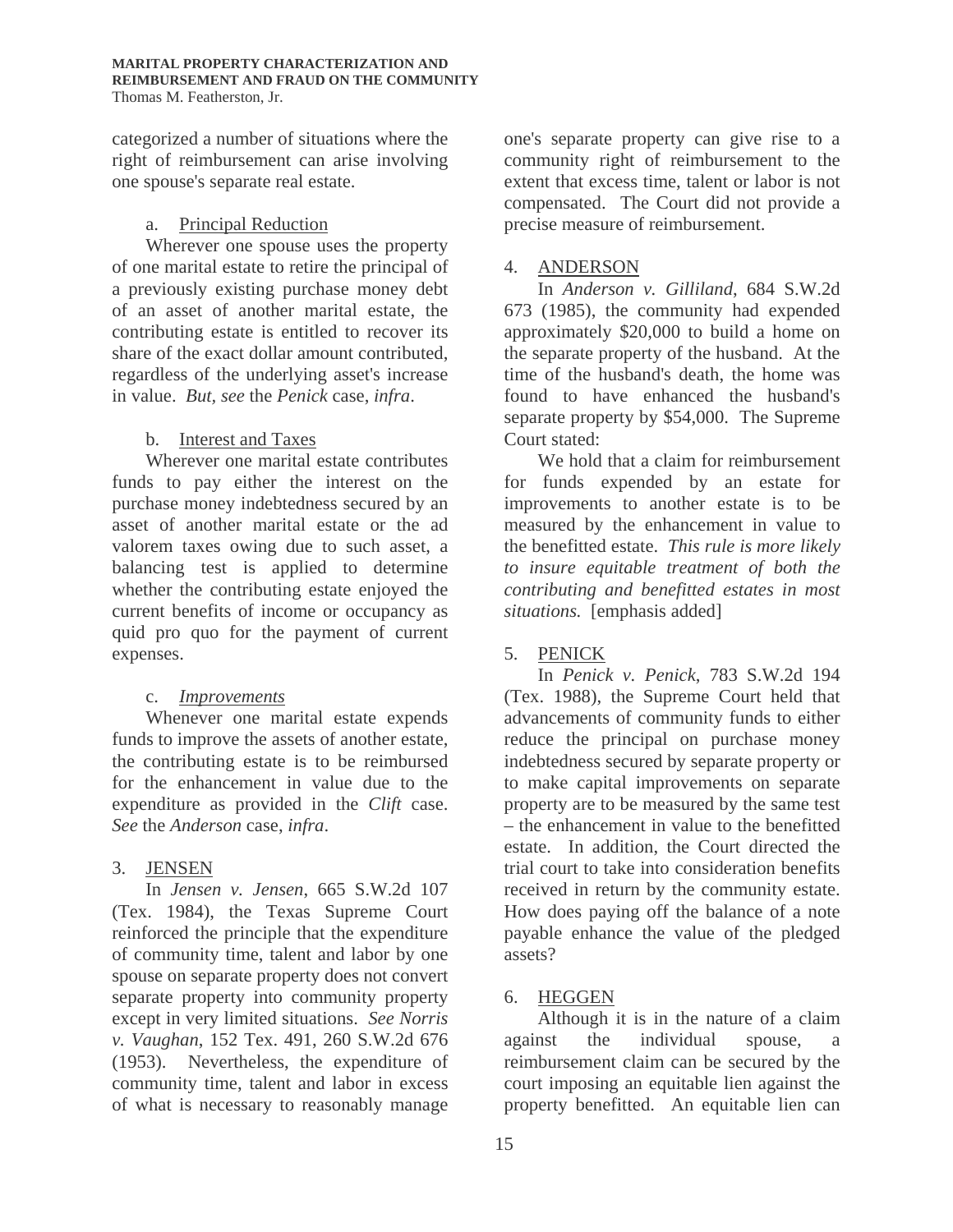categorized a number of situations where the right of reimbursement can arise involving one spouse's separate real estate.

a. Principal Reduction

Wherever one spouse uses the property of one marital estate to retire the principal of a previously existing purchase money debt of an asset of another marital estate, the contributing estate is entitled to recover its share of the exact dollar amount contributed, regardless of the underlying asset's increase in value. *But, see* the *Penick* case, *infra*.

b. Interest and Taxes

Wherever one marital estate contributes funds to pay either the interest on the purchase money indebtedness secured by an asset of another marital estate or the ad valorem taxes owing due to such asset, a balancing test is applied to determine whether the contributing estate enjoyed the current benefits of income or occupancy as quid pro quo for the payment of current expenses.

c. *Improvements*

Whenever one marital estate expends funds to improve the assets of another estate, the contributing estate is to be reimbursed for the enhancement in value due to the expenditure as provided in the *Clift* case. *See* the *Anderson* case, *infra*.

### 3. JENSEN

In *Jensen v. Jensen*, 665 S.W.2d 107 (Tex. 1984), the Texas Supreme Court reinforced the principle that the expenditure of community time, talent and labor by one spouse on separate property does not convert separate property into community property except in very limited situations. *See Norris v. Vaughan*, 152 Tex. 491, 260 S.W.2d 676 (1953). Nevertheless, the expenditure of community time, talent and labor in excess of what is necessary to reasonably manage one's separate property can give rise to a community right of reimbursement to the extent that excess time, talent or labor is not compensated. The Court did not provide a precise measure of reimbursement.

### 4. ANDERSON

In *Anderson v. Gilliland*, 684 S.W.2d 673 (1985), the community had expended approximately $20,000 to build a home on the separate property of the husband. At the time of the husband's death, the home was found to have enhanced the husband's separate property by $54,000. The Supreme Court stated:

> We hold that a claim for reimbursement for funds expended by an estate for improvements to another estate is to be measured by the enhancement in value to the benefitted estate. *This rule is more likely to insure equitable treatment of both the contributing and benefitted estates in most situations.* [emphasis added]

### 5. PENICK

In *Penick v. Penick*, 783 S.W.2d 194 (Tex. 1988), the Supreme Court held that advancements of community funds to either reduce the principal on purchase money indebtedness secured by separate property or to make capital improvements on separate property are to be measured by the same test – the enhancement in value to the benefitted estate. In addition, the Court directed the trial court to take into consideration benefits received in return by the community estate. How does paying off the balance of a note payable enhance the value of the pledged assets?

### 6. HEGGEN

Although it is in the nature of a claim against the individual spouse, a reimbursement claim can be secured by the court imposing an equitable lien against the property benefitted. An equitable lien can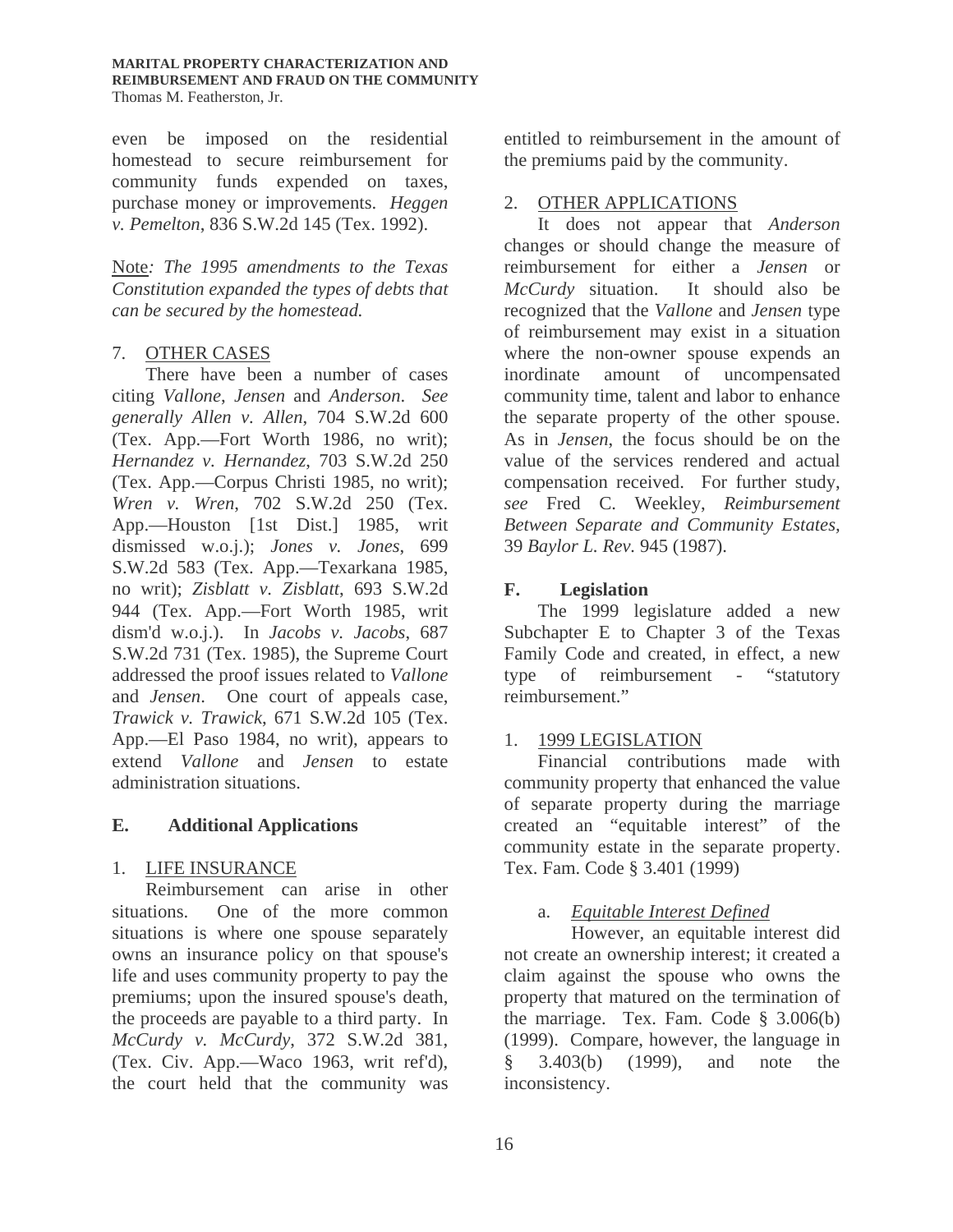even be imposed on the residential homestead to secure reimbursement for community funds expended on taxes, purchase money or improvements. *Heggen v. Pemelton*, 836 S.W.2d 145 (Tex. 1992).

Note*: The 1995 amendments to the Texas Constitution expanded the types of debts that can be secured by the homestead.*

7. OTHER CASES

There have been a number of cases citing *Vallone*, *Jensen* and *Anderson*. *See generally Allen v. Allen*, 704 S.W.2d 600 (Tex. App.—Fort Worth 1986, no writ); *Hernandez v. Hernandez*, 703 S.W.2d 250 (Tex. App.—Corpus Christi 1985, no writ); *Wren v. Wren*, 702 S.W.2d 250 (Tex. App.—Houston [1st Dist.] 1985, writ dismissed w.o.j.); *Jones v. Jones*, 699 S.W.2d 583 (Tex. App.—Texarkana 1985, no writ); *Zisblatt v. Zisblatt*, 693 S.W.2d 944 (Tex. App.—Fort Worth 1985, writ dism'd w.o.j.). In *Jacobs v. Jacobs*, 687 S.W.2d 731 (Tex. 1985), the Supreme Court addressed the proof issues related to *Vallone* and *Jensen*. One court of appeals case, *Trawick v. Trawick*, 671 S.W.2d 105 (Tex. App.—El Paso 1984, no writ), appears to extend *Vallone* and *Jensen* to estate administration situations.

### E. Additional Applications

1. LIFE INSURANCE

Reimbursement can arise in other situations. One of the more common situations is where one spouse separately owns an insurance policy on that spouse's life and uses community property to pay the premiums; upon the insured spouse's death, the proceeds are payable to a third party. In *McCurdy v. McCurdy*, 372 S.W.2d 381, (Tex. Civ. App.—Waco 1963, writ ref'd), the court held that the community was entitled to reimbursement in the amount of the premiums paid by the community.

2. OTHER APPLICATIONS

It does not appear that *Anderson* changes or should change the measure of reimbursement for either a *Jensen* or *McCurdy* situation. It should also be recognized that the *Vallone* and *Jensen* type of reimbursement may exist in a situation where the non-owner spouse expends an inordinate amount of uncompensated community time, talent and labor to enhance the separate property of the other spouse. As in *Jensen*, the focus should be on the value of the services rendered and actual compensation received. For further study, *see* Fred C. Weekley, *Reimbursement Between Separate and Community Estates*, 39 *Baylor L. Rev*. 945 (1987).

### F. Legislation

The 1999 legislature added a new Subchapter E to Chapter 3 of the Texas Family Code and created, in effect, a new type of reimbursement - "statutory reimbursement."

1. 1999 LEGISLATION

Financial contributions made with community property that enhanced the value of separate property during the marriage created an "equitable interest" of the community estate in the separate property. Tex. Fam. Code § 3.401 (1999)

a. *Equitable Interest Defined*

However, an equitable interest did not create an ownership interest; it created a claim against the spouse who owns the property that matured on the termination of the marriage. Tex. Fam. Code § 3.006(b) (1999). Compare, however, the language in § 3.403(b) (1999), and note the inconsistency.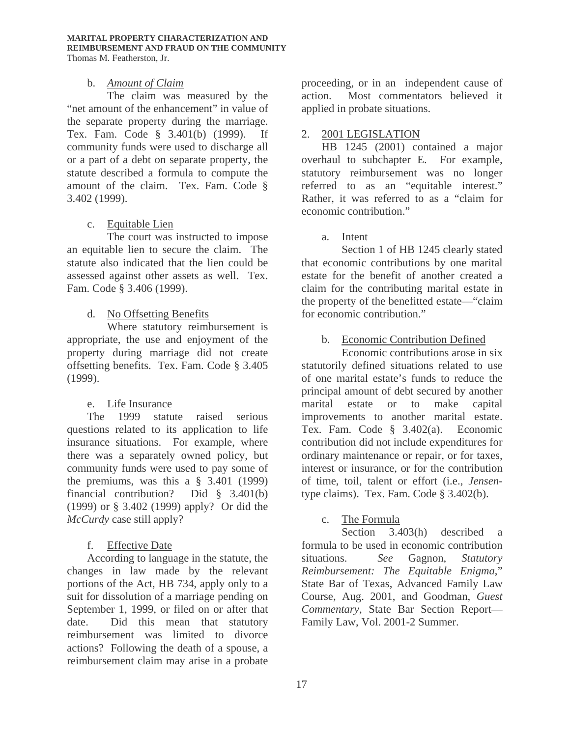#### b. *Amount of Claim*

The claim was measured by the "net amount of the enhancement" in value of the separate property during the marriage. Tex. Fam. Code § 3.401(b) (1999). If community funds were used to discharge all or a part of a debt on separate property, the statute described a formula to compute the amount of the claim. Tex. Fam. Code § 3.402 (1999).

#### c. Equitable Lien

The court was instructed to impose an equitable lien to secure the claim. The statute also indicated that the lien could be assessed against other assets as well. Tex. Fam. Code § 3.406 (1999).

#### d. No Offsetting Benefits

Where statutory reimbursement is appropriate, the use and enjoyment of the property during marriage did not create offsetting benefits. Tex. Fam. Code § 3.405 (1999).

#### e. Life Insurance

The 1999 statute raised serious questions related to its application to life insurance situations. For example, where there was a separately owned policy, but community funds were used to pay some of the premiums, was this a § 3.401 (1999) financial contribution? Did § 3.401(b) (1999) or § 3.402 (1999) apply? Or did the *McCurdy* case still apply?

#### f. Effective Date

According to language in the statute, the changes in law made by the relevant portions of the Act, HB 734, apply only to a suit for dissolution of a marriage pending on September 1, 1999, or filed on or after that date. Did this mean that statutory reimbursement was limited to divorce actions? Following the death of a spouse, a reimbursement claim may arise in a probate proceeding, or in an independent cause of action. Most commentators believed it applied in probate situations.

### 2. 2001 LEGISLATION

HB 1245 (2001) contained a major overhaul to subchapter E. For example, statutory reimbursement was no longer referred to as an "equitable interest." Rather, it was referred to as a "claim for economic contribution."

#### a. Intent

Section 1 of HB 1245 clearly stated that economic contributions by one marital estate for the benefit of another created a claim for the contributing marital estate in the property of the benefitted estate—"claim for economic contribution."

#### b. Economic Contribution Defined

Economic contributions arose in six statutorily defined situations related to use of one marital estate's funds to reduce the principal amount of debt secured by another marital estate or to make capital improvements to another marital estate. Tex. Fam. Code § 3.402(a). Economic contribution did not include expenditures for ordinary maintenance or repair, or for taxes, interest or insurance, or for the contribution of time, toil, talent or effort (i.e., *Jensen*-type claims). Tex. Fam. Code § 3.402(b).

#### c. The Formula

Section 3.403(h) described a formula to be used in economic contribution situations. *See* Gagnon, *Statutory Reimbursement: The Equitable Enigma*," State Bar of Texas, Advanced Family Law Course, Aug. 2001, and Goodman, *Guest Commentary*, State Bar Section Report—Family Law, Vol. 2001-2 Summer.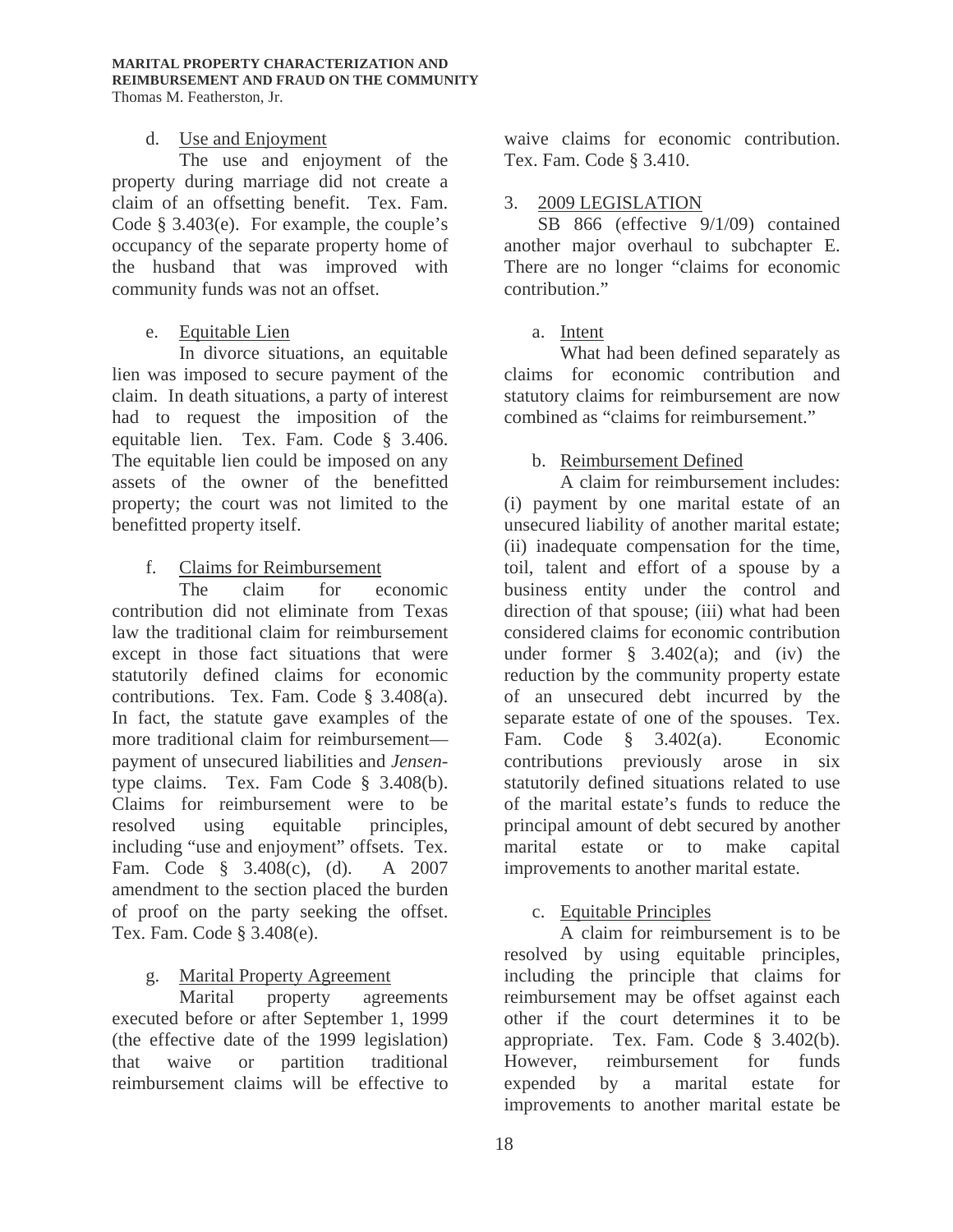d. Use and Enjoyment

The use and enjoyment of the property during marriage did not create a claim of an offsetting benefit. Tex. Fam. Code § 3.403(e). For example, the couple's occupancy of the separate property home of the husband that was improved with community funds was not an offset.

e. Equitable Lien

In divorce situations, an equitable lien was imposed to secure payment of the claim. In death situations, a party of interest had to request the imposition of the equitable lien. Tex. Fam. Code § 3.406. The equitable lien could be imposed on any assets of the owner of the benefitted property; the court was not limited to the benefitted property itself.

f. Claims for Reimbursement

The claim for economic contribution did not eliminate from Texas law the traditional claim for reimbursement except in those fact situations that were statutorily defined claims for economic contributions. Tex. Fam. Code § 3.408(a). In fact, the statute gave examples of the more traditional claim for reimbursement—payment of unsecured liabilities and *Jensen*-type claims. Tex. Fam Code § 3.408(b). Claims for reimbursement were to be resolved using equitable principles, including "use and enjoyment" offsets. Tex. Fam. Code § 3.408(c), (d). A 2007 amendment to the section placed the burden of proof on the party seeking the offset. Tex. Fam. Code § 3.408(e).

g. Marital Property Agreement

Marital property agreements executed before or after September 1, 1999 (the effective date of the 1999 legislation) that waive or partition traditional reimbursement claims will be effective to waive claims for economic contribution. Tex. Fam. Code § 3.410.

3. 2009 LEGISLATION

SB 866 (effective 9/1/09) contained another major overhaul to subchapter E. There are no longer "claims for economic contribution."

a. Intent

What had been defined separately as claims for economic contribution and statutory claims for reimbursement are now combined as "claims for reimbursement."

b. Reimbursement Defined

A claim for reimbursement includes: (i) payment by one marital estate of an unsecured liability of another marital estate; (ii) inadequate compensation for the time, toil, talent and effort of a spouse by a business entity under the control and direction of that spouse; (iii) what had been considered claims for economic contribution under former § 3.402(a); and (iv) the reduction by the community property estate of an unsecured debt incurred by the separate estate of one of the spouses. Tex. Fam. Code § 3.402(a). Economic contributions previously arose in six statutorily defined situations related to use of the marital estate's funds to reduce the principal amount of debt secured by another marital estate or to make capital improvements to another marital estate.

c. Equitable Principles

A claim for reimbursement is to be resolved by using equitable principles, including the principle that claims for reimbursement may be offset against each other if the court determines it to be appropriate. Tex. Fam. Code § 3.402(b). However, reimbursement for funds expended by a marital estate for improvements to another marital estate be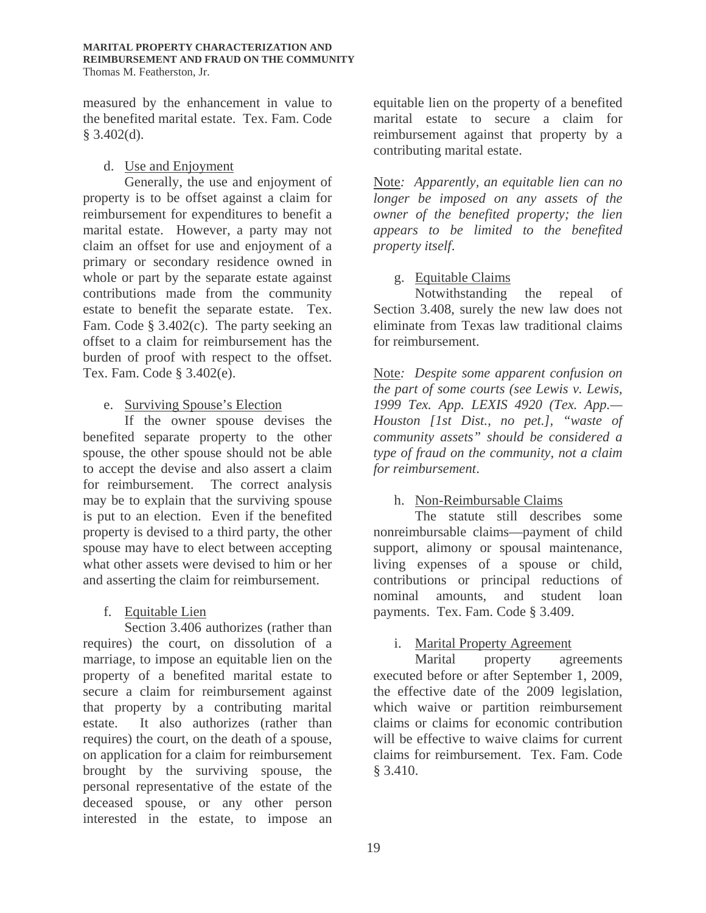measured by the enhancement in value to the benefited marital estate. Tex. Fam. Code § 3.402(d).

d. Use and Enjoyment

Generally, the use and enjoyment of property is to be offset against a claim for reimbursement for expenditures to benefit a marital estate. However, a party may not claim an offset for use and enjoyment of a primary or secondary residence owned in whole or part by the separate estate against contributions made from the community estate to benefit the separate estate. Tex. Fam. Code § 3.402(c). The party seeking an offset to a claim for reimbursement has the burden of proof with respect to the offset. Tex. Fam. Code § 3.402(e).

e. Surviving Spouse's Election

If the owner spouse devises the benefited separate property to the other spouse, the other spouse should not be able to accept the devise and also assert a claim for reimbursement. The correct analysis may be to explain that the surviving spouse is put to an election. Even if the benefited property is devised to a third party, the other spouse may have to elect between accepting what other assets were devised to him or her and asserting the claim for reimbursement.

f. Equitable Lien

Section 3.406 authorizes (rather than requires) the court, on dissolution of a marriage, to impose an equitable lien on the property of a benefited marital estate to secure a claim for reimbursement against that property by a contributing marital estate. It also authorizes (rather than requires) the court, on the death of a spouse, on application for a claim for reimbursement brought by the surviving spouse, the personal representative of the estate of the deceased spouse, or any other person interested in the estate, to impose an equitable lien on the property of a benefited marital estate to secure a claim for reimbursement against that property by a contributing marital estate.

Note: *Apparently, an equitable lien can no longer be imposed on any assets of the owner of the benefited property; the lien appears to be limited to the benefited property itself.*

g. Equitable Claims

Notwithstanding the repeal of Section 3.408, surely the new law does not eliminate from Texas law traditional claims for reimbursement.

Note: *Despite some apparent confusion on the part of some courts (see Lewis v. Lewis, 1999 Tex. App. LEXIS 4920 (Tex. App.—Houston [1st Dist., no pet.], "waste of community assets" should be considered a type of fraud on the community, not a claim for reimbursement.*

h. Non-Reimbursable Claims

The statute still describes some nonreimbursable claims—payment of child support, alimony or spousal maintenance, living expenses of a spouse or child, contributions or principal reductions of nominal amounts, and student loan payments. Tex. Fam. Code § 3.409.

i. Marital Property Agreement

Marital property agreements executed before or after September 1, 2009, the effective date of the 2009 legislation, which waive or partition reimbursement claims or claims for economic contribution will be effective to waive claims for current claims for reimbursement. Tex. Fam. Code § 3.410.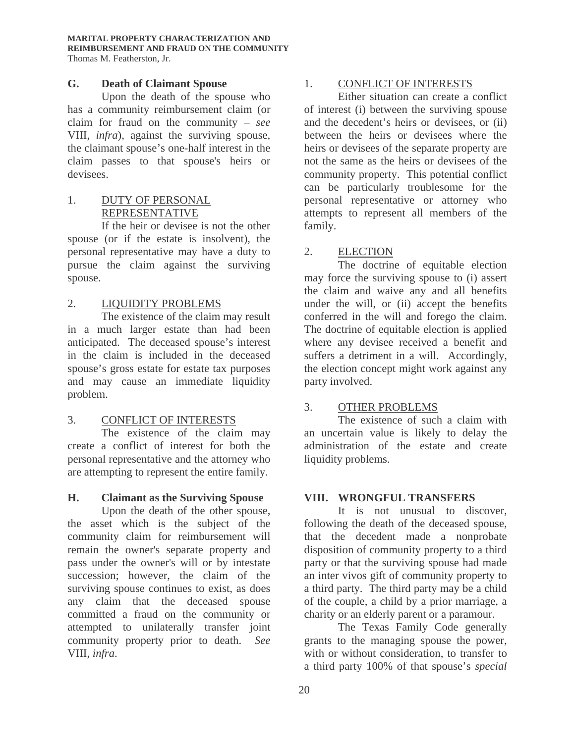### G. Death of Claimant Spouse

Upon the death of the spouse who has a community reimbursement claim (or claim for fraud on the community – *see* VIII, *infra*), against the surviving spouse, the claimant spouse's one-half interest in the claim passes to that spouse's heirs or devisees.

#### 1. DUTY OF PERSONAL REPRESENTATIVE

If the heir or devisee is not the other spouse (or if the estate is insolvent), the personal representative may have a duty to pursue the claim against the surviving spouse.

#### 2. LIQUIDITY PROBLEMS

The existence of the claim may result in a much larger estate than had been anticipated. The deceased spouse's interest in the claim is included in the deceased spouse's gross estate for estate tax purposes and may cause an immediate liquidity problem.

#### 3. CONFLICT OF INTERESTS

The existence of the claim may create a conflict of interest for both the personal representative and the attorney who are attempting to represent the entire family.

### H. Claimant as the Surviving Spouse

Upon the death of the other spouse, the asset which is the subject of the community claim for reimbursement will remain the owner's separate property and pass under the owner's will or by intestate succession; however, the claim of the surviving spouse continues to exist, as does any claim that the deceased spouse committed a fraud on the community or attempted to unilaterally transfer joint community property prior to death. *See* VIII, *infra*.

#### 1. CONFLICT OF INTERESTS

Either situation can create a conflict of interest (i) between the surviving spouse and the decedent's heirs or devisees, or (ii) between the heirs or devisees where the heirs or devisees of the separate property are not the same as the heirs or devisees of the community property. This potential conflict can be particularly troublesome for the personal representative or attorney who attempts to represent all members of the family.

#### 2. ELECTION

The doctrine of equitable election may force the surviving spouse to (i) assert the claim and waive any and all benefits under the will, or (ii) accept the benefits conferred in the will and forego the claim. The doctrine of equitable election is applied where any devisee received a benefit and suffers a detriment in a will. Accordingly, the election concept might work against any party involved.

#### 3. OTHER PROBLEMS

The existence of such a claim with an uncertain value is likely to delay the administration of the estate and create liquidity problems.

## VIII. WRONGFUL TRANSFERS

It is not unusual to discover, following the death of the deceased spouse, that the decedent made a nonprobate disposition of community property to a third party or that the surviving spouse had made an inter vivos gift of community property to a third party. The third party may be a child of the couple, a child by a prior marriage, a charity or an elderly parent or a paramour.

The Texas Family Code generally grants to the managing spouse the power, with or without consideration, to transfer to a third party 100% of that spouse's *special*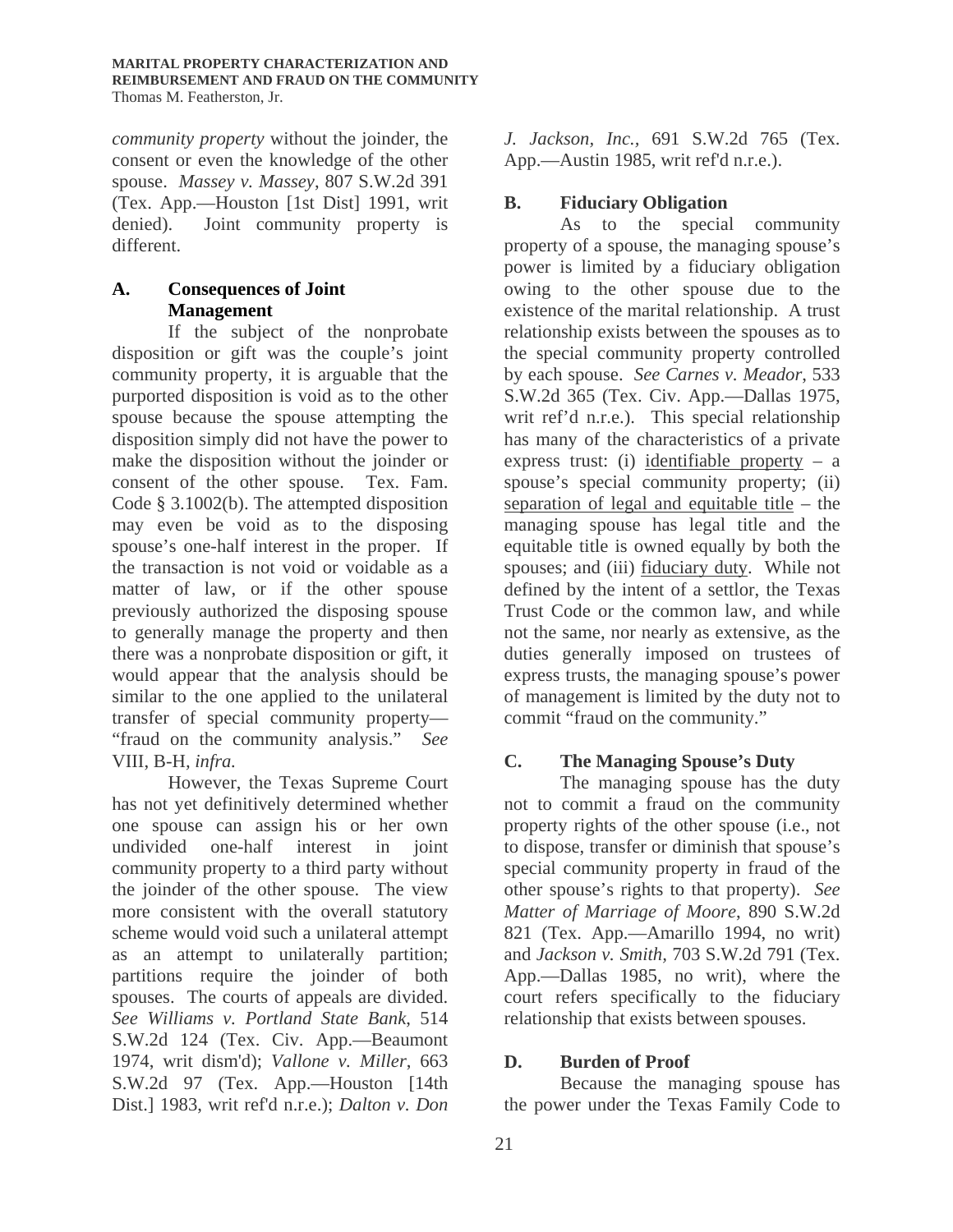*community property* without the joinder, the consent or even the knowledge of the other spouse. *Massey v. Massey*, 807 S.W.2d 391 (Tex. App.—Houston [1st Dist] 1991, writ denied). Joint community property is different.

### A. Consequences of Joint Management

If the subject of the nonprobate disposition or gift was the couple's joint community property, it is arguable that the purported disposition is void as to the other spouse because the spouse attempting the disposition simply did not have the power to make the disposition without the joinder or consent of the other spouse. Tex. Fam. Code § 3.1002(b). The attempted disposition may even be void as to the disposing spouse's one-half interest in the proper. If the transaction is not void or voidable as a matter of law, or if the other spouse previously authorized the disposing spouse to generally manage the property and then there was a nonprobate disposition or gift, it would appear that the analysis should be similar to the one applied to the unilateral transfer of special community property—"fraud on the community analysis." *See* VIII, B-H, *infra.*

However, the Texas Supreme Court has not yet definitively determined whether one spouse can assign his or her own undivided one-half interest in joint community property to a third party without the joinder of the other spouse. The view more consistent with the overall statutory scheme would void such a unilateral attempt as an attempt to unilaterally partition; partitions require the joinder of both spouses. The courts of appeals are divided. *See Williams v. Portland State Bank*, 514 S.W.2d 124 (Tex. Civ. App.—Beaumont 1974, writ dism'd); *Vallone v. Miller*, 663 S.W.2d 97 (Tex. App.—Houston [14th Dist.] 1983, writ ref'd n.r.e.); *Dalton v. Don J. Jackson, Inc.*, 691 S.W.2d 765 (Tex. App.—Austin 1985, writ ref'd n.r.e.).

### B. Fiduciary Obligation

As to the special community property of a spouse, the managing spouse's power is limited by a fiduciary obligation owing to the other spouse due to the existence of the marital relationship. A trust relationship exists between the spouses as to the special community property controlled by each spouse. *See Carnes v. Meador*, 533 S.W.2d 365 (Tex. Civ. App.—Dallas 1975, writ ref'd n.r.e.). This special relationship has many of the characteristics of a private express trust: (i) <u>identifiable property</u> – a spouse's special community property; (ii) <u>separation of legal and equitable title</u> – the managing spouse has legal title and the equitable title is owned equally by both the spouses; and (iii) <u>fiduciary duty</u>. While not defined by the intent of a settlor, the Texas Trust Code or the common law, and while not the same, nor nearly as extensive, as the duties generally imposed on trustees of express trusts, the managing spouse's power of management is limited by the duty not to commit "fraud on the community."

### C. The Managing Spouse's Duty

The managing spouse has the duty not to commit a fraud on the community property rights of the other spouse (i.e., not to dispose, transfer or diminish that spouse's special community property in fraud of the other spouse's rights to that property). *See Matter of Marriage of Moore*, 890 S.W.2d 821 (Tex. App.—Amarillo 1994, no writ) and *Jackson v. Smith*, 703 S.W.2d 791 (Tex. App.—Dallas 1985, no writ), where the court refers specifically to the fiduciary relationship that exists between spouses.

### D. Burden of Proof

Because the managing spouse has the power under the Texas Family Code to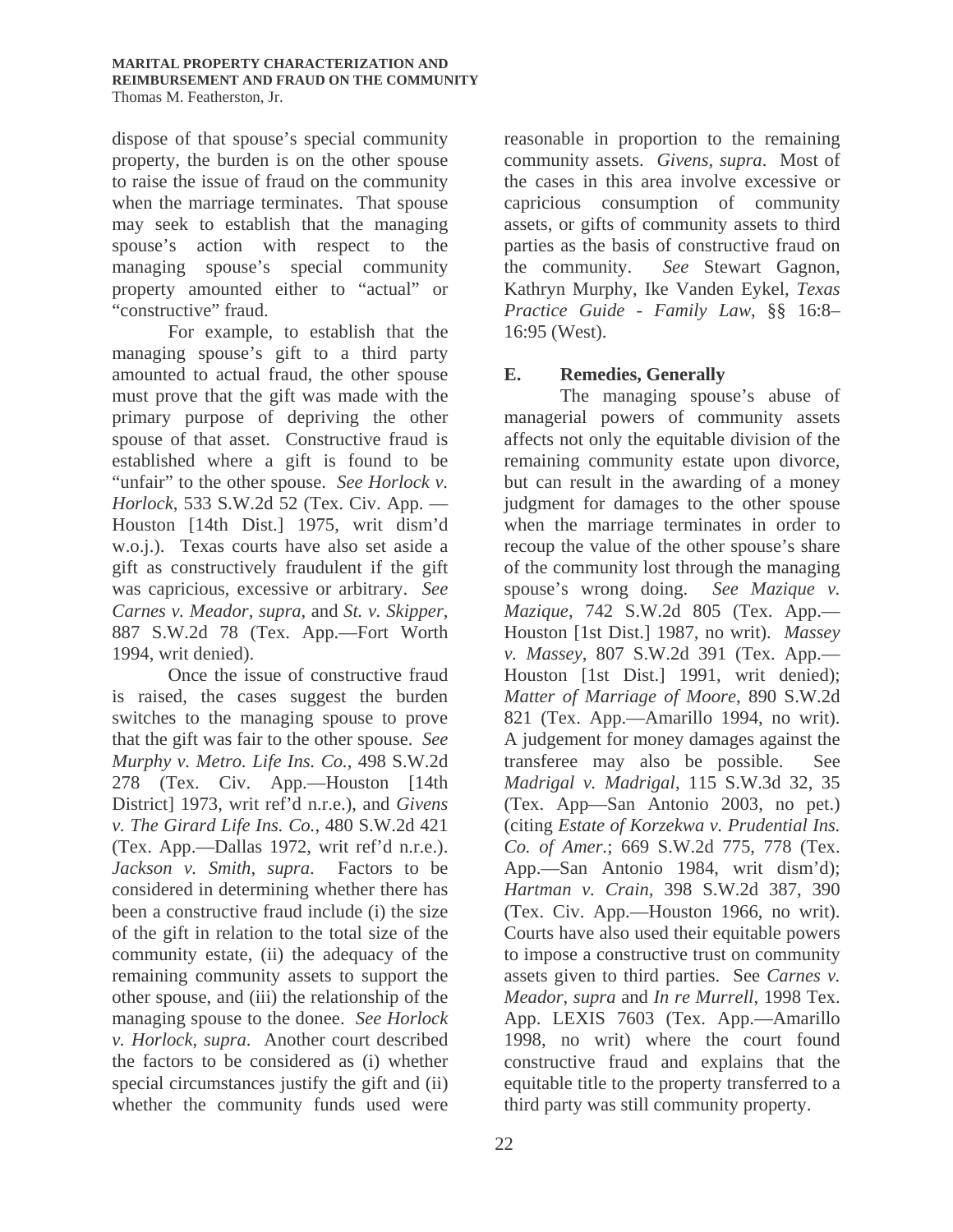dispose of that spouse's special community property, the burden is on the other spouse to raise the issue of fraud on the community when the marriage terminates. That spouse may seek to establish that the managing spouse's action with respect to the managing spouse's special community property amounted either to "actual" or "constructive" fraud.

For example, to establish that the managing spouse's gift to a third party amounted to actual fraud, the other spouse must prove that the gift was made with the primary purpose of depriving the other spouse of that asset. Constructive fraud is established where a gift is found to be "unfair" to the other spouse. *See Horlock v. Horlock*, 533 S.W.2d 52 (Tex. Civ. App. — Houston [14th Dist.] 1975, writ dism'd w.o.j.). Texas courts have also set aside a gift as constructively fraudulent if the gift was capricious, excessive or arbitrary. *See Carnes v. Meador*, *supra*, and *St. v. Skipper*, 887 S.W.2d 78 (Tex. App.—Fort Worth 1994, writ denied).

Once the issue of constructive fraud is raised, the cases suggest the burden switches to the managing spouse to prove that the gift was fair to the other spouse. *See Murphy v. Metro. Life Ins. Co.*, 498 S.W.2d 278 (Tex. Civ. App.—Houston [14th District] 1973, writ ref'd n.r.e.), and *Givens v. The Girard Life Ins. Co.*, 480 S.W.2d 421 (Tex. App.—Dallas 1972, writ ref'd n.r.e.). *Jackson v. Smith*, *supra*. Factors to be considered in determining whether there has been a constructive fraud include (i) the size of the gift in relation to the total size of the community estate, (ii) the adequacy of the remaining community assets to support the other spouse, and (iii) the relationship of the managing spouse to the donee. *See Horlock v. Horlock*, *supra*. Another court described the factors to be considered as (i) whether special circumstances justify the gift and (ii) whether the community funds used were reasonable in proportion to the remaining community assets. *Givens, supra*. Most of the cases in this area involve excessive or capricious consumption of community assets, or gifts of community assets to third parties as the basis of constructive fraud on the community. *See* Stewart Gagnon, Kathryn Murphy, Ike Vanden Eykel, *Texas Practice Guide - Family Law*, §§ 16:8–16:95 (West).

### E. Remedies, Generally

The managing spouse's abuse of managerial powers of community assets affects not only the equitable division of the remaining community estate upon divorce, but can result in the awarding of a money judgment for damages to the other spouse when the marriage terminates in order to recoup the value of the other spouse's share of the community lost through the managing spouse's wrong doing. *See Mazique v. Mazique*, 742 S.W.2d 805 (Tex. App.—Houston [1st Dist.] 1987, no writ). *Massey v. Massey*, 807 S.W.2d 391 (Tex. App.—Houston [1st Dist.] 1991, writ denied); *Matter of Marriage of Moore*, 890 S.W.2d 821 (Tex. App.—Amarillo 1994, no writ). A judgement for money damages against the transferee may also be possible. See *Madrigal v. Madrigal*, 115 S.W.3d 32, 35 (Tex. App—San Antonio 2003, no pet.) (citing *Estate of Korzekwa v. Prudential Ins. Co. of Amer.*; 669 S.W.2d 775, 778 (Tex. App.—San Antonio 1984, writ dism'd); *Hartman v. Crain*, 398 S.W.2d 387, 390 (Tex. Civ. App.—Houston 1966, no writ). Courts have also used their equitable powers to impose a constructive trust on community assets given to third parties. See *Carnes v. Meador*, *supra* and *In re Murrell*, 1998 Tex. App. LEXIS 7603 (Tex. App.—Amarillo 1998, no writ) where the court found constructive fraud and explains that the equitable title to the property transferred to a third party was still community property.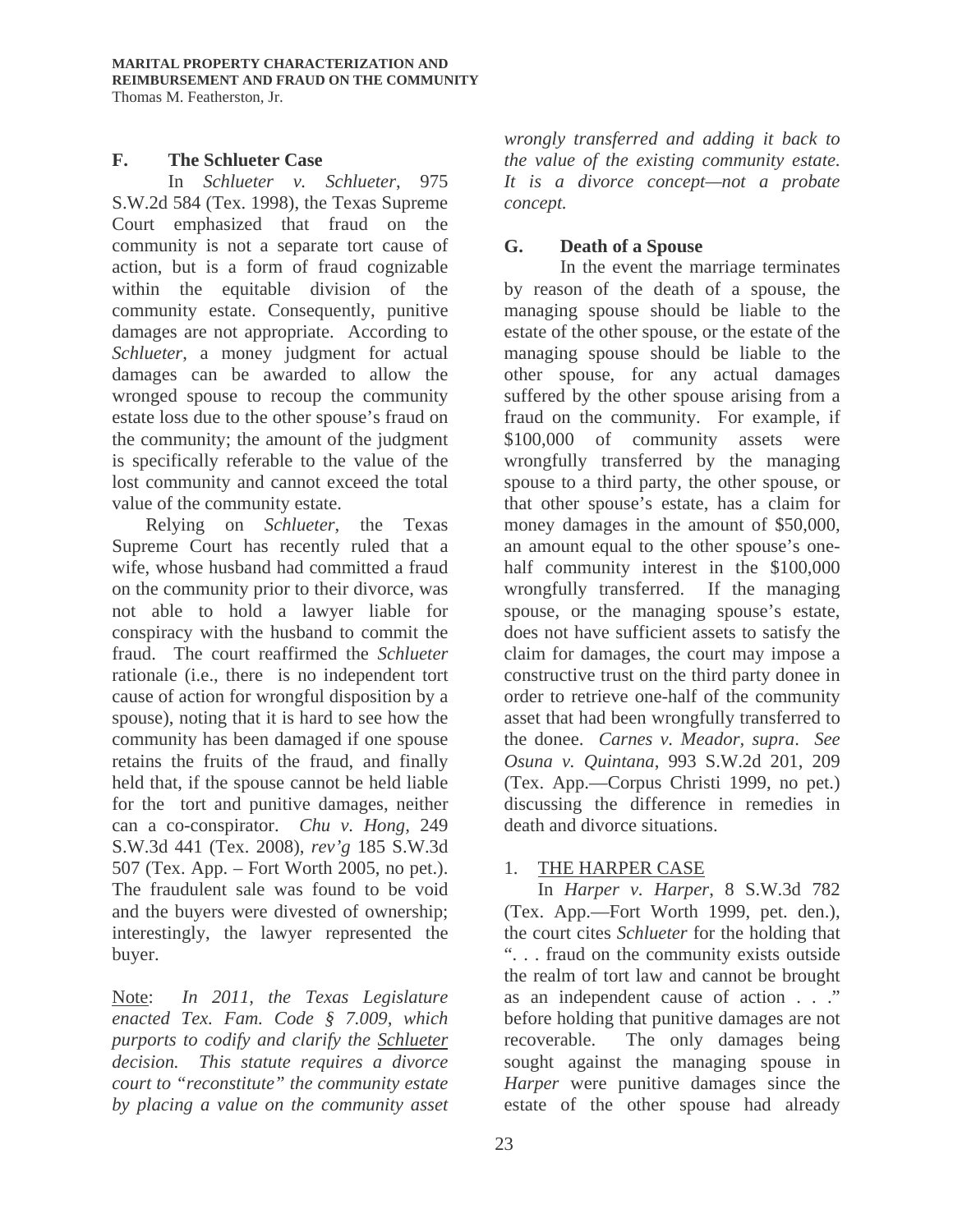## F. The Schlueter Case

In *Schlueter v. Schlueter*, 975 S.W.2d 584 (Tex. 1998), the Texas Supreme Court emphasized that fraud on the community is not a separate tort cause of action, but is a form of fraud cognizable within the equitable division of the community estate. Consequently, punitive damages are not appropriate. According to *Schlueter*, a money judgment for actual damages can be awarded to allow the wronged spouse to recoup the community estate loss due to the other spouse's fraud on the community; the amount of the judgment is specifically referable to the value of the lost community and cannot exceed the total value of the community estate.

Relying on *Schlueter*, the Texas Supreme Court has recently ruled that a wife, whose husband had committed a fraud on the community prior to their divorce, was not able to hold a lawyer liable for conspiracy with the husband to commit the fraud. The court reaffirmed the *Schlueter* rationale (i.e., there is no independent tort cause of action for wrongful disposition by a spouse), noting that it is hard to see how the community has been damaged if one spouse retains the fruits of the fraud, and finally held that, if the spouse cannot be held liable for the tort and punitive damages, neither can a co-conspirator. *Chu v. Hong*, 249 S.W.3d 441 (Tex. 2008), *rev'g* 185 S.W.3d 507 (Tex. App. – Fort Worth 2005, no pet.). The fraudulent sale was found to be void and the buyers were divested of ownership; interestingly, the lawyer represented the buyer.

Note: *In 2011, the Texas Legislature enacted Tex. Fam. Code § 7.009, which purports to codify and clarify the Schlueter decision. This statute requires a divorce court to "reconstitute" the community estate by placing a value on the community asset wrongly transferred and adding it back to the value of the existing community estate. It is a divorce concept—not a probate concept.*

## G. Death of a Spouse

In the event the marriage terminates by reason of the death of a spouse, the managing spouse should be liable to the estate of the other spouse, or the estate of the managing spouse should be liable to the other spouse, for any actual damages suffered by the other spouse arising from a fraud on the community. For example, if $100,000 of community assets were wrongfully transferred by the managing spouse to a third party, the other spouse, or that other spouse's estate, has a claim for money damages in the amount of $50,000, an amount equal to the other spouse's one-half community interest in the $100,000 wrongfully transferred. If the managing spouse, or the managing spouse's estate, does not have sufficient assets to satisfy the claim for damages, the court may impose a constructive trust on the third party donee in order to retrieve one-half of the community asset that had been wrongfully transferred to the donee. *Carnes v. Meador, supra*. *See Osuna v. Quintana*, 993 S.W.2d 201, 209 (Tex. App.—Corpus Christi 1999, no pet.) discussing the difference in remedies in death and divorce situations.

### 1. THE HARPER CASE

In *Harper v. Harper*, 8 S.W.3d 782 (Tex. App.—Fort Worth 1999, pet. den.), the court cites *Schlueter* for the holding that ". . . fraud on the community exists outside the realm of tort law and cannot be brought as an independent cause of action . . ." before holding that punitive damages are not recoverable. The only damages being sought against the managing spouse in *Harper* were punitive damages since the estate of the other spouse had already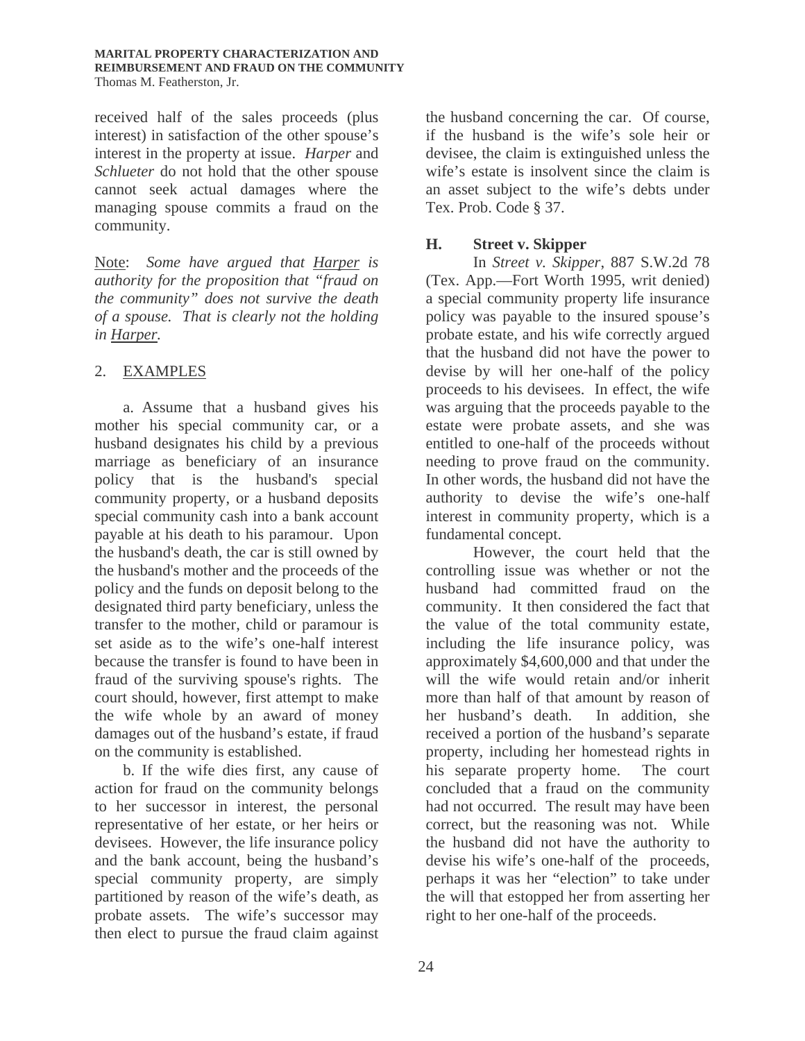received half of the sales proceeds (plus interest) in satisfaction of the other spouse's interest in the property at issue. *Harper* and *Schlueter* do not hold that the other spouse cannot seek actual damages where the managing spouse commits a fraud on the community.

Note: *Some have argued that Harper is authority for the proposition that "fraud on the community" does not survive the death of a spouse. That is clearly not the holding in Harper.*

2. EXAMPLES

a. Assume that a husband gives his mother his special community car, or a husband designates his child by a previous marriage as beneficiary of an insurance policy that is the husband's special community property, or a husband deposits special community cash into a bank account payable at his death to his paramour. Upon the husband's death, the car is still owned by the husband's mother and the proceeds of the policy and the funds on deposit belong to the designated third party beneficiary, unless the transfer to the mother, child or paramour is set aside as to the wife's one-half interest because the transfer is found to have been in fraud of the surviving spouse's rights. The court should, however, first attempt to make the wife whole by an award of money damages out of the husband's estate, if fraud on the community is established.

b. If the wife dies first, any cause of action for fraud on the community belongs to her successor in interest, the personal representative of her estate, or her heirs or devisees. However, the life insurance policy and the bank account, being the husband's special community property, are simply partitioned by reason of the wife's death, as probate assets. The wife's successor may then elect to pursue the fraud claim against the husband concerning the car. Of course, if the husband is the wife's sole heir or devisee, the claim is extinguished unless the wife's estate is insolvent since the claim is an asset subject to the wife's debts under Tex. Prob. Code § 37.

### H. Street v. Skipper

In *Street v. Skipper*, 887 S.W.2d 78 (Tex. App.—Fort Worth 1995, writ denied) a special community property life insurance policy was payable to the insured spouse's probate estate, and his wife correctly argued that the husband did not have the power to devise by will her one-half of the policy proceeds to his devisees. In effect, the wife was arguing that the proceeds payable to the estate were probate assets, and she was entitled to one-half of the proceeds without needing to prove fraud on the community. In other words, the husband did not have the authority to devise the wife's one-half interest in community property, which is a fundamental concept.

However, the court held that the controlling issue was whether or not the husband had committed fraud on the community. It then considered the fact that the value of the total community estate, including the life insurance policy, was approximately $4,600,000 and that under the will the wife would retain and/or inherit more than half of that amount by reason of her husband's death. In addition, she received a portion of the husband's separate property, including her homestead rights in his separate property home. The court concluded that a fraud on the community had not occurred. The result may have been correct, but the reasoning was not. While the husband did not have the authority to devise his wife's one-half of the proceeds, perhaps it was her "election" to take under the will that estopped her from asserting her right to her one-half of the proceeds.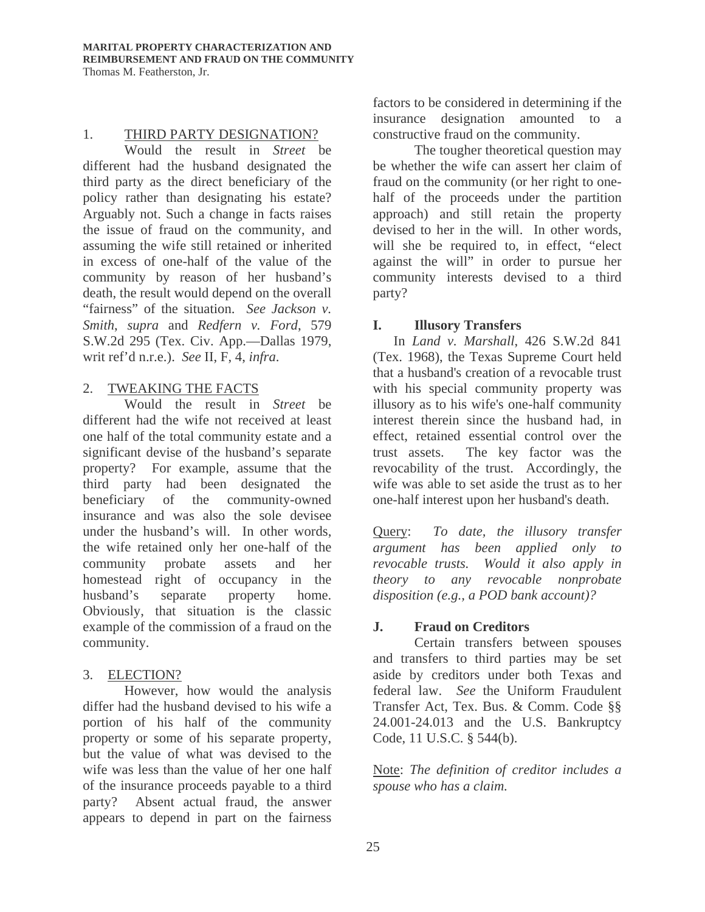1. <u>THIRD PARTY DESIGNATION?</u>

Would the result in *Street* be different had the husband designated the third party as the direct beneficiary of the policy rather than designating his estate? Arguably not. Such a change in facts raises the issue of fraud on the community, and assuming the wife still retained or inherited in excess of one-half of the value of the community by reason of her husband's death, the result would depend on the overall "fairness" of the situation. *See Jackson v. Smith*, *supra* and *Redfern v. Ford*, 579 S.W.2d 295 (Tex. Civ. App.—Dallas 1979, writ ref'd n.r.e.). *See* II, F, 4, *infra*.

2. <u>TWEAKING THE FACTS</u>

Would the result in *Street* be different had the wife not received at least one half of the total community estate and a significant devise of the husband's separate property? For example, assume that the third party had been designated the beneficiary of the community-owned insurance and was also the sole devisee under the husband's will. In other words, the wife retained only her one-half of the community probate assets and her homestead right of occupancy in the husband's separate property home. Obviously, that situation is the classic example of the commission of a fraud on the community.

3. <u>ELECTION?</u>

However, how would the analysis differ had the husband devised to his wife a portion of his half of the community property or some of his separate property, but the value of what was devised to the wife was less than the value of her one half of the insurance proceeds payable to a third party? Absent actual fraud, the answer appears to depend in part on the fairness factors to be considered in determining if the insurance designation amounted to a constructive fraud on the community.

The tougher theoretical question may be whether the wife can assert her claim of fraud on the community (or her right to one-half of the proceeds under the partition approach) and still retain the property devised to her in the will. In other words, will she be required to, in effect, "elect against the will" in order to pursue her community interests devised to a third party?

## I. Illusory Transfers

In *Land v. Marshall*, 426 S.W.2d 841 (Tex. 1968), the Texas Supreme Court held that a husband's creation of a revocable trust with his special community property was illusory as to his wife's one-half community interest therein since the husband had, in effect, retained essential control over the trust assets. The key factor was the revocability of the trust. Accordingly, the wife was able to set aside the trust as to her one-half interest upon her husband's death.

<u>Query</u>: *To date, the illusory transfer argument has been applied only to revocable trusts. Would it also apply in theory to any revocable nonprobate disposition (e.g., a POD bank account)?*

## J. Fraud on Creditors

Certain transfers between spouses and transfers to third parties may be set aside by creditors under both Texas and federal law. *See* the Uniform Fraudulent Transfer Act, Tex. Bus. & Comm. Code §§ 24.001-24.013 and the U.S. Bankruptcy Code, 11 U.S.C. § 544(b).

<u>Note</u>: *The definition of creditor includes a spouse who has a claim.*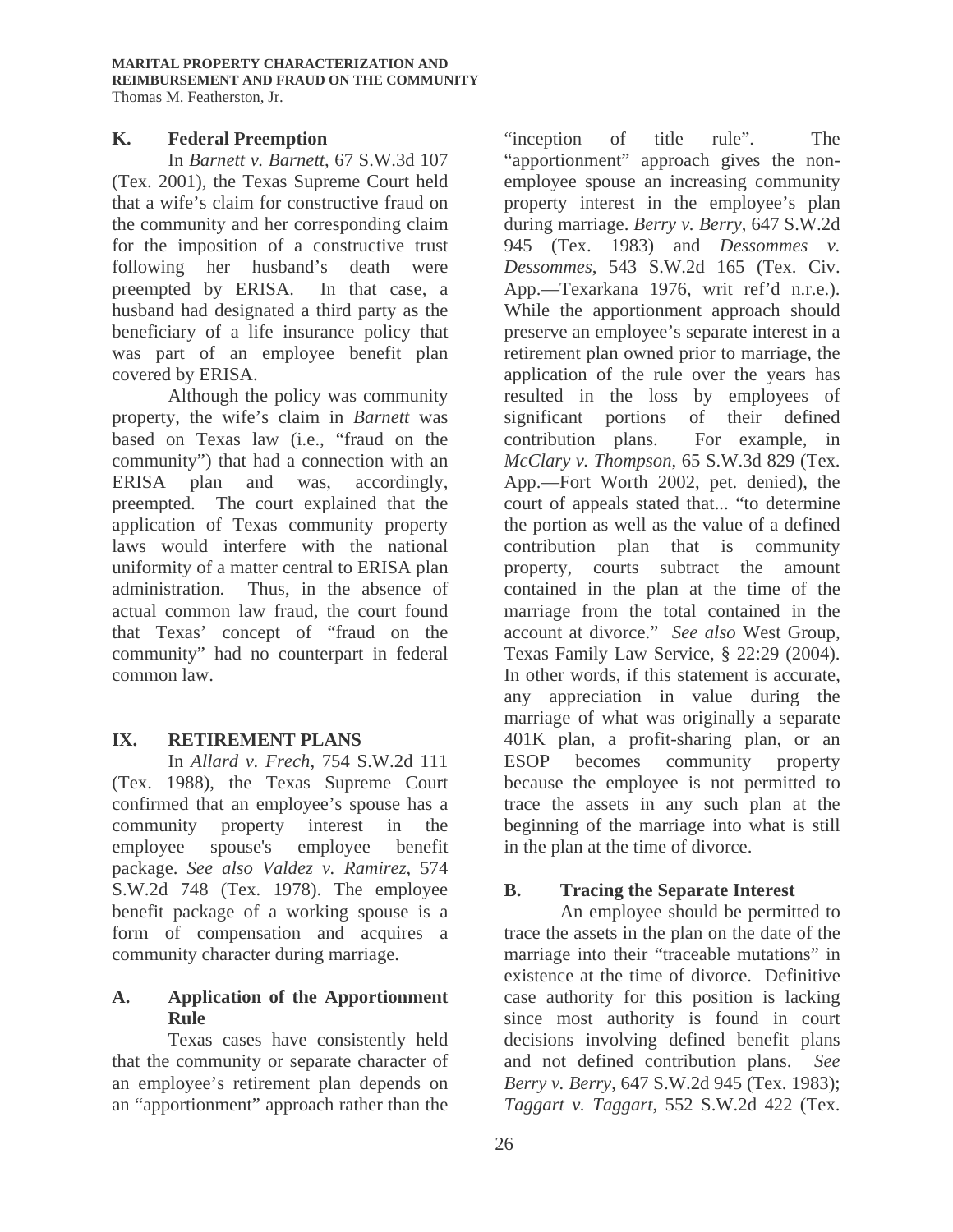### K. Federal Preemption

In *Barnett v. Barnett*, 67 S.W.3d 107 (Tex. 2001), the Texas Supreme Court held that a wife's claim for constructive fraud on the community and her corresponding claim for the imposition of a constructive trust following her husband's death were preempted by ERISA. In that case, a husband had designated a third party as the beneficiary of a life insurance policy that was part of an employee benefit plan covered by ERISA.

Although the policy was community property, the wife's claim in *Barnett* was based on Texas law (i.e., "fraud on the community") that had a connection with an ERISA plan and was, accordingly, preempted. The court explained that the application of Texas community property laws would interfere with the national uniformity of a matter central to ERISA plan administration. Thus, in the absence of actual common law fraud, the court found that Texas' concept of "fraud on the community" had no counterpart in federal common law.

## IX. RETIREMENT PLANS

In *Allard v. Frech*, 754 S.W.2d 111 (Tex. 1988), the Texas Supreme Court confirmed that an employee's spouse has a community property interest in the employee spouse's employee benefit package. *See also Valdez v. Ramirez*, 574 S.W.2d 748 (Tex. 1978). The employee benefit package of a working spouse is a form of compensation and acquires a community character during marriage.

### A. Application of the Apportionment Rule

Texas cases have consistently held that the community or separate character of an employee's retirement plan depends on an "apportionment" approach rather than the "inception of title rule". The "apportionment" approach gives the non-employee spouse an increasing community property interest in the employee's plan during marriage. *Berry v. Berry*, 647 S.W.2d 945 (Tex. 1983) and *Dessommes v. Dessommes*, 543 S.W.2d 165 (Tex. Civ. App.—Texarkana 1976, writ ref'd n.r.e.). While the apportionment approach should preserve an employee's separate interest in a retirement plan owned prior to marriage, the application of the rule over the years has resulted in the loss by employees of significant portions of their defined contribution plans. For example, in *McClary v. Thompson*, 65 S.W.3d 829 (Tex. App.—Fort Worth 2002, pet. denied), the court of appeals stated that... "to determine the portion as well as the value of a defined contribution plan that is community property, courts subtract the amount contained in the plan at the time of the marriage from the total contained in the account at divorce." *See also* West Group, Texas Family Law Service, § 22:29 (2004). In other words, if this statement is accurate, any appreciation in value during the marriage of what was originally a separate 401K plan, a profit-sharing plan, or an ESOP becomes community property because the employee is not permitted to trace the assets in any such plan at the beginning of the marriage into what is still in the plan at the time of divorce.

### B. Tracing the Separate Interest

An employee should be permitted to trace the assets in the plan on the date of the marriage into their "traceable mutations" in existence at the time of divorce. Definitive case authority for this position is lacking since most authority is found in court decisions involving defined benefit plans and not defined contribution plans. *See Berry v. Berry*, 647 S.W.2d 945 (Tex. 1983); *Taggart v. Taggart*, 552 S.W.2d 422 (Tex.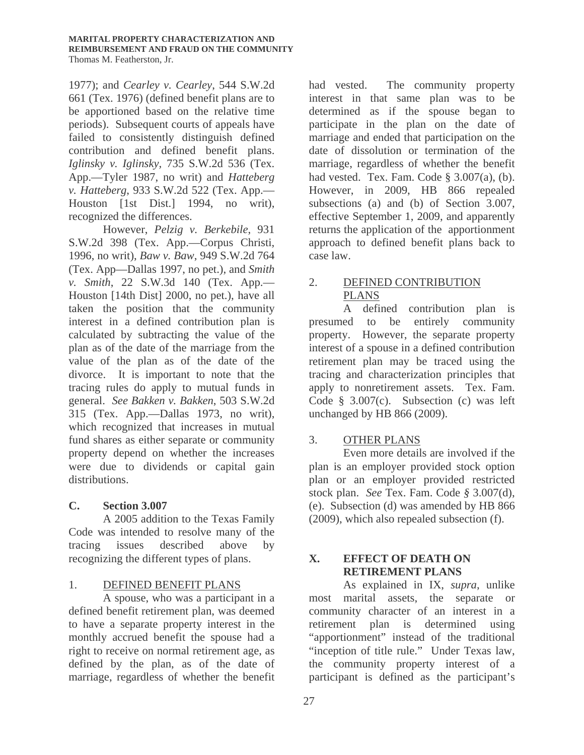1977); and *Cearley v. Cearley*, 544 S.W.2d 661 (Tex. 1976) (defined benefit plans are to be apportioned based on the relative time periods). Subsequent courts of appeals have failed to consistently distinguish defined contribution and defined benefit plans. *Iglinsky v. Iglinsky*, 735 S.W.2d 536 (Tex. App.—Tyler 1987, no writ) and *Hatteberg v. Hatteberg*, 933 S.W.2d 522 (Tex. App.—Houston [1st Dist.] 1994, no writ), recognized the differences.

However, *Pelzig v. Berkebile*, 931 S.W.2d 398 (Tex. App.—Corpus Christi, 1996, no writ), *Baw v. Baw*, 949 S.W.2d 764 (Tex. App—Dallas 1997, no pet.), and *Smith v. Smith*, 22 S.W.3d 140 (Tex. App.—Houston [14th Dist] 2000, no pet.), have all taken the position that the community interest in a defined contribution plan is calculated by subtracting the value of the plan as of the date of the marriage from the value of the plan as of the date of the divorce. It is important to note that the tracing rules do apply to mutual funds in general. *See Bakken v. Bakken*, 503 S.W.2d 315 (Tex. App.—Dallas 1973, no writ), which recognized that increases in mutual fund shares as either separate or community property depend on whether the increases were due to dividends or capital gain distributions.

### C. Section 3.007

A 2005 addition to the Texas Family Code was intended to resolve many of the tracing issues described above by recognizing the different types of plans.

#### 1. DEFINED BENEFIT PLANS

A spouse, who was a participant in a defined benefit retirement plan, was deemed to have a separate property interest in the monthly accrued benefit the spouse had a right to receive on normal retirement age, as defined by the plan, as of the date of marriage, regardless of whether the benefit had vested. The community property interest in that same plan was to be determined as if the spouse began to participate in the plan on the date of marriage and ended that participation on the date of dissolution or termination of the marriage, regardless of whether the benefit had vested. Tex. Fam. Code § 3.007(a), (b). However, in 2009, HB 866 repealed subsections (a) and (b) of Section 3.007, effective September 1, 2009, and apparently returns the application of the apportionment approach to defined benefit plans back to case law.

#### 2. DEFINED CONTRIBUTION PLANS

A defined contribution plan is presumed to be entirely community property. However, the separate property interest of a spouse in a defined contribution retirement plan may be traced using the tracing and characterization principles that apply to nonretirement assets. Tex. Fam. Code § 3.007(c). Subsection (c) was left unchanged by HB 866 (2009).

#### 3. OTHER PLANS

Even more details are involved if the plan is an employer provided stock option plan or an employer provided restricted stock plan. *See* Tex. Fam. Code *§* 3.007(d), (e). Subsection (d) was amended by HB 866 (2009), which also repealed subsection (f).

## X. EFFECT OF DEATH ON RETIREMENT PLANS

As explained in IX, *supra*, unlike most marital assets, the separate or community character of an interest in a retirement plan is determined using "apportionment" instead of the traditional "inception of title rule." Under Texas law, the community property interest of a participant is defined as the participant's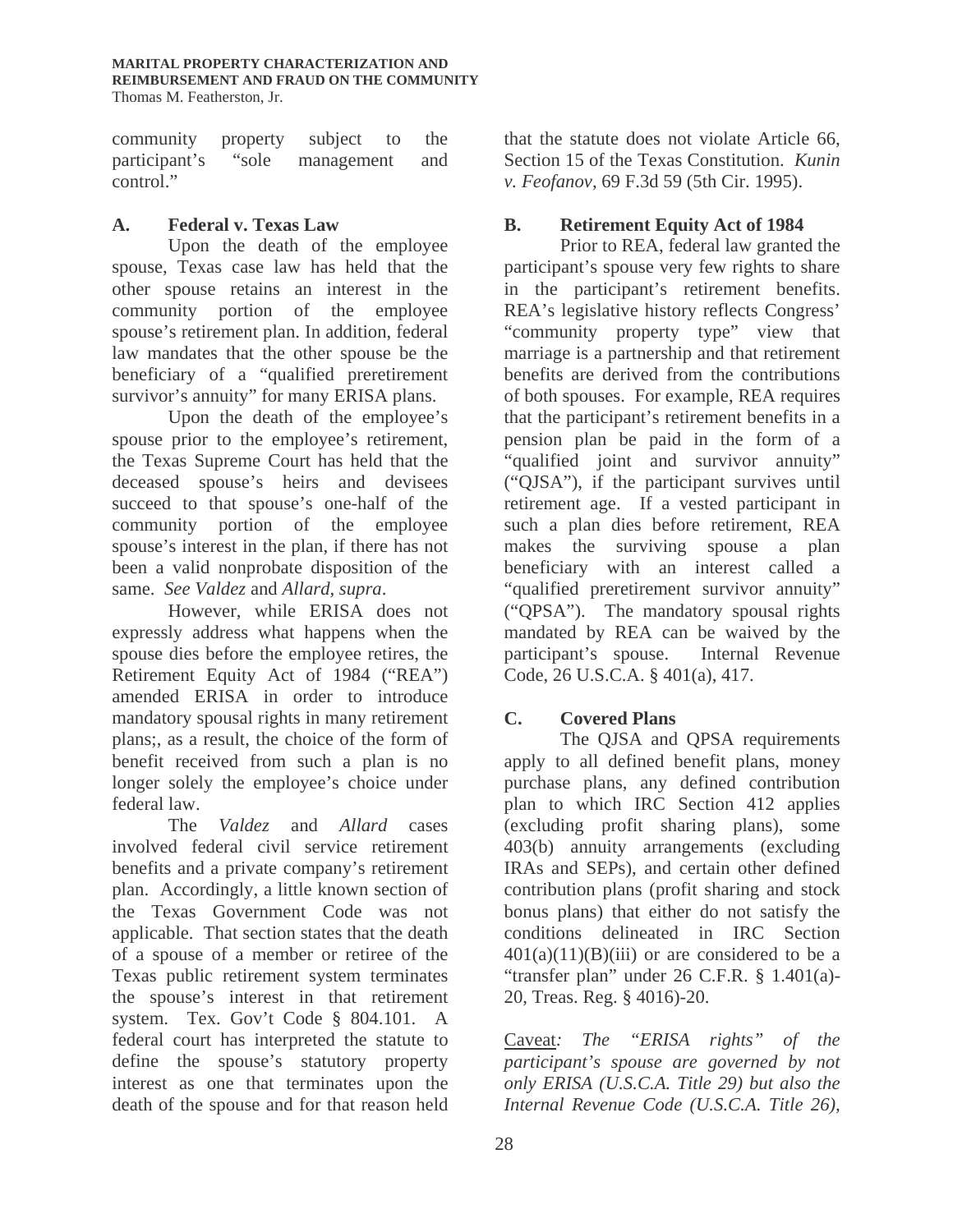community property subject to the participant's "sole management and control."

### A. Federal v. Texas Law

Upon the death of the employee spouse, Texas case law has held that the other spouse retains an interest in the community portion of the employee spouse's retirement plan. In addition, federal law mandates that the other spouse be the beneficiary of a "qualified preretirement survivor's annuity" for many ERISA plans.

Upon the death of the employee's spouse prior to the employee's retirement, the Texas Supreme Court has held that the deceased spouse's heirs and devisees succeed to that spouse's one-half of the community portion of the employee spouse's interest in the plan, if there has not been a valid nonprobate disposition of the same. *See Valdez* and *Allard, supra*.

However, while ERISA does not expressly address what happens when the spouse dies before the employee retires, the Retirement Equity Act of 1984 ("REA") amended ERISA in order to introduce mandatory spousal rights in many retirement plans;, as a result, the choice of the form of benefit received from such a plan is no longer solely the employee's choice under federal law.

The *Valdez* and *Allard* cases involved federal civil service retirement benefits and a private company's retirement plan. Accordingly, a little known section of the Texas Government Code was not applicable. That section states that the death of a spouse of a member or retiree of the Texas public retirement system terminates the spouse's interest in that retirement system. Tex. Gov't Code § 804.101. A federal court has interpreted the statute to define the spouse's statutory property interest as one that terminates upon the death of the spouse and for that reason held that the statute does not violate Article 66, Section 15 of the Texas Constitution. *Kunin v. Feofanov*, 69 F.3d 59 (5th Cir. 1995).

### B. Retirement Equity Act of 1984

Prior to REA, federal law granted the participant's spouse very few rights to share in the participant's retirement benefits. REA's legislative history reflects Congress' "community property type" view that marriage is a partnership and that retirement benefits are derived from the contributions of both spouses. For example, REA requires that the participant's retirement benefits in a pension plan be paid in the form of a "qualified joint and survivor annuity" ("QJSA"), if the participant survives until retirement age. If a vested participant in such a plan dies before retirement, REA makes the surviving spouse a plan beneficiary with an interest called a "qualified preretirement survivor annuity" ("QPSA"). The mandatory spousal rights mandated by REA can be waived by the participant's spouse. Internal Revenue Code, 26 U.S.C.A. § 401(a), 417.

### C. Covered Plans

The QJSA and QPSA requirements apply to all defined benefit plans, money purchase plans, any defined contribution plan to which IRC Section 412 applies (excluding profit sharing plans), some 403(b) annuity arrangements (excluding IRAs and SEPs), and certain other defined contribution plans (profit sharing and stock bonus plans) that either do not satisfy the conditions delineated in IRC Section 401(a)(11)(B)(iii) or are considered to be a "transfer plan" under 26 C.F.R. § 1.401(a)-20, Treas. Reg. § 4016)-20.

Caveat*: The "ERISA rights" of the participant's spouse are governed by not only ERISA (U.S.C.A. Title 29) but also the Internal Revenue Code (U.S.C.A. Title 26),*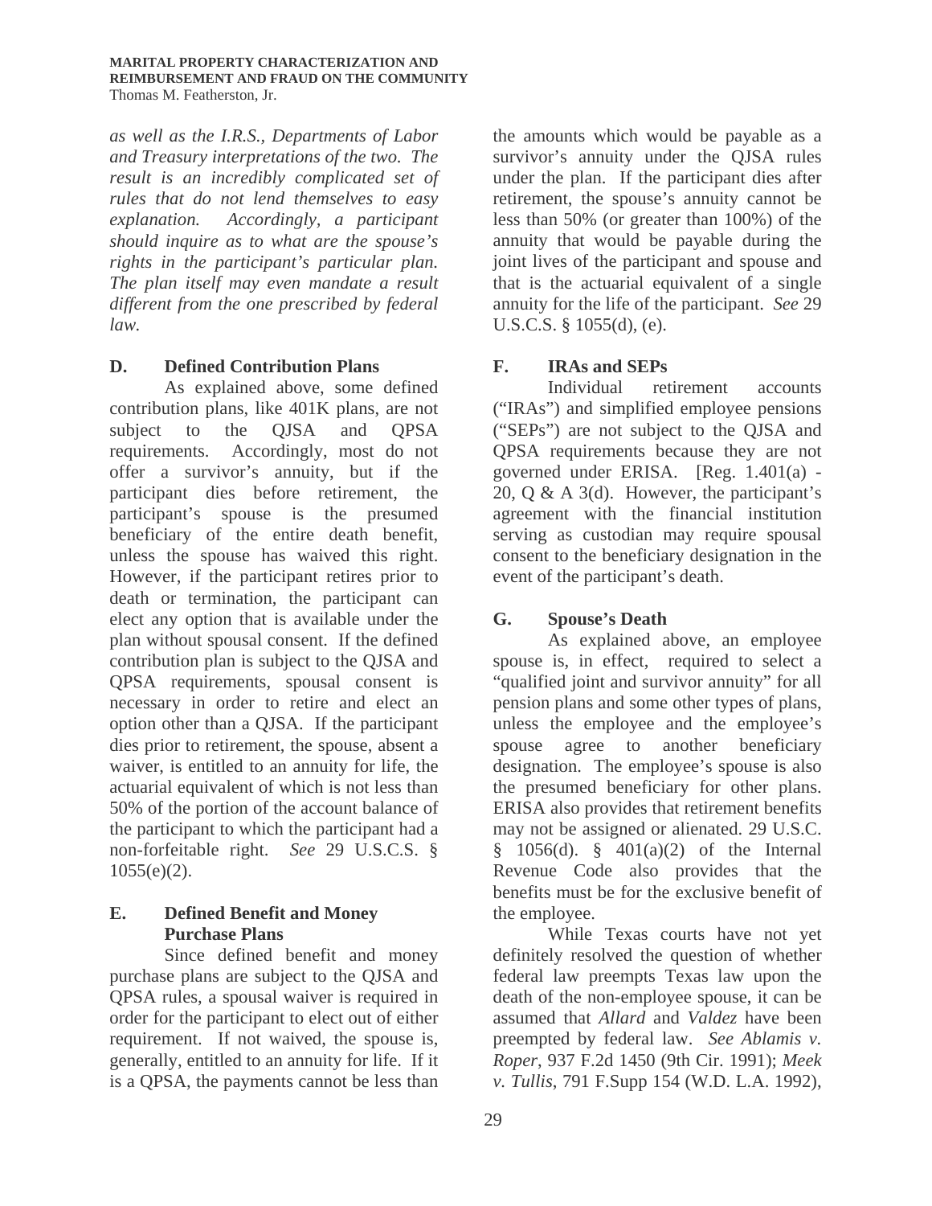*as well as the I.R.S., Departments of Labor and Treasury interpretations of the two. The result is an incredibly complicated set of rules that do not lend themselves to easy explanation. Accordingly, a participant should inquire as to what are the spouse's rights in the participant's particular plan. The plan itself may even mandate a result different from the one prescribed by federal law.*

### D. Defined Contribution Plans

As explained above, some defined contribution plans, like 401K plans, are not subject to the QJSA and QPSA requirements. Accordingly, most do not offer a survivor's annuity, but if the participant dies before retirement, the participant's spouse is the presumed beneficiary of the entire death benefit, unless the spouse has waived this right. However, if the participant retires prior to death or termination, the participant can elect any option that is available under the plan without spousal consent. If the defined contribution plan is subject to the QJSA and QPSA requirements, spousal consent is necessary in order to retire and elect an option other than a QJSA. If the participant dies prior to retirement, the spouse, absent a waiver, is entitled to an annuity for life, the actuarial equivalent of which is not less than 50% of the portion of the account balance of the participant to which the participant had a non-forfeitable right. *See* 29 U.S.C.S. § 1055(e)(2).

### E. Defined Benefit and Money Purchase Plans

Since defined benefit and money purchase plans are subject to the QJSA and QPSA rules, a spousal waiver is required in order for the participant to elect out of either requirement. If not waived, the spouse is, generally, entitled to an annuity for life. If it is a QPSA, the payments cannot be less than the amounts which would be payable as a survivor's annuity under the QJSA rules under the plan. If the participant dies after retirement, the spouse's annuity cannot be less than 50% (or greater than 100%) of the annuity that would be payable during the joint lives of the participant and spouse and that is the actuarial equivalent of a single annuity for the life of the participant. *See* 29 U.S.C.S. § 1055(d), (e).

### F. IRAs and SEPs

Individual retirement accounts ("IRAs") and simplified employee pensions ("SEPs") are not subject to the QJSA and QPSA requirements because they are not governed under ERISA. [Reg. 1.401(a) - 20, Q & A 3(d). However, the participant's agreement with the financial institution serving as custodian may require spousal consent to the beneficiary designation in the event of the participant's death.

### G. Spouse's Death

As explained above, an employee spouse is, in effect, required to select a "qualified joint and survivor annuity" for all pension plans and some other types of plans, unless the employee and the employee's spouse agree to another beneficiary designation. The employee's spouse is also the presumed beneficiary for other plans. ERISA also provides that retirement benefits may not be assigned or alienated. 29 U.S.C. § 1056(d). § 401(a)(2) of the Internal Revenue Code also provides that the benefits must be for the exclusive benefit of the employee.

While Texas courts have not yet definitely resolved the question of whether federal law preempts Texas law upon the death of the non-employee spouse, it can be assumed that *Allard* and *Valdez* have been preempted by federal law. *See Ablamis v. Roper*, 937 F.2d 1450 (9th Cir. 1991); *Meek v. Tullis*, 791 F.Supp 154 (W.D. L.A. 1992),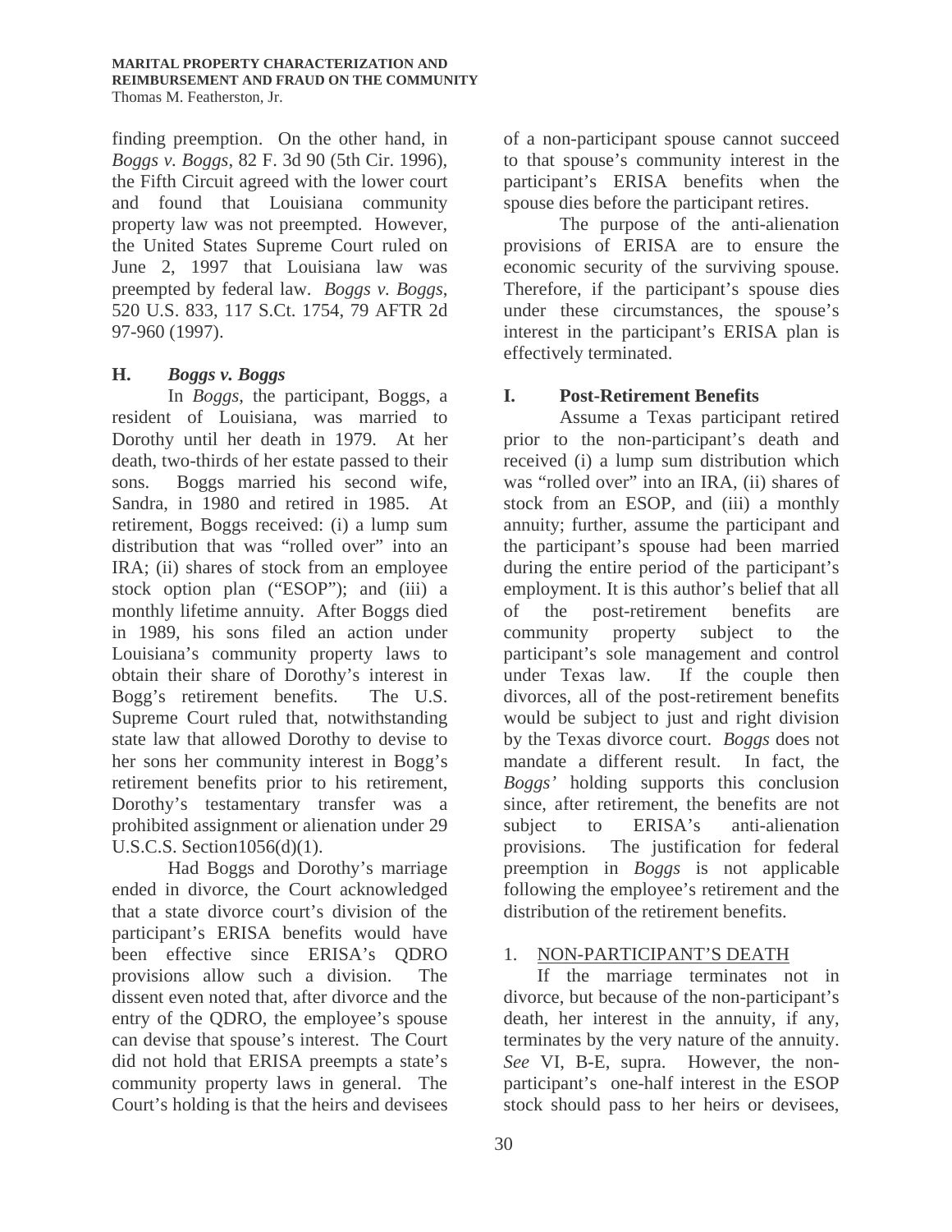finding preemption. On the other hand, in *Boggs v. Boggs*, 82 F. 3d 90 (5th Cir. 1996), the Fifth Circuit agreed with the lower court and found that Louisiana community property law was not preempted. However, the United States Supreme Court ruled on June 2, 1997 that Louisiana law was preempted by federal law. *Boggs v. Boggs*, 520 U.S. 833, 117 S.Ct. 1754, 79 AFTR 2d 97-960 (1997).

### H. *Boggs v. Boggs*

In *Boggs*, the participant, Boggs, a resident of Louisiana, was married to Dorothy until her death in 1979. At her death, two-thirds of her estate passed to their sons. Boggs married his second wife, Sandra, in 1980 and retired in 1985. At retirement, Boggs received: (i) a lump sum distribution that was "rolled over" into an IRA; (ii) shares of stock from an employee stock option plan ("ESOP"); and (iii) a monthly lifetime annuity. After Boggs died in 1989, his sons filed an action under Louisiana's community property laws to obtain their share of Dorothy's interest in Bogg's retirement benefits. The U.S. Supreme Court ruled that, notwithstanding state law that allowed Dorothy to devise to her sons her community interest in Bogg's retirement benefits prior to his retirement, Dorothy's testamentary transfer was a prohibited assignment or alienation under 29 U.S.C.S. Section1056(d)(1).

Had Boggs and Dorothy's marriage ended in divorce, the Court acknowledged that a state divorce court's division of the participant's ERISA benefits would have been effective since ERISA's QDRO provisions allow such a division. The dissent even noted that, after divorce and the entry of the QDRO, the employee's spouse can devise that spouse's interest. The Court did not hold that ERISA preempts a state's community property laws in general. The Court's holding is that the heirs and devisees of a non-participant spouse cannot succeed to that spouse's community interest in the participant's ERISA benefits when the spouse dies before the participant retires.

The purpose of the anti-alienation provisions of ERISA are to ensure the economic security of the surviving spouse. Therefore, if the participant's spouse dies under these circumstances, the spouse's interest in the participant's ERISA plan is effectively terminated.

### I. Post-Retirement Benefits

Assume a Texas participant retired prior to the non-participant's death and received (i) a lump sum distribution which was "rolled over" into an IRA, (ii) shares of stock from an ESOP, and (iii) a monthly annuity; further, assume the participant and the participant's spouse had been married during the entire period of the participant's employment. It is this author's belief that all of the post-retirement benefits are community property subject to the participant's sole management and control under Texas law. If the couple then divorces, all of the post-retirement benefits would be subject to just and right division by the Texas divorce court. *Boggs* does not mandate a different result. In fact, the *Boggs'* holding supports this conclusion since, after retirement, the benefits are not subject to ERISA's anti-alienation provisions. The justification for federal preemption in *Boggs* is not applicable following the employee's retirement and the distribution of the retirement benefits.

#### 1. NON-PARTICIPANT'S DEATH

If the marriage terminates not in divorce, but because of the non-participant's death, her interest in the annuity, if any, terminates by the very nature of the annuity. *See* VI, B-E, supra. However, the non-participant's one-half interest in the ESOP stock should pass to her heirs or devisees,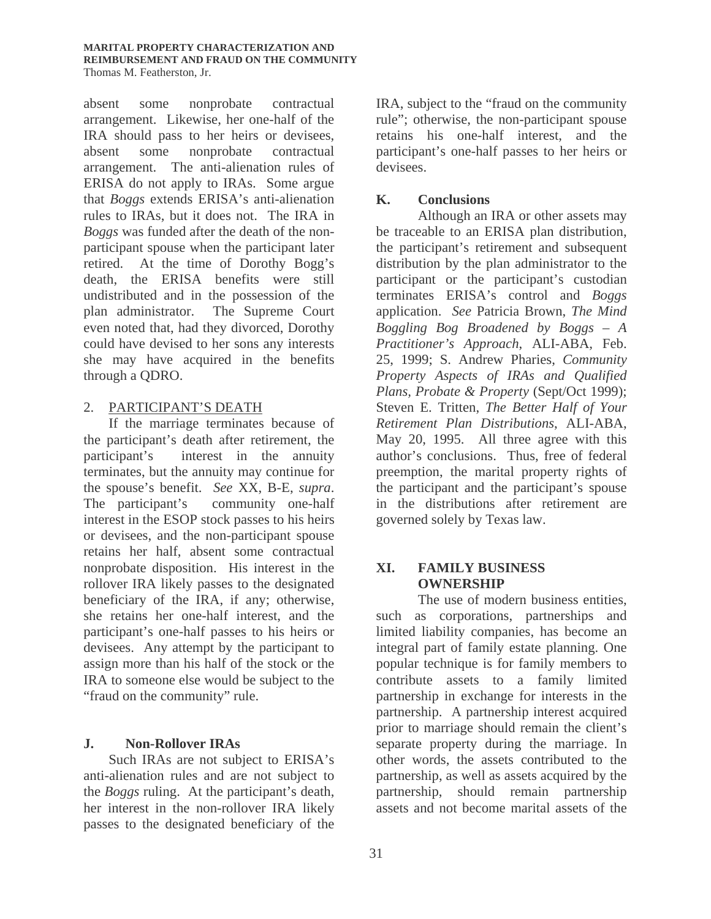absent some nonprobate contractual arrangement. Likewise, her one-half of the IRA should pass to her heirs or devisees, absent some nonprobate contractual arrangement. The anti-alienation rules of ERISA do not apply to IRAs. Some argue that *Boggs* extends ERISA's anti-alienation rules to IRAs, but it does not. The IRA in *Boggs* was funded after the death of the non-participant spouse when the participant later retired. At the time of Dorothy Bogg's death, the ERISA benefits were still undistributed and in the possession of the plan administrator. The Supreme Court even noted that, had they divorced, Dorothy could have devised to her sons any interests she may have acquired in the benefits through a QDRO.

2. <u>PARTICIPANT'S DEATH</u>

If the marriage terminates because of the participant's death after retirement, the participant's interest in the annuity terminates, but the annuity may continue for the spouse's benefit. *See* XX, B-E, *supra*. The participant's community one-half interest in the ESOP stock passes to his heirs or devisees, and the non-participant spouse retains her half, absent some contractual nonprobate disposition. His interest in the rollover IRA likely passes to the designated beneficiary of the IRA, if any; otherwise, she retains her one-half interest, and the participant's one-half passes to his heirs or devisees. Any attempt by the participant to assign more than his half of the stock or the IRA to someone else would be subject to the "fraud on the community" rule.

### J. Non-Rollover IRAs

Such IRAs are not subject to ERISA's anti-alienation rules and are not subject to the *Boggs* ruling. At the participant's death, her interest in the non-rollover IRA likely passes to the designated beneficiary of the IRA, subject to the "fraud on the community rule"; otherwise, the non-participant spouse retains his one-half interest, and the participant's one-half passes to her heirs or devisees.

### K. Conclusions

Although an IRA or other assets may be traceable to an ERISA plan distribution, the participant's retirement and subsequent distribution by the plan administrator to the participant or the participant's custodian terminates ERISA's control and *Boggs* application. *See* Patricia Brown, *The Mind Boggling Bog Broadened by Boggs – A Practitioner's Approach*, ALI-ABA, Feb. 25, 1999; S. Andrew Pharies, *Community Property Aspects of IRAs and Qualified Plans, Probate & Property* (Sept/Oct 1999); Steven E. Tritten, *The Better Half of Your Retirement Plan Distributions*, ALI-ABA, May 20, 1995. All three agree with this author's conclusions. Thus, free of federal preemption, the marital property rights of the participant and the participant's spouse in the distributions after retirement are governed solely by Texas law.

## XI. FAMILY BUSINESS OWNERSHIP

The use of modern business entities, such as corporations, partnerships and limited liability companies, has become an integral part of family estate planning. One popular technique is for family members to contribute assets to a family limited partnership in exchange for interests in the partnership. A partnership interest acquired prior to marriage should remain the client's separate property during the marriage. In other words, the assets contributed to the partnership, as well as assets acquired by the partnership, should remain partnership assets and not become marital assets of the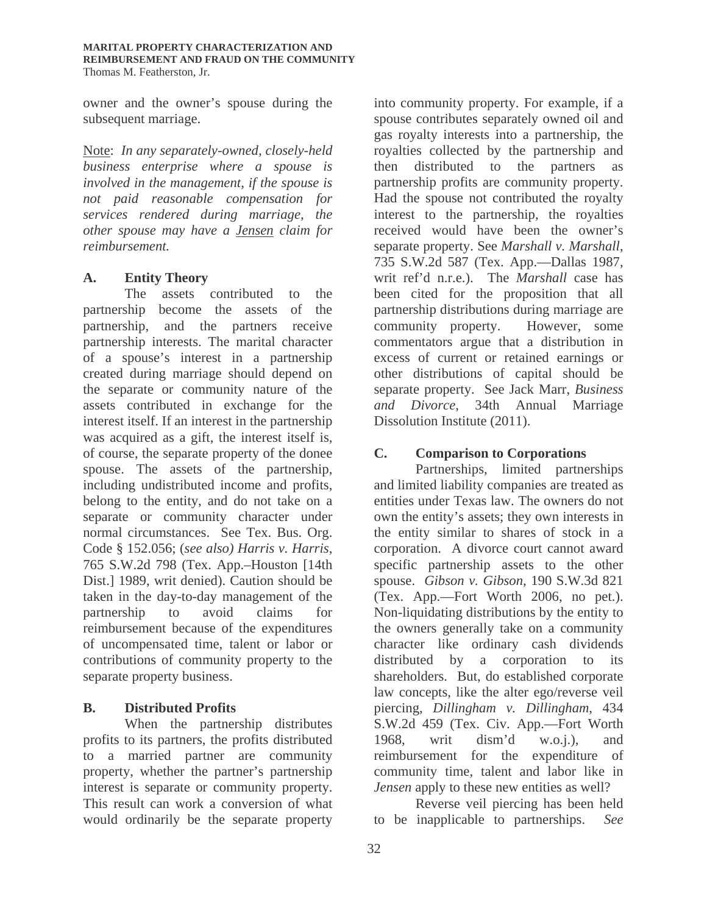owner and the owner's spouse during the subsequent marriage.

Note: *In any separately-owned, closely-held business enterprise where a spouse is involved in the management, if the spouse is not paid reasonable compensation for services rendered during marriage, the other spouse may have a Jensen claim for reimbursement.*

## A. Entity Theory

The assets contributed to the partnership become the assets of the partnership, and the partners receive partnership interests. The marital character of a spouse's interest in a partnership created during marriage should depend on the separate or community nature of the assets contributed in exchange for the interest itself. If an interest in the partnership was acquired as a gift, the interest itself is, of course, the separate property of the donee spouse. The assets of the partnership, including undistributed income and profits, belong to the entity, and do not take on a separate or community character under normal circumstances. See Tex. Bus. Org. Code § 152.056; (*see also) Harris v. Harris*, 765 S.W.2d 798 (Tex. App.–Houston [14th Dist.] 1989, writ denied). Caution should be taken in the day-to-day management of the partnership to avoid claims for reimbursement because of the expenditures of uncompensated time, talent or labor or contributions of community property to the separate property business.

## B. Distributed Profits

When the partnership distributes profits to its partners, the profits distributed to a married partner are community property, whether the partner's partnership interest is separate or community property. This result can work a conversion of what would ordinarily be the separate property into community property. For example, if a spouse contributes separately owned oil and gas royalty interests into a partnership, the royalties collected by the partnership and then distributed to the partners as partnership profits are community property. Had the spouse not contributed the royalty interest to the partnership, the royalties received would have been the owner's separate property. See *Marshall v. Marshall*, 735 S.W.2d 587 (Tex. App.—Dallas 1987, writ ref'd n.r.e.). The *Marshall* case has been cited for the proposition that all partnership distributions during marriage are community property. However, some commentators argue that a distribution in excess of current or retained earnings or other distributions of capital should be separate property. See Jack Marr, *Business and Divorce*, 34th Annual Marriage Dissolution Institute (2011).

## C. Comparison to Corporations

Partnerships, limited partnerships and limited liability companies are treated as entities under Texas law. The owners do not own the entity's assets; they own interests in the entity similar to shares of stock in a corporation. A divorce court cannot award specific partnership assets to the other spouse. *Gibson v. Gibson*, 190 S.W.3d 821 (Tex. App.—Fort Worth 2006, no pet.). Non-liquidating distributions by the entity to the owners generally take on a community character like ordinary cash dividends distributed by a corporation to its shareholders. But, do established corporate law concepts, like the alter ego/reverse veil piercing, *Dillingham v. Dillingham*, 434 S.W.2d 459 (Tex. Civ. App.—Fort Worth 1968, writ dism'd w.o.j.), and reimbursement for the expenditure of community time, talent and labor like in *Jensen* apply to these new entities as well?

Reverse veil piercing has been held to be inapplicable to partnerships. *See*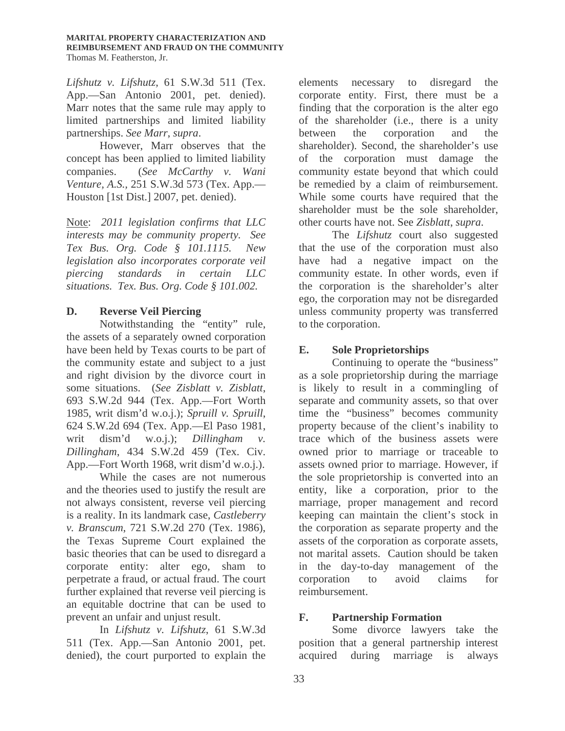*Lifshutz v. Lifshutz*, 61 S.W.3d 511 (Tex. App.—San Antonio 2001, pet. denied). Marr notes that the same rule may apply to limited partnerships and limited liability partnerships. *See Marr*, *supra*.

However, Marr observes that the concept has been applied to limited liability companies. (*See McCarthy v. Wani Venture, A.S.*, 251 S.W.3d 573 (Tex. App.—Houston [1st Dist.] 2007, pet. denied).

Note: *2011 legislation confirms that LLC interests may be community property. See Tex Bus. Org. Code § 101.1115. New legislation also incorporates corporate veil piercing standards in certain LLC situations. Tex. Bus. Org. Code § 101.002.*

### D. Reverse Veil Piercing

Notwithstanding the "entity" rule, the assets of a separately owned corporation have been held by Texas courts to be part of the community estate and subject to a just and right division by the divorce court in some situations. (*See Zisblatt v. Zisblatt*, 693 S.W.2d 944 (Tex. App.—Fort Worth 1985, writ dism'd w.o.j.); *Spruill v. Spruill*, 624 S.W.2d 694 (Tex. App.—El Paso 1981, writ dism'd w.o.j.); *Dillingham v. Dillingham*, 434 S.W.2d 459 (Tex. Civ. App.—Fort Worth 1968, writ dism'd w.o.j.).

While the cases are not numerous and the theories used to justify the result are not always consistent, reverse veil piercing is a reality. In its landmark case, *Castleberry v. Branscum*, 721 S.W.2d 270 (Tex. 1986), the Texas Supreme Court explained the basic theories that can be used to disregard a corporate entity: alter ego, sham to perpetrate a fraud, or actual fraud. The court further explained that reverse veil piercing is an equitable doctrine that can be used to prevent an unfair and unjust result.

In *Lifshutz v. Lifshutz*, 61 S.W.3d 511 (Tex. App.—San Antonio 2001, pet. denied), the court purported to explain the elements necessary to disregard the corporate entity. First, there must be a finding that the corporation is the alter ego of the shareholder (i.e., there is a unity between the corporation and the shareholder). Second, the shareholder's use of the corporation must damage the community estate beyond that which could be remedied by a claim of reimbursement. While some courts have required that the shareholder must be the sole shareholder, other courts have not. See *Zisblatt*, *supra*.

The *Lifshutz* court also suggested that the use of the corporation must also have had a negative impact on the community estate. In other words, even if the corporation is the shareholder's alter ego, the corporation may not be disregarded unless community property was transferred to the corporation.

### E. Sole Proprietorships

Continuing to operate the "business" as a sole proprietorship during the marriage is likely to result in a commingling of separate and community assets, so that over time the "business" becomes community property because of the client's inability to trace which of the business assets were owned prior to marriage or traceable to assets owned prior to marriage. However, if the sole proprietorship is converted into an entity, like a corporation, prior to the marriage, proper management and record keeping can maintain the client's stock in the corporation as separate property and the assets of the corporation as corporate assets, not marital assets. Caution should be taken in the day-to-day management of the corporation to avoid claims for reimbursement.

### F. Partnership Formation

Some divorce lawyers take the position that a general partnership interest acquired during marriage is always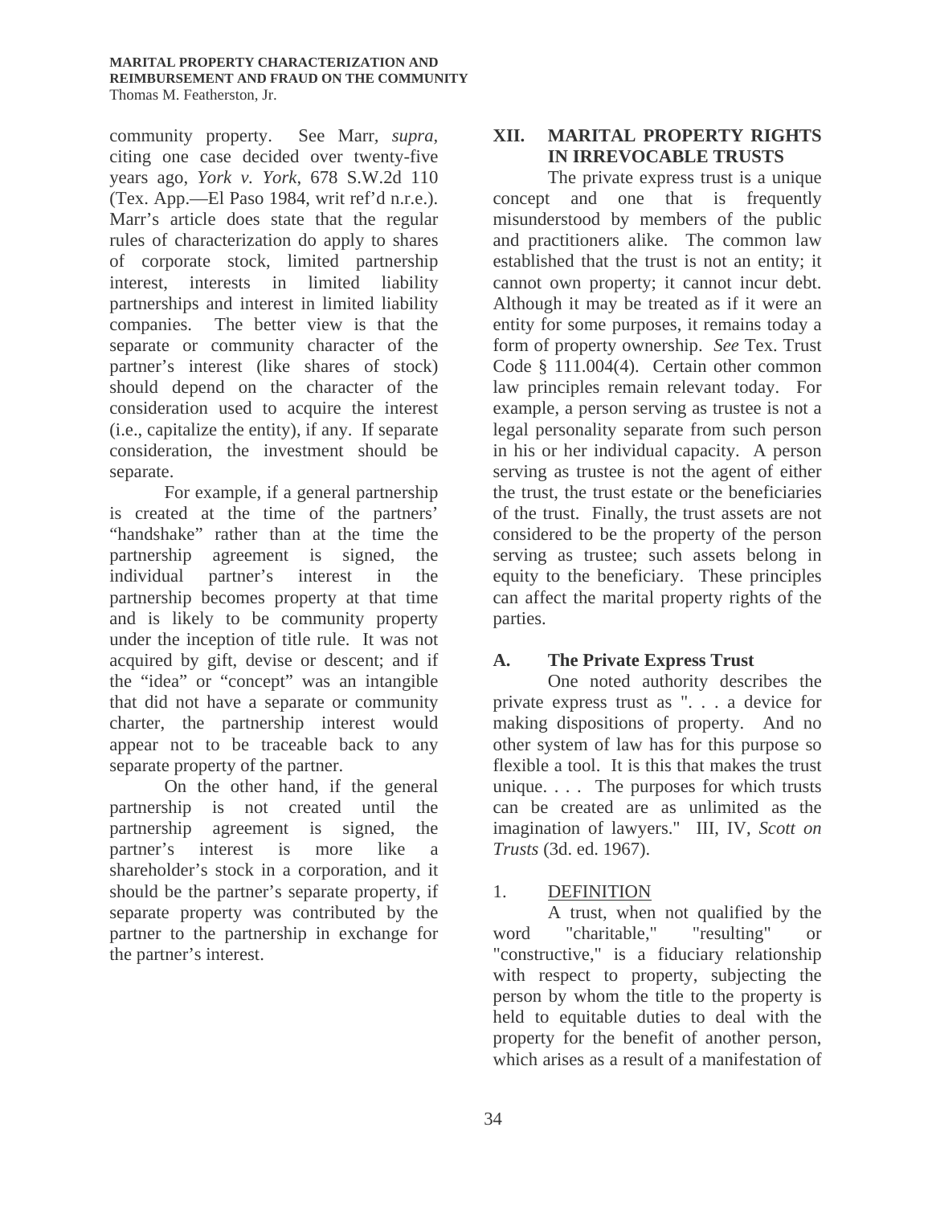community property. See Marr, *supra,* citing one case decided over twenty-five years ago, *York v. York*, 678 S.W.2d 110 (Tex. App.—El Paso 1984, writ ref'd n.r.e.). Marr's article does state that the regular rules of characterization do apply to shares of corporate stock, limited partnership interest, interests in limited liability partnerships and interest in limited liability companies. The better view is that the separate or community character of the partner's interest (like shares of stock) should depend on the character of the consideration used to acquire the interest (i.e., capitalize the entity), if any. If separate consideration, the investment should be separate.

For example, if a general partnership is created at the time of the partners' "handshake" rather than at the time the partnership agreement is signed, the individual partner's interest in the partnership becomes property at that time and is likely to be community property under the inception of title rule. It was not acquired by gift, devise or descent; and if the "idea" or "concept" was an intangible that did not have a separate or community charter, the partnership interest would appear not to be traceable back to any separate property of the partner.

On the other hand, if the general partnership is not created until the partnership agreement is signed, the partner's interest is more like a shareholder's stock in a corporation, and it should be the partner's separate property, if separate property was contributed by the partner to the partnership in exchange for the partner's interest.

## XII. MARITAL PROPERTY RIGHTS IN IRREVOCABLE TRUSTS

The private express trust is a unique concept and one that is frequently misunderstood by members of the public and practitioners alike. The common law established that the trust is not an entity; it cannot own property; it cannot incur debt. Although it may be treated as if it were an entity for some purposes, it remains today a form of property ownership. *See* Tex. Trust Code § 111.004(4). Certain other common law principles remain relevant today. For example, a person serving as trustee is not a legal personality separate from such person in his or her individual capacity. A person serving as trustee is not the agent of either the trust, the trust estate or the beneficiaries of the trust. Finally, the trust assets are not considered to be the property of the person serving as trustee; such assets belong in equity to the beneficiary. These principles can affect the marital property rights of the parties.

### A. The Private Express Trust

One noted authority describes the private express trust as ". . . a device for making dispositions of property. And no other system of law has for this purpose so flexible a tool. It is this that makes the trust unique. . . . The purposes for which trusts can be created are as unlimited as the imagination of lawyers." III, IV, *Scott on Trusts* (3d. ed. 1967).

#### 1. DEFINITION

A trust, when not qualified by the word "charitable," "resulting" or "constructive," is a fiduciary relationship with respect to property, subjecting the person by whom the title to the property is held to equitable duties to deal with the property for the benefit of another person, which arises as a result of a manifestation of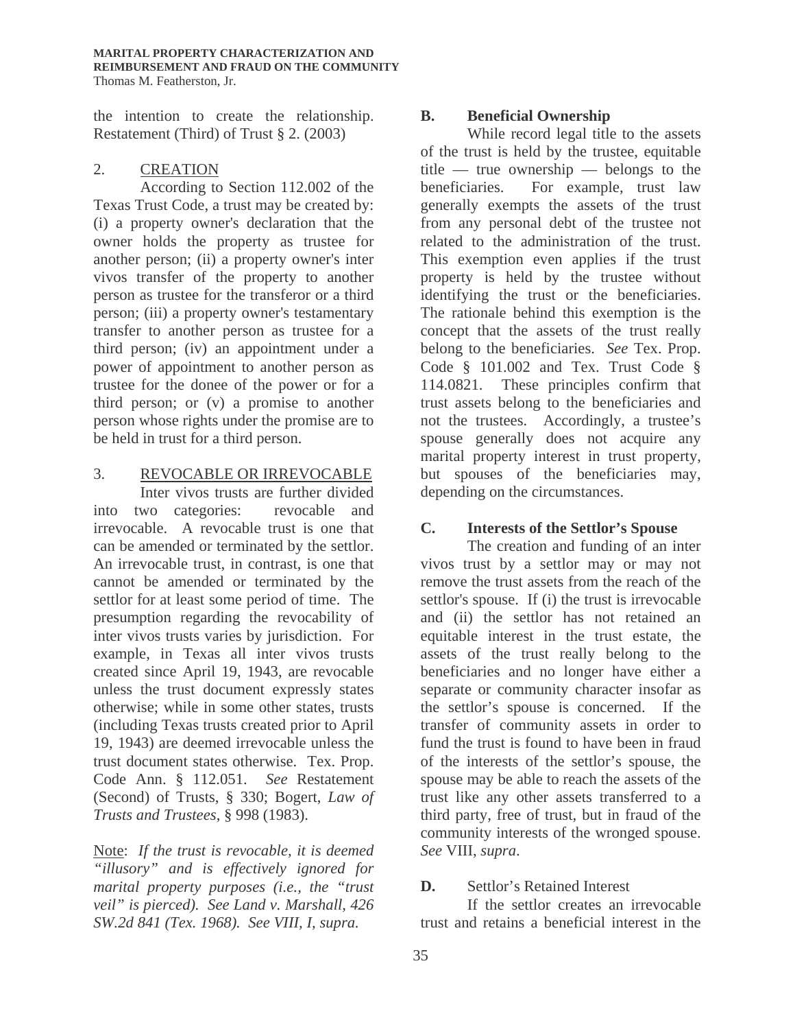the intention to create the relationship. Restatement (Third) of Trust § 2. (2003)

2. CREATION

According to Section 112.002 of the Texas Trust Code, a trust may be created by: (i) a property owner's declaration that the owner holds the property as trustee for another person; (ii) a property owner's inter vivos transfer of the property to another person as trustee for the transferor or a third person; (iii) a property owner's testamentary transfer to another person as trustee for a third person; (iv) an appointment under a power of appointment to another person as trustee for the donee of the power or for a third person; or (v) a promise to another person whose rights under the promise are to be held in trust for a third person.

3. REVOCABLE OR IRREVOCABLE

Inter vivos trusts are further divided into two categories: revocable and irrevocable. A revocable trust is one that can be amended or terminated by the settlor. An irrevocable trust, in contrast, is one that cannot be amended or terminated by the settlor for at least some period of time. The presumption regarding the revocability of inter vivos trusts varies by jurisdiction. For example, in Texas all inter vivos trusts created since April 19, 1943, are revocable unless the trust document expressly states otherwise; while in some other states, trusts (including Texas trusts created prior to April 19, 1943) are deemed irrevocable unless the trust document states otherwise. Tex. Prop. Code Ann. § 112.051. *See* Restatement (Second) of Trusts, § 330; Bogert, *Law of Trusts and Trustees*, § 998 (1983).

Note: *If the trust is revocable, it is deemed "illusory" and is effectively ignored for marital property purposes (i.e., the "trust veil" is pierced). See Land v. Marshall, 426 SW.2d 841 (Tex. 1968). See VIII, I, supra.*

### B. Beneficial Ownership

While record legal title to the assets of the trust is held by the trustee, equitable title — true ownership — belongs to the beneficiaries. For example, trust law generally exempts the assets of the trust from any personal debt of the trustee not related to the administration of the trust. This exemption even applies if the trust property is held by the trustee without identifying the trust or the beneficiaries. The rationale behind this exemption is the concept that the assets of the trust really belong to the beneficiaries. *See* Tex. Prop. Code § 101.002 and Tex. Trust Code § 114.0821. These principles confirm that trust assets belong to the beneficiaries and not the trustees. Accordingly, a trustee's spouse generally does not acquire any marital property interest in trust property, but spouses of the beneficiaries may, depending on the circumstances.

### C. Interests of the Settlor's Spouse

The creation and funding of an inter vivos trust by a settlor may or may not remove the trust assets from the reach of the settlor's spouse. If (i) the trust is irrevocable and (ii) the settlor has not retained an equitable interest in the trust estate, the assets of the trust really belong to the beneficiaries and no longer have either a separate or community character insofar as the settlor's spouse is concerned. If the transfer of community assets in order to fund the trust is found to have been in fraud of the interests of the settlor's spouse, the spouse may be able to reach the assets of the trust like any other assets transferred to a third party, free of trust, but in fraud of the community interests of the wronged spouse. *See* VIII, *supra*.

### D. Settlor's Retained Interest

If the settlor creates an irrevocable trust and retains a beneficial interest in the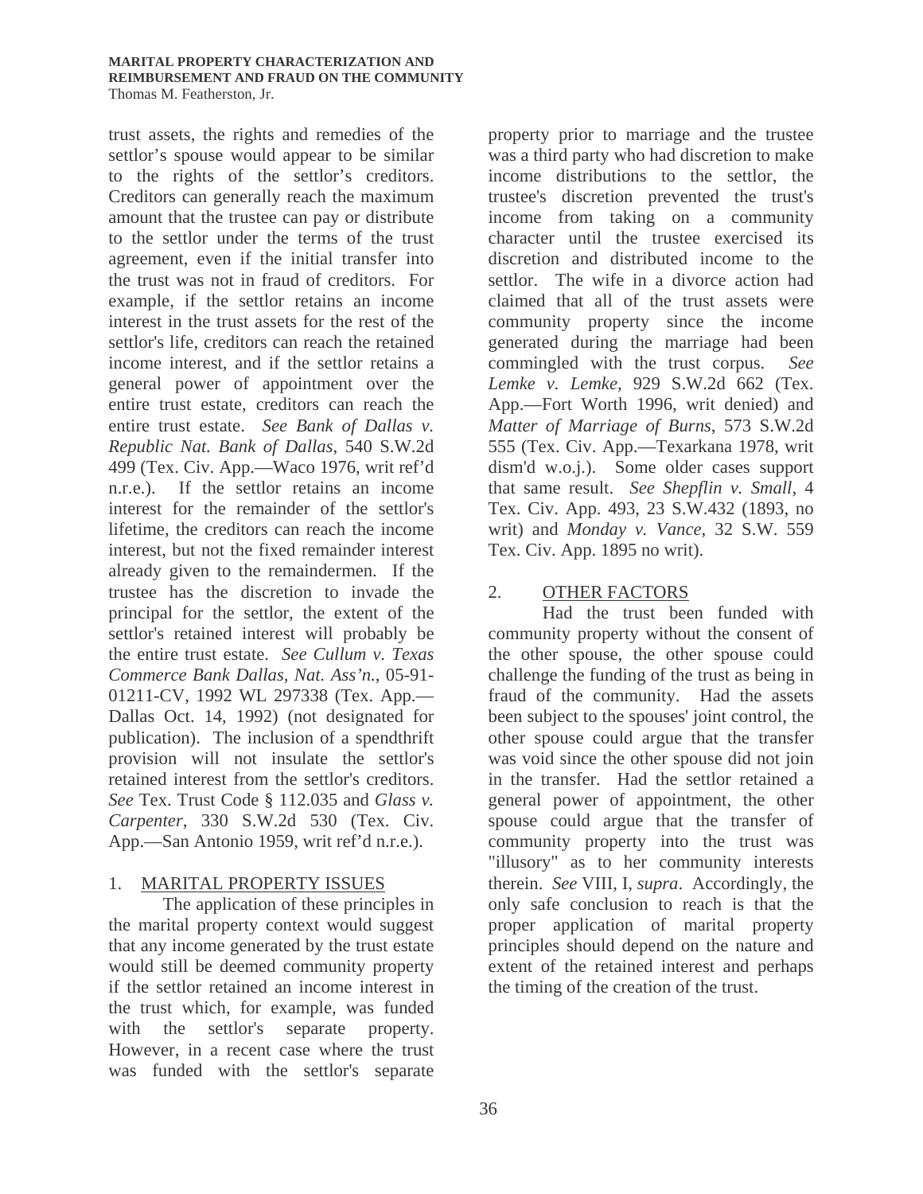trust assets, the rights and remedies of the settlor's spouse would appear to be similar to the rights of the settlor's creditors. Creditors can generally reach the maximum amount that the trustee can pay or distribute to the settlor under the terms of the trust agreement, even if the initial transfer into the trust was not in fraud of creditors. For example, if the settlor retains an income interest in the trust assets for the rest of the settlor's life, creditors can reach the retained income interest, and if the settlor retains a general power of appointment over the entire trust estate, creditors can reach the entire trust estate. *See Bank of Dallas v. Republic Nat. Bank of Dallas*, 540 S.W.2d 499 (Tex. Civ. App.—Waco 1976, writ ref'd n.r.e.). If the settlor retains an income interest for the remainder of the settlor's lifetime, the creditors can reach the income interest, but not the fixed remainder interest already given to the remaindermen. If the trustee has the discretion to invade the principal for the settlor, the extent of the settlor's retained interest will probably be the entire trust estate. *See Cullum v. Texas Commerce Bank Dallas, Nat. Ass'n.*, 05-91-01211-CV, 1992 WL 297338 (Tex. App.—Dallas Oct. 14, 1992) (not designated for publication). The inclusion of a spendthrift provision will not insulate the settlor's retained interest from the settlor's creditors. *See* Tex. Trust Code § 112.035 and *Glass v. Carpenter*, 330 S.W.2d 530 (Tex. Civ. App.—San Antonio 1959, writ ref'd n.r.e.).

## 1. MARITAL PROPERTY ISSUES

The application of these principles in the marital property context would suggest that any income generated by the trust estate would still be deemed community property if the settlor retained an income interest in the trust which, for example, was funded with the settlor's separate property. However, in a recent case where the trust was funded with the settlor's separate property prior to marriage and the trustee was a third party who had discretion to make income distributions to the settlor, the trustee's discretion prevented the trust's income from taking on a community character until the trustee exercised its discretion and distributed income to the settlor. The wife in a divorce action had claimed that all of the trust assets were community property since the income generated during the marriage had been commingled with the trust corpus. *See Lemke v. Lemke*, 929 S.W.2d 662 (Tex. App.—Fort Worth 1996, writ denied) and *Matter of Marriage of Burns*, 573 S.W.2d 555 (Tex. Civ. App.—Texarkana 1978, writ dism'd w.o.j.). Some older cases support that same result. *See Shepflin v. Small*, 4 Tex. Civ. App. 493, 23 S.W.432 (1893, no writ) and *Monday v. Vance*, 32 S.W. 559 Tex. Civ. App. 1895 no writ).

## 2. OTHER FACTORS

Had the trust been funded with community property without the consent of the other spouse, the other spouse could challenge the funding of the trust as being in fraud of the community. Had the assets been subject to the spouses' joint control, the other spouse could argue that the transfer was void since the other spouse did not join in the transfer. Had the settlor retained a general power of appointment, the other spouse could argue that the transfer of community property into the trust was "illusory" as to her community interests therein. *See* VIII, I, *supra*. Accordingly, the only safe conclusion to reach is that the proper application of marital property principles should depend on the nature and extent of the retained interest and perhaps the timing of the creation of the trust.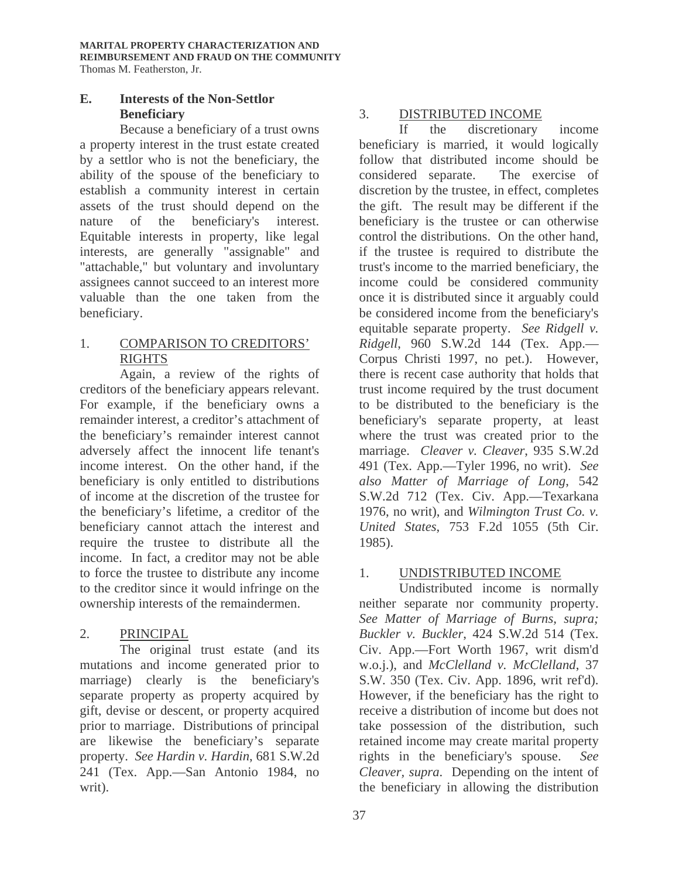## E. Interests of the Non-Settlor Beneficiary

Because a beneficiary of a trust owns a property interest in the trust estate created by a settlor who is not the beneficiary, the ability of the spouse of the beneficiary to establish a community interest in certain assets of the trust should depend on the nature of the beneficiary's interest. Equitable interests in property, like legal interests, are generally "assignable" and "attachable," but voluntary and involuntary assignees cannot succeed to an interest more valuable than the one taken from the beneficiary.

### 1. COMPARISON TO CREDITORS' RIGHTS

Again, a review of the rights of creditors of the beneficiary appears relevant. For example, if the beneficiary owns a remainder interest, a creditor's attachment of the beneficiary's remainder interest cannot adversely affect the innocent life tenant's income interest. On the other hand, if the beneficiary is only entitled to distributions of income at the discretion of the trustee for the beneficiary's lifetime, a creditor of the beneficiary cannot attach the interest and require the trustee to distribute all the income. In fact, a creditor may not be able to force the trustee to distribute any income to the creditor since it would infringe on the ownership interests of the remaindermen.

### 2. PRINCIPAL

The original trust estate (and its mutations and income generated prior to marriage) clearly is the beneficiary's separate property as property acquired by gift, devise or descent, or property acquired prior to marriage. Distributions of principal are likewise the beneficiary's separate property. *See Hardin v. Hardin*, 681 S.W.2d 241 (Tex. App.—San Antonio 1984, no writ).

### 3. DISTRIBUTED INCOME

If the discretionary income beneficiary is married, it would logically follow that distributed income should be considered separate. The exercise of discretion by the trustee, in effect, completes the gift. The result may be different if the beneficiary is the trustee or can otherwise control the distributions. On the other hand, if the trustee is required to distribute the trust's income to the married beneficiary, the income could be considered community once it is distributed since it arguably could be considered income from the beneficiary's equitable separate property. *See Ridgell v. Ridgell*, 960 S.W.2d 144 (Tex. App.—Corpus Christi 1997, no pet.). However, there is recent case authority that holds that trust income required by the trust document to be distributed to the beneficiary is the beneficiary's separate property, at least where the trust was created prior to the marriage. *Cleaver v. Cleaver*, 935 S.W.2d 491 (Tex. App.—Tyler 1996, no writ). *See also Matter of Marriage of Long*, 542 S.W.2d 712 (Tex. Civ. App.—Texarkana 1976, no writ), and *Wilmington Trust Co. v. United States*, 753 F.2d 1055 (5th Cir. 1985).

### 1. UNDISTRIBUTED INCOME

Undistributed income is normally neither separate nor community property. *See Matter of Marriage of Burns, supra; Buckler v. Buckler*, 424 S.W.2d 514 (Tex. Civ. App.—Fort Worth 1967, writ dism'd w.o.j.), and *McClelland v. McClelland*, 37 S.W. 350 (Tex. Civ. App. 1896, writ ref'd). However, if the beneficiary has the right to receive a distribution of income but does not take possession of the distribution, such retained income may create marital property rights in the beneficiary's spouse. *See Cleaver, supra*. Depending on the intent of the beneficiary in allowing the distribution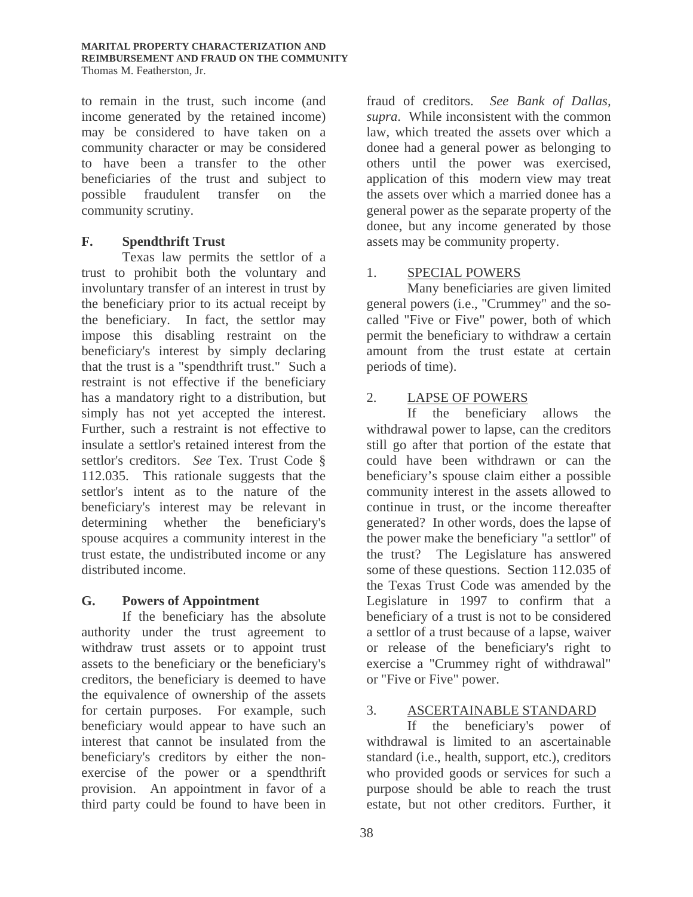to remain in the trust, such income (and income generated by the retained income) may be considered to have taken on a community character or may be considered to have been a transfer to the other beneficiaries of the trust and subject to possible fraudulent transfer on the community scrutiny.

## F. Spendthrift Trust

Texas law permits the settlor of a trust to prohibit both the voluntary and involuntary transfer of an interest in trust by the beneficiary prior to its actual receipt by the beneficiary. In fact, the settlor may impose this disabling restraint on the beneficiary's interest by simply declaring that the trust is a "spendthrift trust." Such a restraint is not effective if the beneficiary has a mandatory right to a distribution, but simply has not yet accepted the interest. Further, such a restraint is not effective to insulate a settlor's retained interest from the settlor's creditors. *See* Tex. Trust Code § 112.035. This rationale suggests that the settlor's intent as to the nature of the beneficiary's interest may be relevant in determining whether the beneficiary's spouse acquires a community interest in the trust estate, the undistributed income or any distributed income.

## G. Powers of Appointment

If the beneficiary has the absolute authority under the trust agreement to withdraw trust assets or to appoint trust assets to the beneficiary or the beneficiary's creditors, the beneficiary is deemed to have the equivalence of ownership of the assets for certain purposes. For example, such beneficiary would appear to have such an interest that cannot be insulated from the beneficiary's creditors by either the non-exercise of the power or a spendthrift provision. An appointment in favor of a third party could be found to have been in fraud of creditors. *See Bank of Dallas, supra*. While inconsistent with the common law, which treated the assets over which a donee had a general power as belonging to others until the power was exercised, application of this modern view may treat the assets over which a married donee has a general power as the separate property of the donee, but any income generated by those assets may be community property.

### 1. SPECIAL POWERS

Many beneficiaries are given limited general powers (i.e., "Crummey" and the so-called "Five or Five" power, both of which permit the beneficiary to withdraw a certain amount from the trust estate at certain periods of time).

### 2. LAPSE OF POWERS

If the beneficiary allows the withdrawal power to lapse, can the creditors still go after that portion of the estate that could have been withdrawn or can the beneficiary's spouse claim either a possible community interest in the assets allowed to continue in trust, or the income thereafter generated? In other words, does the lapse of the power make the beneficiary "a settlor" of the trust? The Legislature has answered some of these questions. Section 112.035 of the Texas Trust Code was amended by the Legislature in 1997 to confirm that a beneficiary of a trust is not to be considered a settlor of a trust because of a lapse, waiver or release of the beneficiary's right to exercise a "Crummey right of withdrawal" or "Five or Five" power.

### 3. ASCERTAINABLE STANDARD

If the beneficiary's power of withdrawal is limited to an ascertainable standard (i.e., health, support, etc.), creditors who provided goods or services for such a purpose should be able to reach the trust estate, but not other creditors. Further, it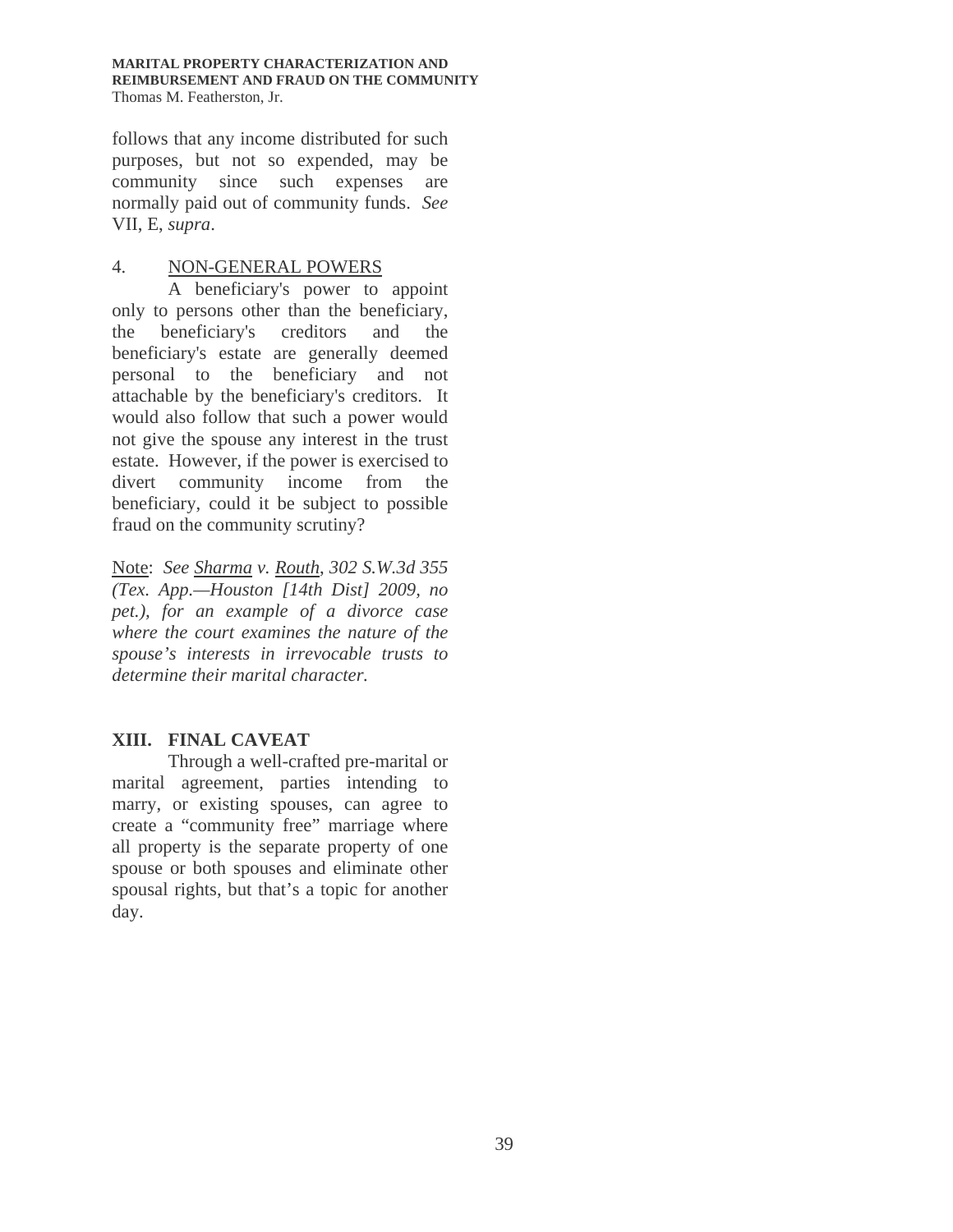follows that any income distributed for such purposes, but not so expended, may be community since such expenses are normally paid out of community funds. *See* VII, E, *supra*.

4. NON-GENERAL POWERS

A beneficiary's power to appoint only to persons other than the beneficiary, the beneficiary's creditors and the beneficiary's estate are generally deemed personal to the beneficiary and not attachable by the beneficiary's creditors. It would also follow that such a power would not give the spouse any interest in the trust estate. However, if the power is exercised to divert community income from the beneficiary, could it be subject to possible fraud on the community scrutiny?

Note: *See Sharma v. Routh, 302 S.W.3d 355 (Tex. App.—Houston [14th Dist] 2009, no pet.), for an example of a divorce case where the court examines the nature of the spouse's interests in irrevocable trusts to determine their marital character.*

## XIII. FINAL CAVEAT

Through a well-crafted pre-marital or marital agreement, parties intending to marry, or existing spouses, can agree to create a "community free" marriage where all property is the separate property of one spouse or both spouses and eliminate other spousal rights, but that's a topic for another day.